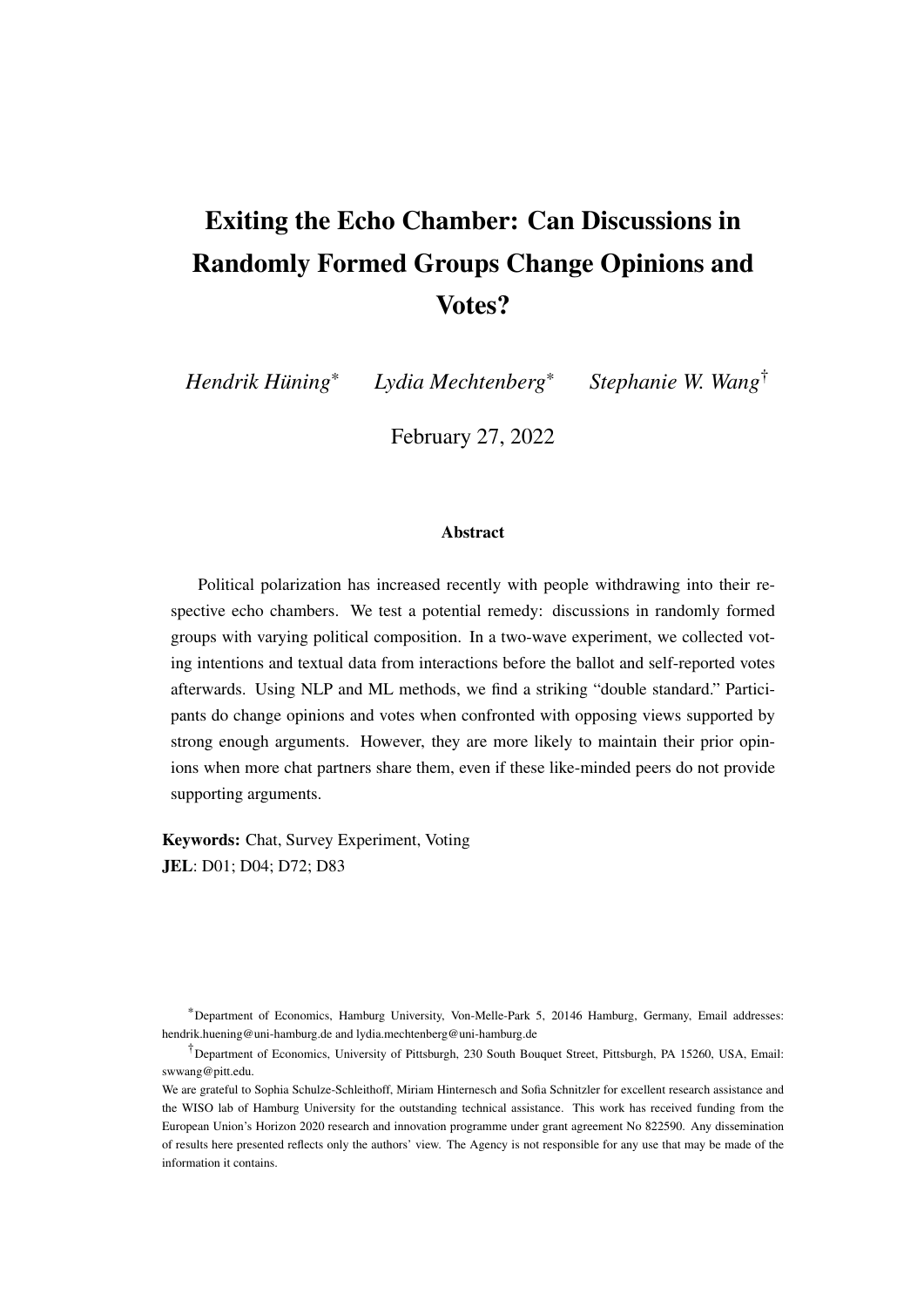# Exiting the Echo Chamber: Can Discussions in Randomly Formed Groups Change Opinions and Votes?

*Hendrik Hüning*[*] *Lydia Mechtenberg*[*] *Stephanie W. Wang*[†]

February 27, 2022

### Abstract

Political polarization has increased recently with people withdrawing into their respective echo chambers. We test a potential remedy: discussions in randomly formed groups with varying political composition. In a two-wave experiment, we collected voting intentions and textual data from interactions before the ballot and self-reported votes afterwards. Using NLP and ML methods, we find a striking "double standard." Participants do change opinions and votes when confronted with opposing views supported by strong enough arguments. However, they are more likely to maintain their prior opinions when more chat partners share them, even if these like-minded peers do not provide supporting arguments.

**Keywords:** Chat, Survey Experiment, Voting

**JEL**: D01; D04; D72; D83

[*]Department of Economics, Hamburg University, Von-Melle-Park 5, 20146 Hamburg, Germany, Email addresses: hendrik.huening@uni-hamburg.de and lydia.mechtenberg@uni-hamburg.de

[†]Department of Economics, University of Pittsburgh, 230 South Bouquet Street, Pittsburgh, PA 15260, USA, Email: swwang@pitt.edu.

We are grateful to Sophia Schulze-Schleithoff, Miriam Hinternesch and Sofia Schnitzler for excellent research assistance and the WISO lab of Hamburg University for the outstanding technical assistance. This work has received funding from the European Union's Horizon 2020 research and innovation programme under grant agreement No 822590. Any dissemination of results here presented reflects only the authors' view. The Agency is not responsible for any use that may be made of the information it contains.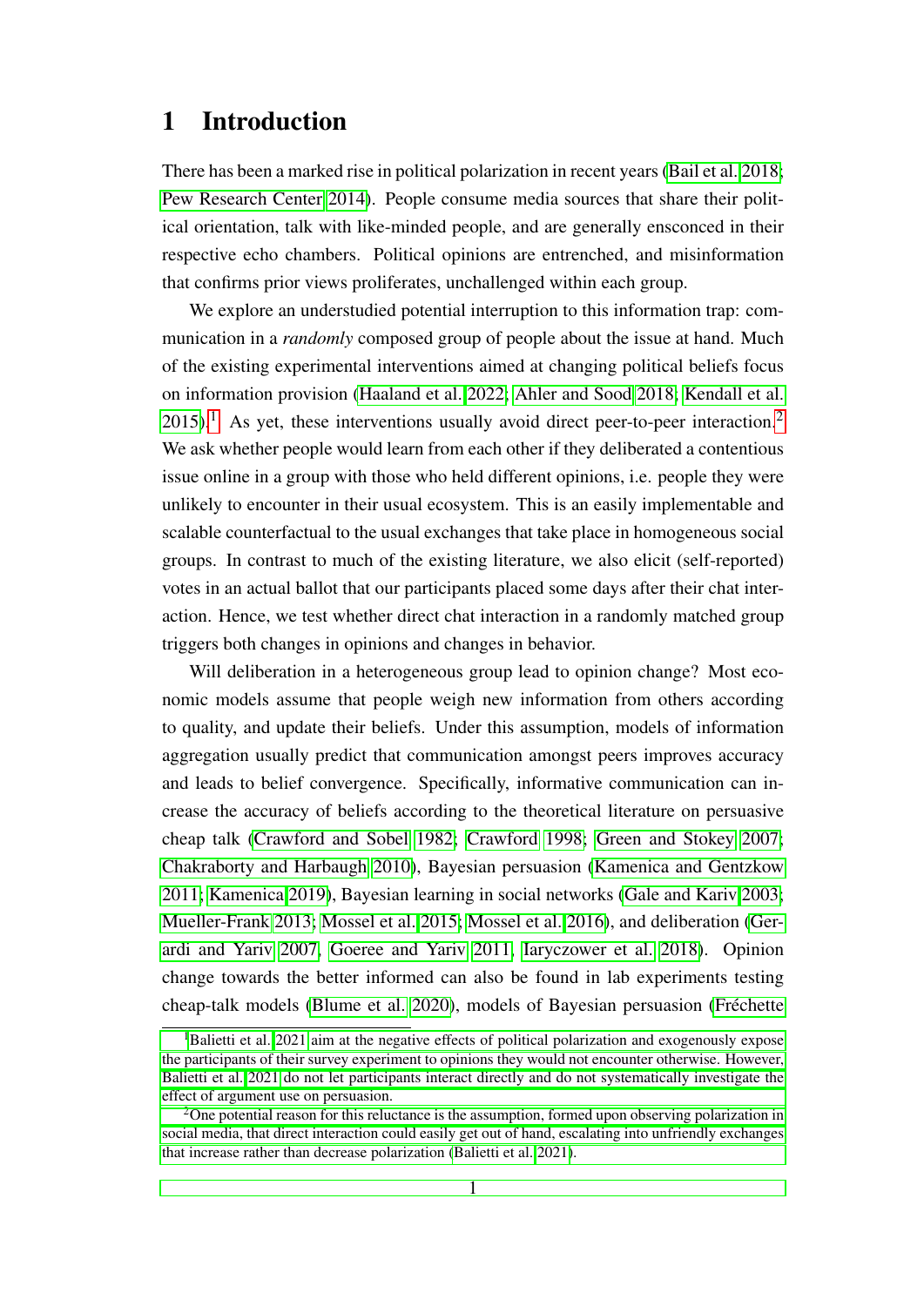# 1 Introduction

There has been a marked rise in political polarization in recent years (Bail et al. 2018; Pew Research Center 2014). People consume media sources that share their political orientation, talk with like-minded people, and are generally ensconced in their respective echo chambers. Political opinions are entrenched, and misinformation that confirms prior views proliferates, unchallenged within each group.

We explore an understudied potential interruption to this information trap: communication in a *randomly* composed group of people about the issue at hand. Much of the existing experimental interventions aimed at changing political beliefs focus on information provision (Haaland et al. 2022; Ahler and Sood 2018; Kendall et al. 2015).[1] As yet, these interventions usually avoid direct peer-to-peer interaction.[2] We ask whether people would learn from each other if they deliberated a contentious issue online in a group with those who held different opinions, i.e. people they were unlikely to encounter in their usual ecosystem. This is an easily implementable and scalable counterfactual to the usual exchanges that take place in homogeneous social groups. In contrast to much of the existing literature, we also elicit (self-reported) votes in an actual ballot that our participants placed some days after their chat interaction. Hence, we test whether direct chat interaction in a randomly matched group triggers both changes in opinions and changes in behavior.

Will deliberation in a heterogeneous group lead to opinion change? Most economic models assume that people weigh new information from others according to quality, and update their beliefs. Under this assumption, models of information aggregation usually predict that communication amongst peers improves accuracy and leads to belief convergence. Specifically, informative communication can increase the accuracy of beliefs according to the theoretical literature on persuasive cheap talk (Crawford and Sobel 1982; Crawford 1998; Green and Stokey 2007; Chakraborty and Harbaugh 2010), Bayesian persuasion (Kamenica and Gentzkow 2011; Kamenica 2019), Bayesian learning in social networks (Gale and Kariv 2003; Mueller-Frank 2013; Mossel et al. 2015; Mossel et al. 2016), and deliberation (Gerardi and Yariv 2007; Goeree and Yariv 2011; Iaryczower et al. 2018). Opinion change towards the better informed can also be found in lab experiments testing cheap-talk models (Blume et al. 2020), models of Bayesian persuasion (Fréchette

[1] Balietti et al. 2021 aim at the negative effects of political polarization and exogenously expose the participants of their survey experiment to opinions they would not encounter otherwise. However, Balietti et al. 2021 do not let participants interact directly and do not systematically investigate the effect of argument use on persuasion.

[2] One potential reason for this reluctance is the assumption, formed upon observing polarization in social media, that direct interaction could easily get out of hand, escalating into unfriendly exchanges that increase rather than decrease polarization (Balietti et al. 2021).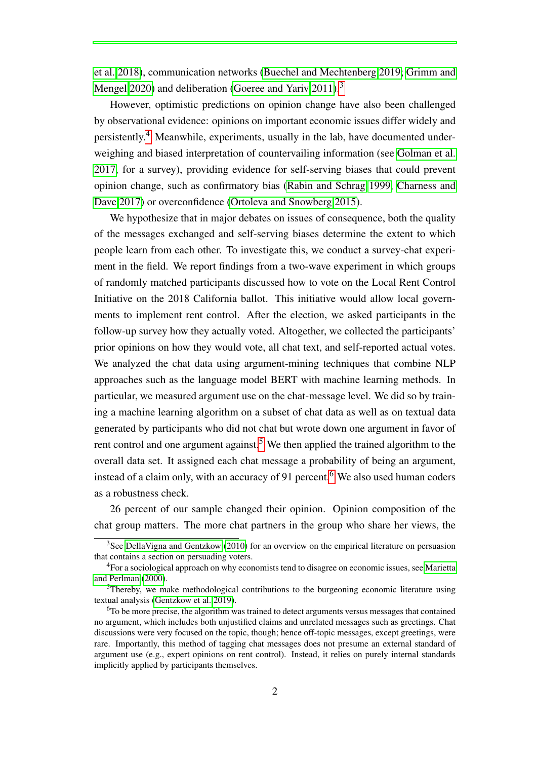et al. 2018), communication networks (Buechel and Mechtenberg 2019; Grimm and Mengel 2020) and deliberation (Goeree and Yariv 2011).[3]

However, optimistic predictions on opinion change have also been challenged by observational evidence: opinions on important economic issues differ widely and persistently.[4] Meanwhile, experiments, usually in the lab, have documented underweighing and biased interpretation of countervailing information (see Golman et al. 2017, for a survey), providing evidence for self-serving biases that could prevent opinion change, such as confirmatory bias (Rabin and Schrag 1999, Charness and Dave 2017) or overconfidence (Ortoleva and Snowberg 2015).

We hypothesize that in major debates on issues of consequence, both the quality of the messages exchanged and self-serving biases determine the extent to which people learn from each other. To investigate this, we conduct a survey-chat experiment in the field. We report findings from a two-wave experiment in which groups of randomly matched participants discussed how to vote on the Local Rent Control Initiative on the 2018 California ballot. This initiative would allow local governments to implement rent control. After the election, we asked participants in the follow-up survey how they actually voted. Altogether, we collected the participants' prior opinions on how they would vote, all chat text, and self-reported actual votes. We analyzed the chat data using argument-mining techniques that combine NLP approaches such as the language model BERT with machine learning methods. In particular, we measured argument use on the chat-message level. We did so by training a machine learning algorithm on a subset of chat data as well as on textual data generated by participants who did not chat but wrote down one argument in favor of rent control and one argument against.[5] We then applied the trained algorithm to the overall data set. It assigned each chat message a probability of being an argument, instead of a claim only, with an accuracy of 91 percent.[6] We also used human coders as a robustness check.

26 percent of our sample changed their opinion. Opinion composition of the chat group matters. The more chat partners in the group who share her views, the

---

[3] See DellaVigna and Gentzkow (2010) for an overview on the empirical literature on persuasion that contains a section on persuading voters.

[4] For a sociological approach on why economists tend to disagree on economic issues, see Marietta and Perlman (2000).

[5] Thereby, we make methodological contributions to the burgeoning economic literature using textual analysis (Gentzkow et al. 2019).

[6] To be more precise, the algorithm was trained to detect arguments versus messages that contained no argument, which includes both unjustified claims and unrelated messages such as greetings. Chat discussions were very focused on the topic, though; hence off-topic messages, except greetings, were rare. Importantly, this method of tagging chat messages does not presume an external standard of argument use (e.g., expert opinions on rent control). Instead, it relies on purely internal standards implicitly applied by participants themselves.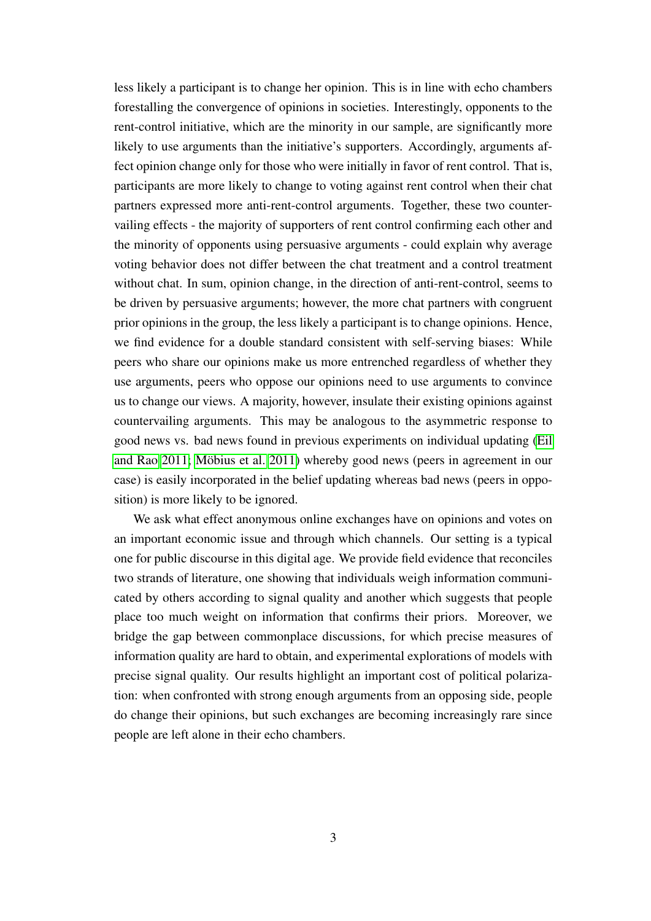less likely a participant is to change her opinion. This is in line with echo chambers forestalling the convergence of opinions in societies. Interestingly, opponents to the rent-control initiative, which are the minority in our sample, are significantly more likely to use arguments than the initiative's supporters. Accordingly, arguments affect opinion change only for those who were initially in favor of rent control. That is, participants are more likely to change to voting against rent control when their chat partners expressed more anti-rent-control arguments. Together, these two countervailing effects - the majority of supporters of rent control confirming each other and the minority of opponents using persuasive arguments - could explain why average voting behavior does not differ between the chat treatment and a control treatment without chat. In sum, opinion change, in the direction of anti-rent-control, seems to be driven by persuasive arguments; however, the more chat partners with congruent prior opinions in the group, the less likely a participant is to change opinions. Hence, we find evidence for a double standard consistent with self-serving biases: While peers who share our opinions make us more entrenched regardless of whether they use arguments, peers who oppose our opinions need to use arguments to convince us to change our views. A majority, however, insulate their existing opinions against countervailing arguments. This may be analogous to the asymmetric response to good news vs. bad news found in previous experiments on individual updating (Eil and Rao 2011; Möbius et al. 2011) whereby good news (peers in agreement in our case) is easily incorporated in the belief updating whereas bad news (peers in opposition) is more likely to be ignored.

We ask what effect anonymous online exchanges have on opinions and votes on an important economic issue and through which channels. Our setting is a typical one for public discourse in this digital age. We provide field evidence that reconciles two strands of literature, one showing that individuals weigh information communicated by others according to signal quality and another which suggests that people place too much weight on information that confirms their priors. Moreover, we bridge the gap between commonplace discussions, for which precise measures of information quality are hard to obtain, and experimental explorations of models with precise signal quality. Our results highlight an important cost of political polarization: when confronted with strong enough arguments from an opposing side, people do change their opinions, but such exchanges are becoming increasingly rare since people are left alone in their echo chambers.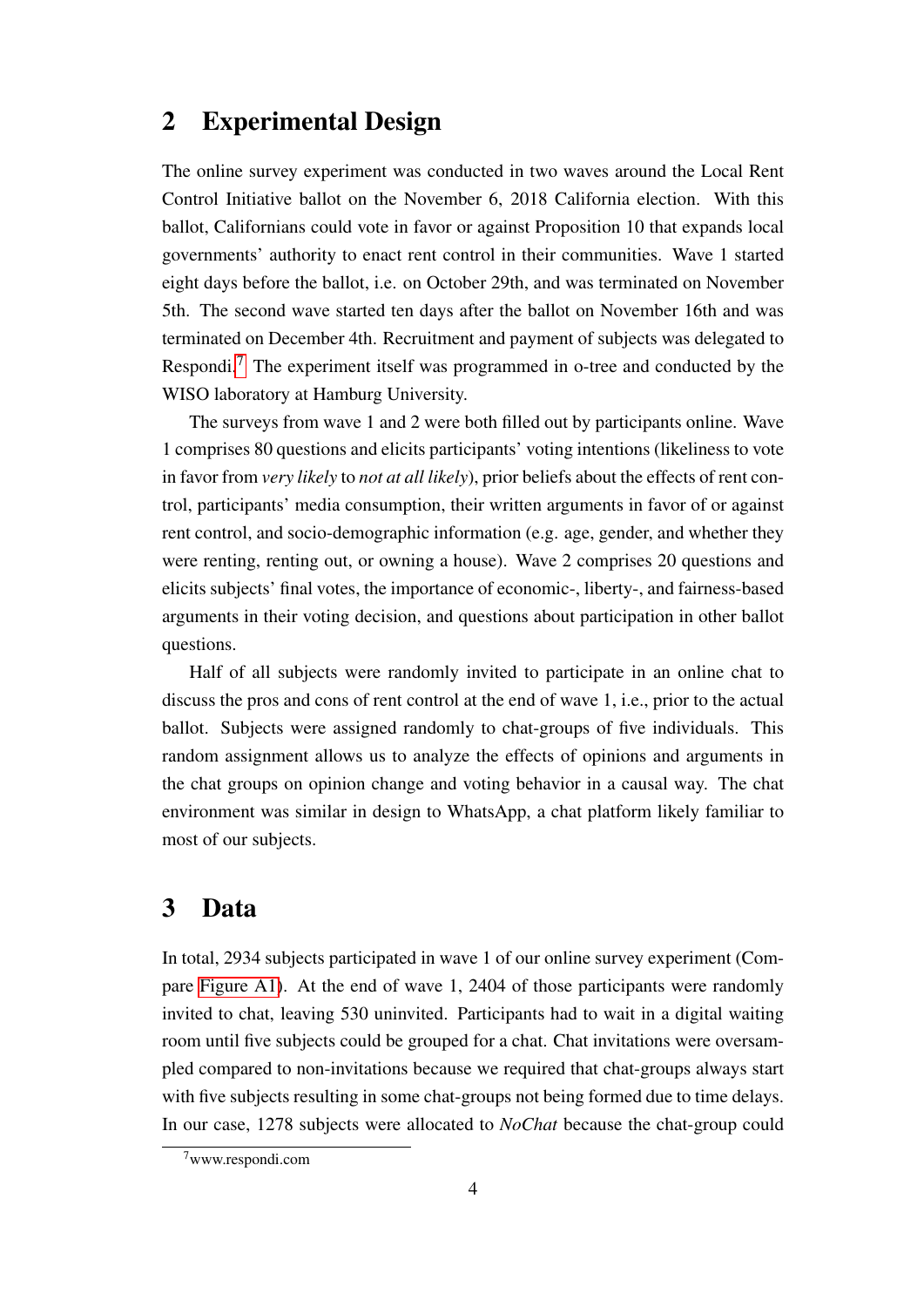## 2 Experimental Design

The online survey experiment was conducted in two waves around the Local Rent Control Initiative ballot on the November 6, 2018 California election. With this ballot, Californians could vote in favor or against Proposition 10 that expands local governments' authority to enact rent control in their communities. Wave 1 started eight days before the ballot, i.e. on October 29th, and was terminated on November 5th. The second wave started ten days after the ballot on November 16th and was terminated on December 4th. Recruitment and payment of subjects was delegated to Respondi.[7] The experiment itself was programmed in o-tree and conducted by the WISO laboratory at Hamburg University.

The surveys from wave 1 and 2 were both filled out by participants online. Wave 1 comprises 80 questions and elicits participants' voting intentions (likeliness to vote in favor from *very likely* to *not at all likely*), prior beliefs about the effects of rent control, participants' media consumption, their written arguments in favor of or against rent control, and socio-demographic information (e.g. age, gender, and whether they were renting, renting out, or owning a house). Wave 2 comprises 20 questions and elicits subjects' final votes, the importance of economic-, liberty-, and fairness-based arguments in their voting decision, and questions about participation in other ballot questions.

Half of all subjects were randomly invited to participate in an online chat to discuss the pros and cons of rent control at the end of wave 1, i.e., prior to the actual ballot. Subjects were assigned randomly to chat-groups of five individuals. This random assignment allows us to analyze the effects of opinions and arguments in the chat groups on opinion change and voting behavior in a causal way. The chat environment was similar in design to WhatsApp, a chat platform likely familiar to most of our subjects.

## 3 Data

In total, 2934 subjects participated in wave 1 of our online survey experiment (Compare Figure A1). At the end of wave 1, 2404 of those participants were randomly invited to chat, leaving 530 uninvited. Participants had to wait in a digital waiting room until five subjects could be grouped for a chat. Chat invitations were oversampled compared to non-invitations because we required that chat-groups always start with five subjects resulting in some chat-groups not being formed due to time delays. In our case, 1278 subjects were allocated to *NoChat* because the chat-group could

[7] www.respondi.com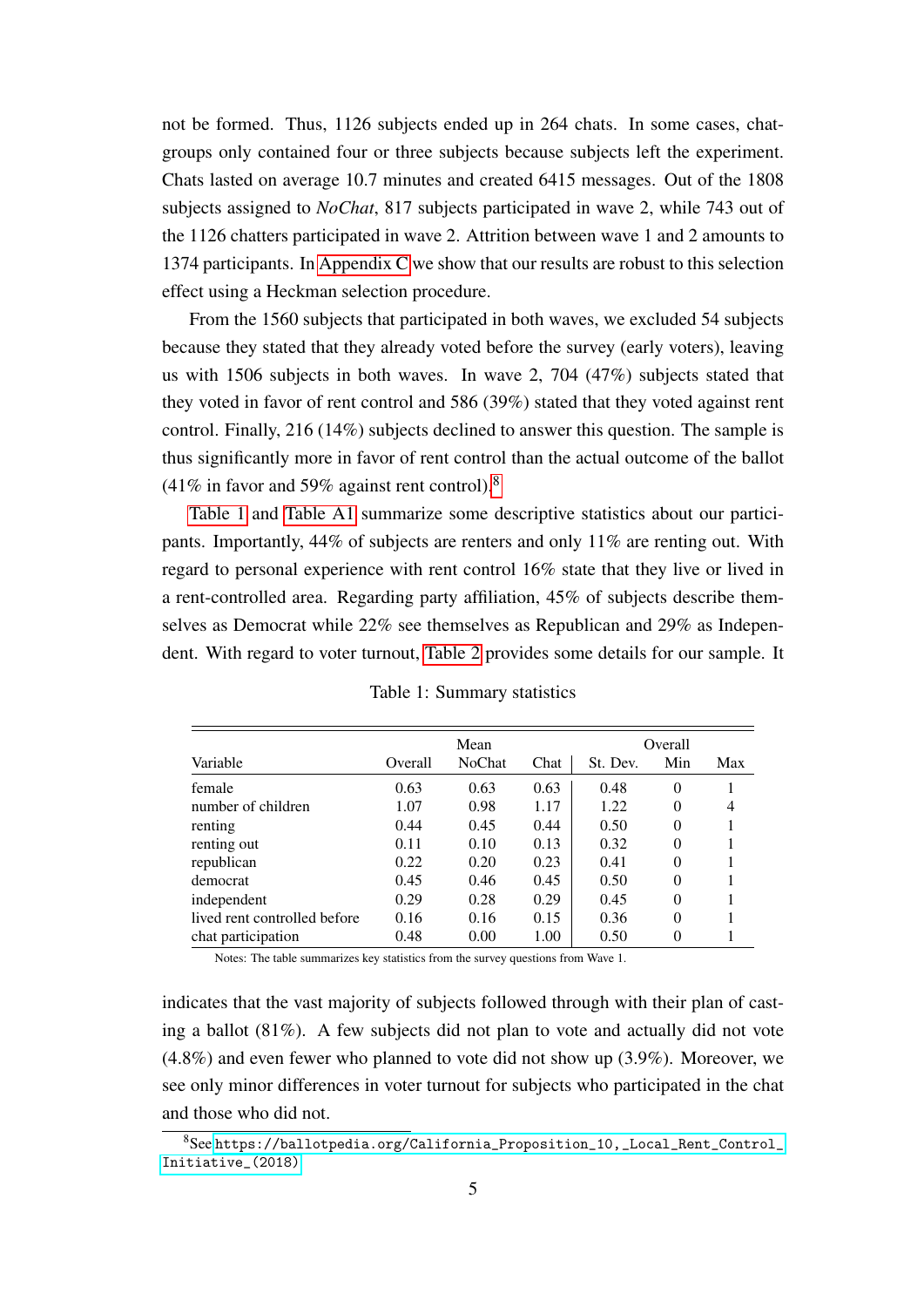not be formed. Thus, 1126 subjects ended up in 264 chats. In some cases, chat-groups only contained four or three subjects because subjects left the experiment. Chats lasted on average 10.7 minutes and created 6415 messages. Out of the 1808 subjects assigned to *NoChat*, 817 subjects participated in wave 2, while 743 out of the 1126 chatters participated in wave 2. Attrition between wave 1 and 2 amounts to 1374 participants. In Appendix C we show that our results are robust to this selection effect using a Heckman selection procedure.

From the 1560 subjects that participated in both waves, we excluded 54 subjects because they stated that they already voted before the survey (early voters), leaving us with 1506 subjects in both waves. In wave 2, 704 (47%) subjects stated that they voted in favor of rent control and 586 (39%) stated that they voted against rent control. Finally, 216 (14%) subjects declined to answer this question. The sample is thus significantly more in favor of rent control than the actual outcome of the ballot (41% in favor and 59% against rent control).[8]

Table 1 and Table A1 summarize some descriptive statistics about our participants. Importantly, 44% of subjects are renters and only 11% are renting out. With regard to personal experience with rent control 16% state that they live or lived in a rent-controlled area. Regarding party affiliation, 45% of subjects describe themselves as Democrat while 22% see themselves as Republican and 29% as Independent. With regard to voter turnout, Table 2 provides some details for our sample. It indicates that the vast majority of subjects followed through with their plan of casting a ballot (81%). A few subjects did not plan to vote and actually did not vote (4.8%) and even fewer who planned to vote did not show up (3.9%). Moreover, we see only minor differences in voter turnout for subjects who participated in the chat and those who did not.

Table 1: Summary statistics

| | Mean | | | Overall | | |
|---|---|---|---|---|---|---|
| Variable | Overall | NoChat | Chat | St. Dev. | Min | Max |
| female | 0.63 | 0.63 | 0.63 | 0.48 | 0 | 1 |
| number of children | 1.07 | 0.98 | 1.17 | 1.22 | 0 | 4 |
| renting | 0.44 | 0.45 | 0.44 | 0.50 | 0 | 1 |
| renting out | 0.11 | 0.10 | 0.13 | 0.32 | 0 | 1 |
| republican | 0.22 | 0.20 | 0.23 | 0.41 | 0 | 1 |
| democrat | 0.45 | 0.46 | 0.45 | 0.50 | 0 | 1 |
| independent | 0.29 | 0.28 | 0.29 | 0.45 | 0 | 1 |
| lived rent controlled before | 0.16 | 0.16 | 0.15 | 0.36 | 0 | 1 |
| chat participation | 0.48 | 0.00 | 1.00 | 0.50 | 0 | 1 |

Notes: The table summarizes key statistics from the survey questions from Wave 1.

[8] See https://ballotpedia.org/California_Proposition_10,_Local_Rent_Control_Initiative_(2018)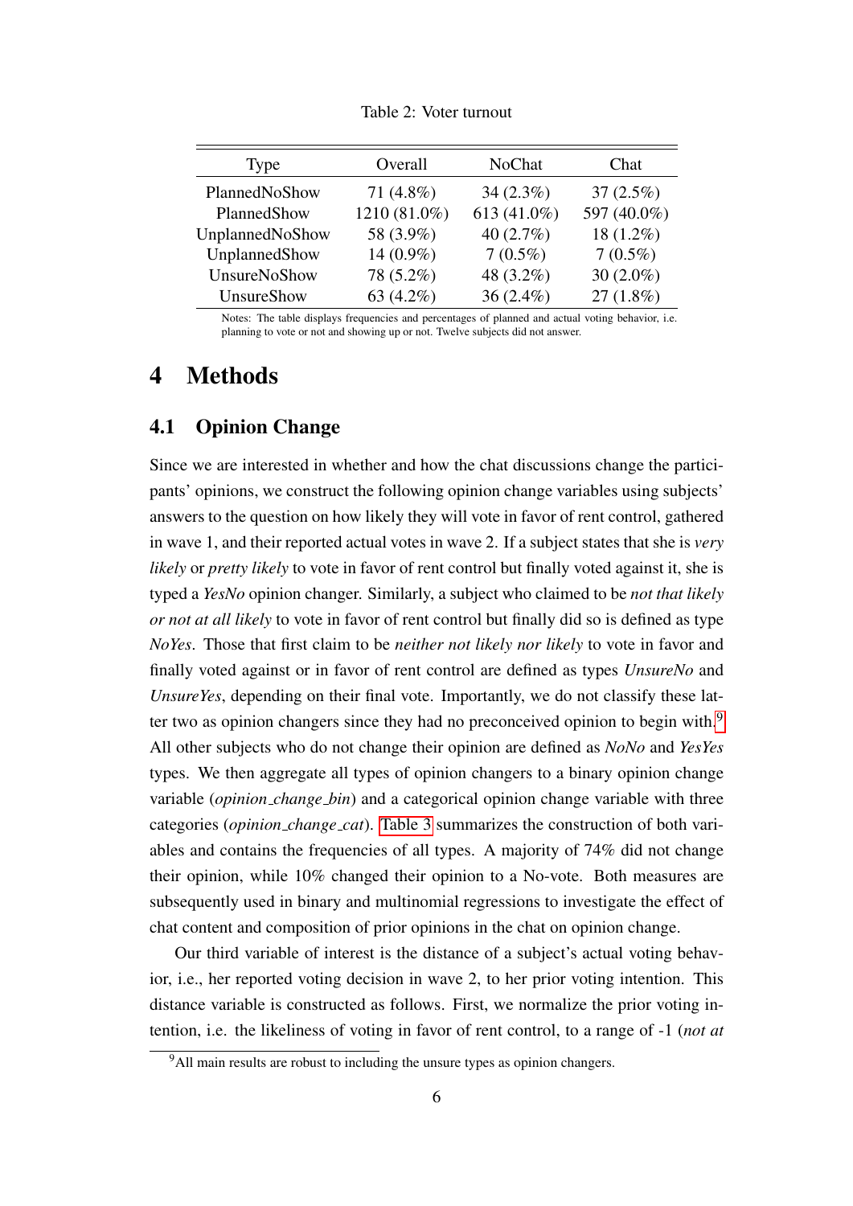Table 2: Voter turnout

| Type | Overall | NoChat | Chat |
|---|---|---|---|
| PlannedNoShow | 71 (4.8%) | 34 (2.3%) | 37 (2.5%) |
| PlannedShow | 1210 (81.0%) | 613 (41.0%) | 597 (40.0%) |
| UnplannedNoShow | 58 (3.9%) | 40 (2.7%) | 18 (1.2%) |
| UnplannedShow | 14 (0.9%) | 7 (0.5%) | 7 (0.5%) |
| UnsureNoShow | 78 (5.2%) | 48 (3.2%) | 30 (2.0%) |
| UnsureShow | 63 (4.2%) | 36 (2.4%) | 27 (1.8%) |

Notes: The table displays frequencies and percentages of planned and actual voting behavior, i.e. planning to vote or not and showing up or not. Twelve subjects did not answer.

# 4 Methods

## 4.1 Opinion Change

Since we are interested in whether and how the chat discussions change the participants' opinions, we construct the following opinion change variables using subjects' answers to the question on how likely they will vote in favor of rent control, gathered in wave 1, and their reported actual votes in wave 2. If a subject states that she is *very likely* or *pretty likely* to vote in favor of rent control but finally voted against it, she is typed a *YesNo* opinion changer. Similarly, a subject who claimed to be *not that likely or not at all likely* to vote in favor of rent control but finally did so is defined as type *NoYes*. Those that first claim to be *neither not likely nor likely* to vote in favor and finally voted against or in favor of rent control are defined as types *UnsureNo* and *UnsureYes*, depending on their final vote. Importantly, we do not classify these latter two as opinion changers since they had no preconceived opinion to begin with.[9] All other subjects who do not change their opinion are defined as *NoNo* and *YesYes* types. We then aggregate all types of opinion changers to a binary opinion change variable (*opinion_change_bin*) and a categorical opinion change variable with three categories (*opinion_change_cat*). Table 3 summarizes the construction of both variables and contains the frequencies of all types. A majority of 74% did not change their opinion, while 10% changed their opinion to a No-vote. Both measures are subsequently used in binary and multinomial regressions to investigate the effect of chat content and composition of prior opinions in the chat on opinion change.

Our third variable of interest is the distance of a subject's actual voting behavior, i.e., her reported voting decision in wave 2, to her prior voting intention. This distance variable is constructed as follows. First, we normalize the prior voting intention, i.e. the likeliness of voting in favor of rent control, to a range of -1 (*not at*

[9] All main results are robust to including the unsure types as opinion changers.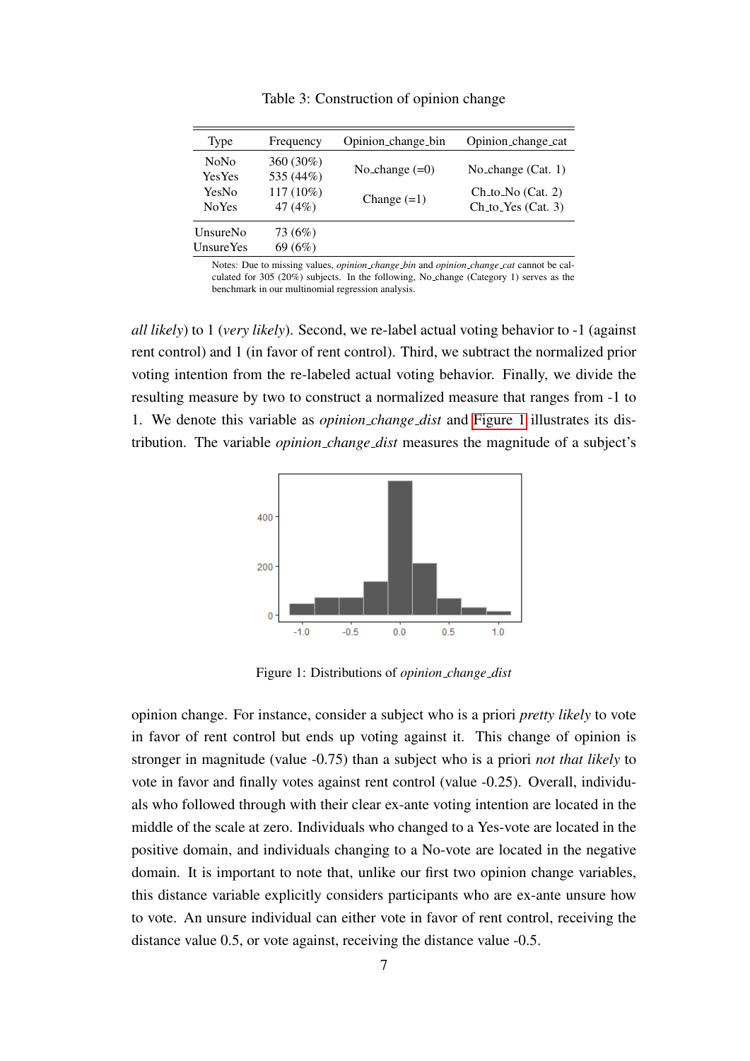Table 3: Construction of opinion change

| Type | Frequency | Opinion_change_bin | Opinion_change_cat |
|---|---|---|---|
| NoNo | 360 (30%) | No_change (=0) | No_change (Cat. 1) |
| YesYes | 535 (44%) | | |
| YesNo | 117 (10%) | Change (=1) | Ch_to_No (Cat. 2) |
| NoYes | 47 (4%) | | Ch_to_Yes (Cat. 3) |
| UnsureNo | 73 (6%) | | |
| UnsureYes | 69 (6%) | | |

Notes: Due to missing values, *opinion_change_bin* and *opinion_change_cat* cannot be calculated for 305 (20%) subjects. In the following, No_change (Category 1) serves as the benchmark in our multinomial regression analysis.

*all likely*) to 1 (*very likely*). Second, we re-label actual voting behavior to -1 (against rent control) and 1 (in favor of rent control). Third, we subtract the normalized prior voting intention from the re-labeled actual voting behavior. Finally, we divide the resulting measure by two to construct a normalized measure that ranges from -1 to 1. We denote this variable as *opinion_change_dist* and Figure 1 illustrates its distribution. The variable *opinion_change_dist* measures the magnitude of a subject's

Figure 1: Distributions of *opinion_change_dist*

opinion change. For instance, consider a subject who is a priori *pretty likely* to vote in favor of rent control but ends up voting against it. This change of opinion is stronger in magnitude (value -0.75) than a subject who is a priori *not that likely* to vote in favor and finally votes against rent control (value -0.25). Overall, individuals who followed through with their clear ex-ante voting intention are located in the middle of the scale at zero. Individuals who changed to a Yes-vote are located in the positive domain, and individuals changing to a No-vote are located in the negative domain. It is important to note that, unlike our first two opinion change variables, this distance variable explicitly considers participants who are ex-ante unsure how to vote. An unsure individual can either vote in favor of rent control, receiving the distance value 0.5, or vote against, receiving the distance value -0.5.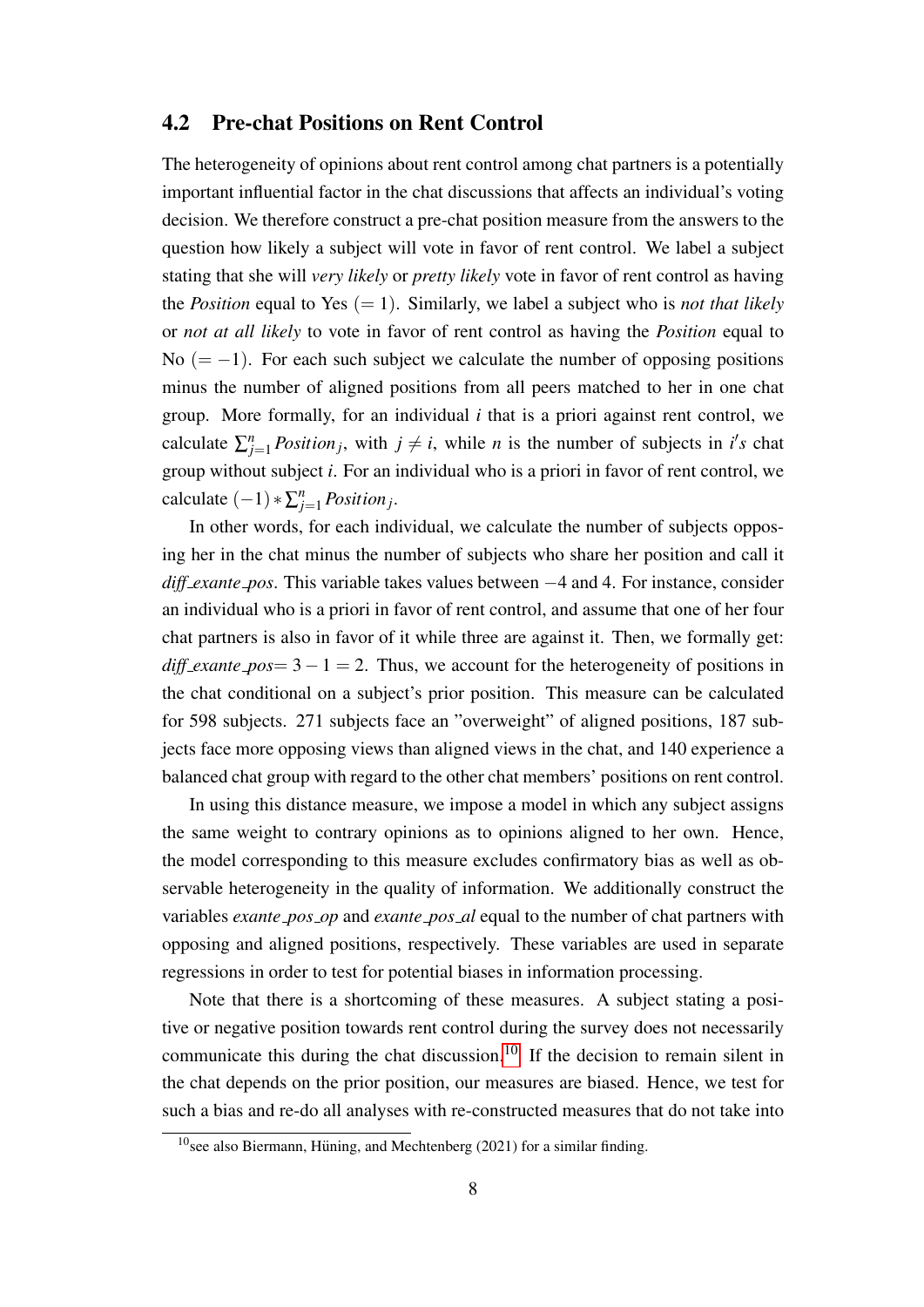## 4.2 Pre-chat Positions on Rent Control

The heterogeneity of opinions about rent control among chat partners is a potentially important influential factor in the chat discussions that affects an individual's voting decision. We therefore construct a pre-chat position measure from the answers to the question how likely a subject will vote in favor of rent control. We label a subject stating that she will *very likely* or *pretty likely* vote in favor of rent control as having the *Position* equal to Yes ($= 1$). Similarly, we label a subject who is *not that likely* or *not at all likely* to vote in favor of rent control as having the *Position* equal to No ($= -1$). For each such subject we calculate the number of opposing positions minus the number of aligned positions from all peers matched to her in one chat group. More formally, for an individual $i$ that is a priori against rent control, we calculate $\sum_{j=1}^{n} Position_j$, with $j \neq i$, while $n$ is the number of subjects in $i's$ chat group without subject $i$. For an individual who is a priori in favor of rent control, we calculate $(-1) * \sum_{j=1}^{n} Position_j$.

In other words, for each individual, we calculate the number of subjects opposing her in the chat minus the number of subjects who share her position and call it *diff_exante_pos*. This variable takes values between $-4$ and 4. For instance, consider an individual who is a priori in favor of rent control, and assume that one of her four chat partners is also in favor of it while three are against it. Then, we formally get: *diff_exante_pos*$= 3 - 1 = 2$. Thus, we account for the heterogeneity of positions in the chat conditional on a subject's prior position. This measure can be calculated for 598 subjects. 271 subjects face an "overweight" of aligned positions, 187 subjects face more opposing views than aligned views in the chat, and 140 experience a balanced chat group with regard to the other chat members' positions on rent control.

In using this distance measure, we impose a model in which any subject assigns the same weight to contrary opinions as to opinions aligned to her own. Hence, the model corresponding to this measure excludes confirmatory bias as well as observable heterogeneity in the quality of information. We additionally construct the variables *exante_pos_op* and *exante_pos_al* equal to the number of chat partners with opposing and aligned positions, respectively. These variables are used in separate regressions in order to test for potential biases in information processing.

Note that there is a shortcoming of these measures. A subject stating a positive or negative position towards rent control during the survey does not necessarily communicate this during the chat discussion.[10] If the decision to remain silent in the chat depends on the prior position, our measures are biased. Hence, we test for such a bias and re-do all analyses with re-constructed measures that do not take into

[10] see also Biermann, Hüning, and Mechtenberg (2021) for a similar finding.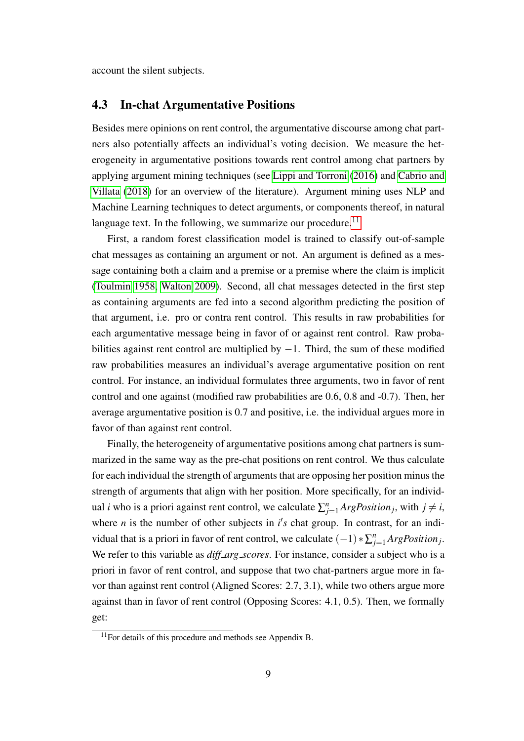account the silent subjects.

## 4.3 In-chat Argumentative Positions

Besides mere opinions on rent control, the argumentative discourse among chat partners also potentially affects an individual's voting decision. We measure the heterogeneity in argumentative positions towards rent control among chat partners by applying argument mining techniques (see Lippi and Torroni (2016) and Cabrio and Villata (2018) for an overview of the literature). Argument mining uses NLP and Machine Learning techniques to detect arguments, or components thereof, in natural language text. In the following, we summarize our procedure.[11]

First, a random forest classification model is trained to classify out-of-sample chat messages as containing an argument or not. An argument is defined as a message containing both a claim and a premise or a premise where the claim is implicit (Toulmin 1958, Walton 2009). Second, all chat messages detected in the first step as containing arguments are fed into a second algorithm predicting the position of that argument, i.e. pro or contra rent control. This results in raw probabilities for each argumentative message being in favor of or against rent control. Raw probabilities against rent control are multiplied by $-1$. Third, the sum of these modified raw probabilities measures an individual's average argumentative position on rent control. For instance, an individual formulates three arguments, two in favor of rent control and one against (modified raw probabilities are 0.6, 0.8 and -0.7). Then, her average argumentative position is 0.7 and positive, i.e. the individual argues more in favor of than against rent control.

Finally, the heterogeneity of argumentative positions among chat partners is summarized in the same way as the pre-chat positions on rent control. We thus calculate for each individual the strength of arguments that are opposing her position minus the strength of arguments that align with her position. More specifically, for an individual $i$ who is a priori against rent control, we calculate $\sum_{j=1}^{n} ArgPosition_j$, with $j \neq i$, where $n$ is the number of other subjects in $i's$ chat group. In contrast, for an individual that is a priori in favor of rent control, we calculate $(-1) * \sum_{j=1}^{n} ArgPosition_j$. We refer to this variable as *diff_arg_scores*. For instance, consider a subject who is a priori in favor of rent control, and suppose that two chat-partners argue more in favor than against rent control (Aligned Scores: 2.7, 3.1), while two others argue more against than in favor of rent control (Opposing Scores: 4.1, 0.5). Then, we formally get:

[11] For details of this procedure and methods see Appendix B.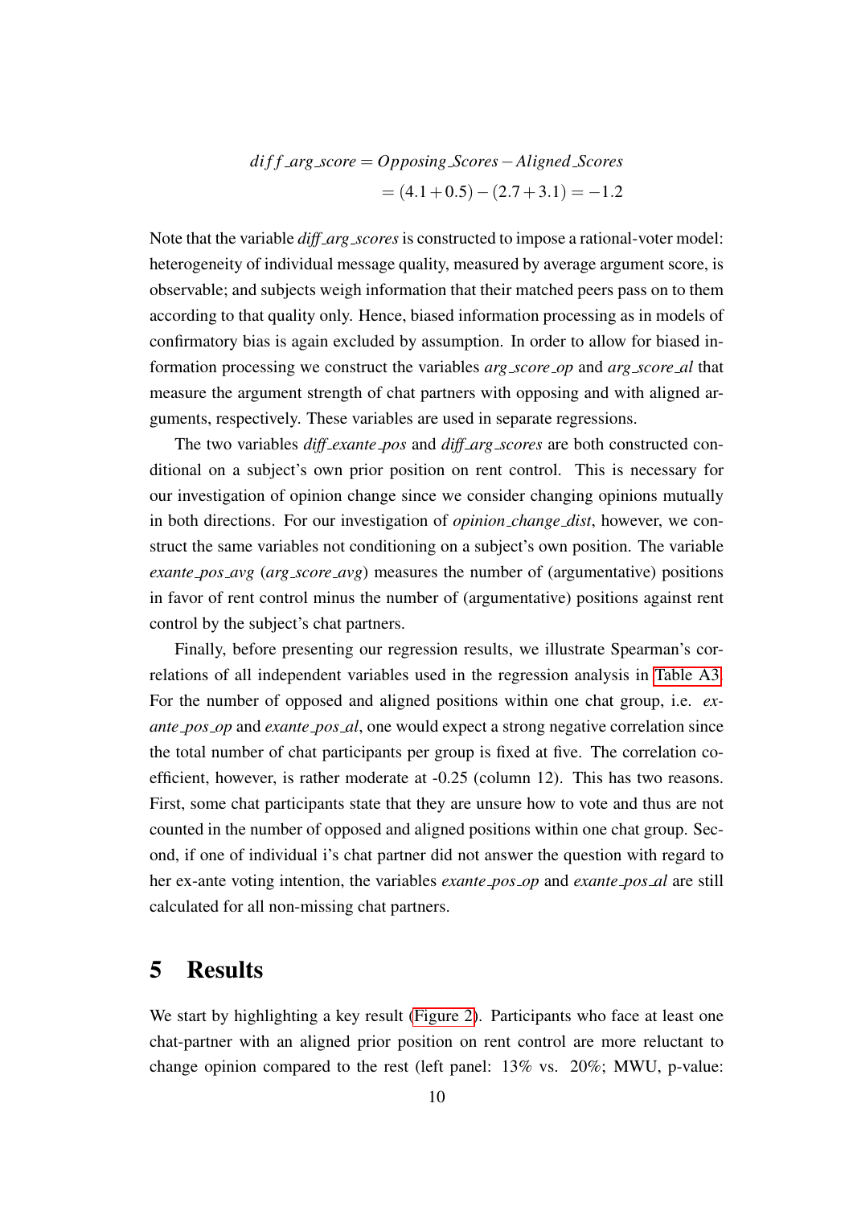$$
\begin{aligned}
diff\_arg\_score &= Opposing\_Scores - Aligned\_Scores \\
&= (4.1 + 0.5) - (2.7 + 3.1) = -1.2
\end{aligned}
$$

Note that the variable *diff_arg_scores* is constructed to impose a rational-voter model: heterogeneity of individual message quality, measured by average argument score, is observable; and subjects weigh information that their matched peers pass on to them according to that quality only. Hence, biased information processing as in models of confirmatory bias is again excluded by assumption. In order to allow for biased information processing we construct the variables *arg_score_op* and *arg_score_al* that measure the argument strength of chat partners with opposing and with aligned arguments, respectively. These variables are used in separate regressions.

The two variables *diff_exante_pos* and *diff_arg_scores* are both constructed conditional on a subject's own prior position on rent control. This is necessary for our investigation of opinion change since we consider changing opinions mutually in both directions. For our investigation of *opinion_change_dist*, however, we construct the same variables not conditioning on a subject's own position. The variable *exante_pos_avg* (*arg_score_avg*) measures the number of (argumentative) positions in favor of rent control minus the number of (argumentative) positions against rent control by the subject's chat partners.

Finally, before presenting our regression results, we illustrate Spearman's correlations of all independent variables used in the regression analysis in Table A3. For the number of opposed and aligned positions within one chat group, i.e. *exante_pos_op* and *exante_pos_al*, one would expect a strong negative correlation since the total number of chat participants per group is fixed at five. The correlation coefficient, however, is rather moderate at -0.25 (column 12). This has two reasons. First, some chat participants state that they are unsure how to vote and thus are not counted in the number of opposed and aligned positions within one chat group. Second, if one of individual i's chat partner did not answer the question with regard to her ex-ante voting intention, the variables *exante_pos_op* and *exante_pos_al* are still calculated for all non-missing chat partners.

# 5 Results

We start by highlighting a key result (Figure 2). Participants who face at least one chat-partner with an aligned prior position on rent control are more reluctant to change opinion compared to the rest (left panel: 13% vs. 20%; MWU, p-value: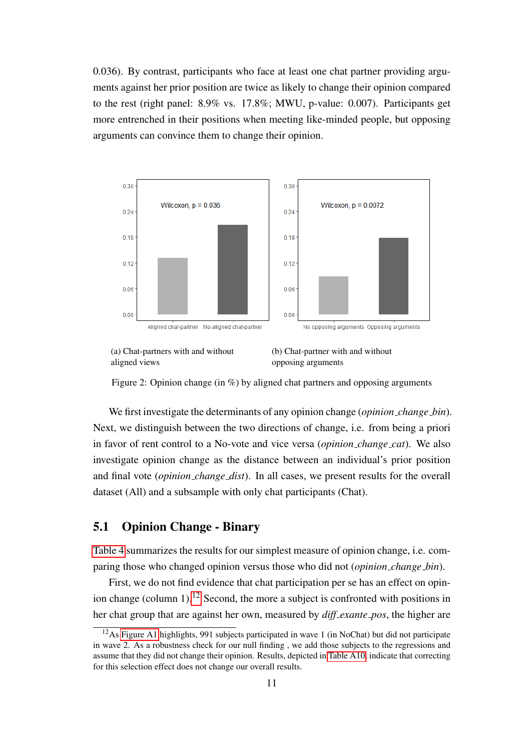0.036). By contrast, participants who face at least one chat partner providing arguments against her prior position are twice as likely to change their opinion compared to the rest (right panel: 8.9% vs. 17.8%; MWU, p-value: 0.007). Participants get more entrenched in their positions when meeting like-minded people, but opposing arguments can convince them to change their opinion.

(a) Chat-partners with and without aligned views

(b) Chat-partner with and without opposing arguments

Figure 2: Opinion change (in %) by aligned chat partners and opposing arguments

We first investigate the determinants of any opinion change (*opinion_change_bin*). Next, we distinguish between the two directions of change, i.e. from being a priori in favor of rent control to a No-vote and vice versa (*opinion_change_cat*). We also investigate opinion change as the distance between an individual's prior position and final vote (*opinion_change_dist*). In all cases, we present results for the overall dataset (All) and a subsample with only chat participants (Chat).

## 5.1 Opinion Change - Binary

Table 4 summarizes the results for our simplest measure of opinion change, i.e. comparing those who changed opinion versus those who did not (*opinion_change_bin*).

First, we do not find evidence that chat participation per se has an effect on opinion change (column 1).[12] Second, the more a subject is confronted with positions in her chat group that are against her own, measured by *diff_exante_pos*, the higher are

[12] As Figure A1 highlights, 991 subjects participated in wave 1 (in NoChat) but did not participate in wave 2. As a robustness check for our null finding , we add those subjects to the regressions and assume that they did not change their opinion. Results, depicted in Table A10, indicate that correcting for this selection effect does not change our overall results.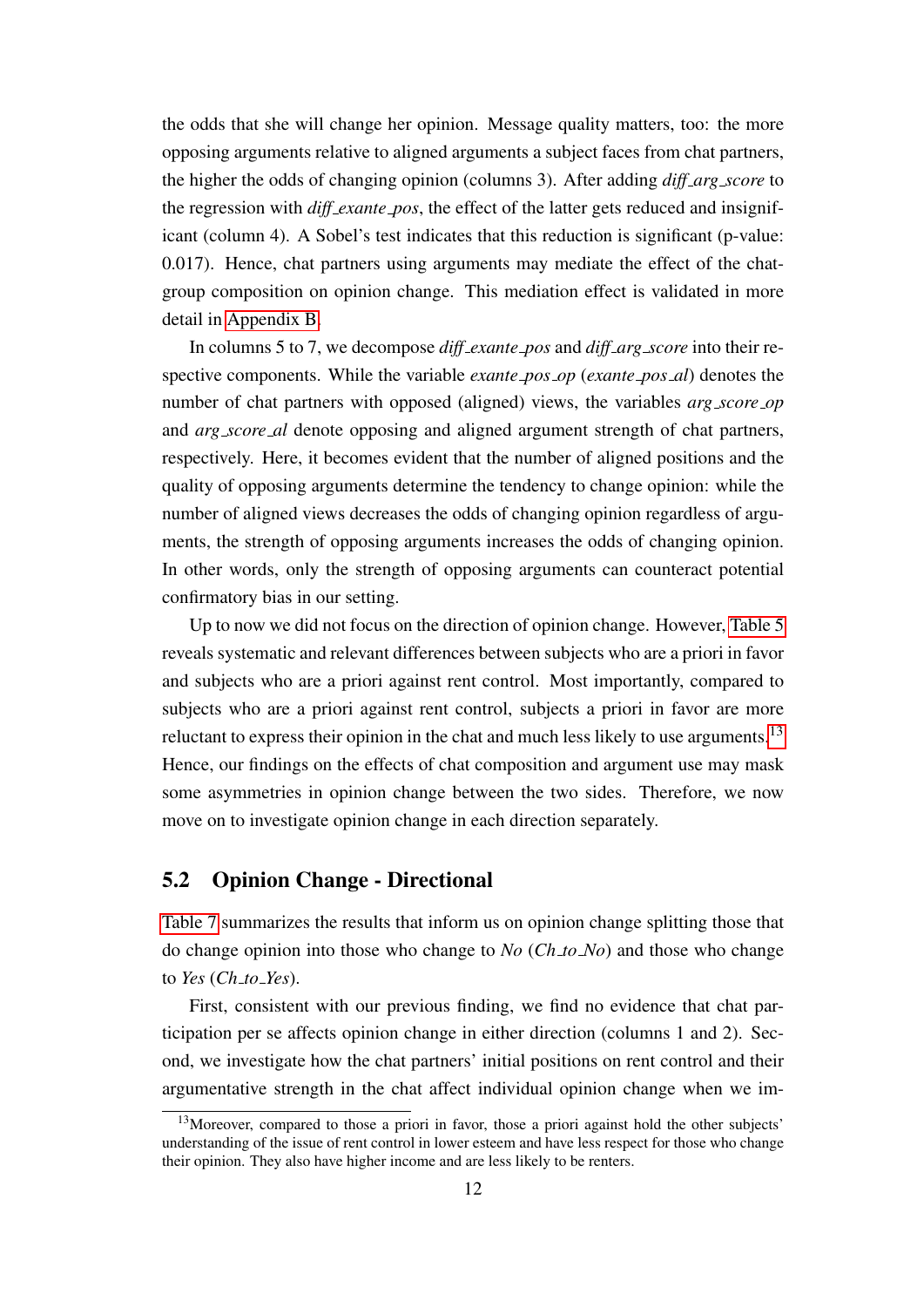the odds that she will change her opinion. Message quality matters, too: the more opposing arguments relative to aligned arguments a subject faces from chat partners, the higher the odds of changing opinion (columns 3). After adding *diff_arg_score* to the regression with *diff_exante_pos*, the effect of the latter gets reduced and insignificant (column 4). A Sobel's test indicates that this reduction is significant (p-value: 0.017). Hence, chat partners using arguments may mediate the effect of the chat-group composition on opinion change. This mediation effect is validated in more detail in Appendix B.

In columns 5 to 7, we decompose *diff_exante_pos* and *diff_arg_score* into their respective components. While the variable *exante_pos_op* (*exante_pos_al*) denotes the number of chat partners with opposed (aligned) views, the variables *arg_score_op* and *arg_score_al* denote opposing and aligned argument strength of chat partners, respectively. Here, it becomes evident that the number of aligned positions and the quality of opposing arguments determine the tendency to change opinion: while the number of aligned views decreases the odds of changing opinion regardless of arguments, the strength of opposing arguments increases the odds of changing opinion. In other words, only the strength of opposing arguments can counteract potential confirmatory bias in our setting.

Up to now we did not focus on the direction of opinion change. However, Table 5 reveals systematic and relevant differences between subjects who are a priori in favor and subjects who are a priori against rent control. Most importantly, compared to subjects who are a priori against rent control, subjects a priori in favor are more reluctant to express their opinion in the chat and much less likely to use arguments.[13] Hence, our findings on the effects of chat composition and argument use may mask some asymmetries in opinion change between the two sides. Therefore, we now move on to investigate opinion change in each direction separately.

## 5.2 Opinion Change - Directional

Table 7 summarizes the results that inform us on opinion change splitting those that do change opinion into those who change to *No* (*Ch_to_No*) and those who change to *Yes* (*Ch_to_Yes*).

First, consistent with our previous finding, we find no evidence that chat participation per se affects opinion change in either direction (columns 1 and 2). Second, we investigate how the chat partners' initial positions on rent control and their argumentative strength in the chat affect individual opinion change when we im-

[13] Moreover, compared to those a priori in favor, those a priori against hold the other subjects' understanding of the issue of rent control in lower esteem and have less respect for those who change their opinion. They also have higher income and are less likely to be renters.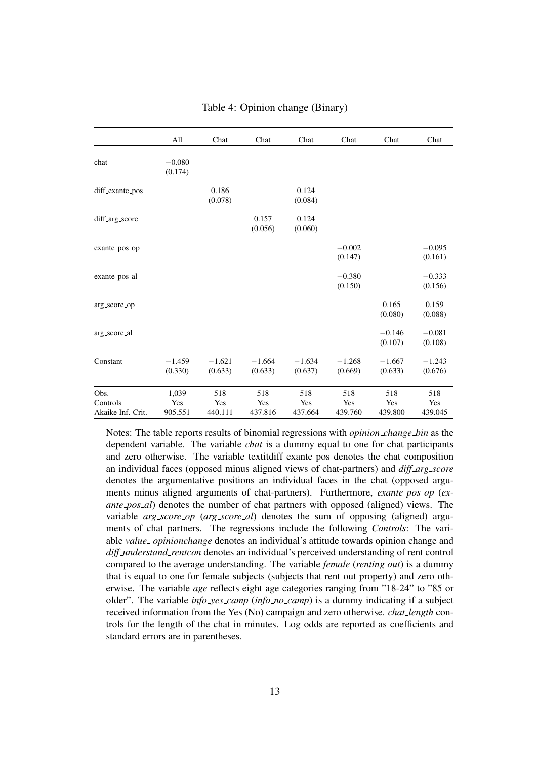Table 4: Opinion change (Binary)

| | All | Chat | Chat | Chat | Chat | Chat | Chat |
|---|---|---|---|---|---|---|---|
| chat | −0.080 | | | | | | |
| | (0.174) | | | | | | |
| diff_exante_pos | | 0.186 | | 0.124 | | | |
| | | (0.078) | | (0.084) | | | |
| diff_arg_score | | | 0.157 | 0.124 | | | |
| | | | (0.056) | (0.060) | | | |
| exante_pos_op | | | | | −0.002 | | −0.095 |
| | | | | | (0.147) | | (0.161) |
| exante_pos_al | | | | | −0.380 | | −0.333 |
| | | | | | (0.150) | | (0.156) |
| arg_score_op | | | | | | 0.165 | 0.159 |
| | | | | | | (0.080) | (0.088) |
| arg_score_al | | | | | | −0.146 | −0.081 |
| | | | | | | (0.107) | (0.108) |
| Constant | −1.459 | −1.621 | −1.664 | −1.634 | −1.268 | −1.667 | −1.243 |
| | (0.330) | (0.633) | (0.633) | (0.637) | (0.669) | (0.633) | (0.676) |
| Obs. | 1,039 | 518 | 518 | 518 | 518 | 518 | 518 |
| Controls | Yes | Yes | Yes | Yes | Yes | Yes | Yes |
| Akaike Inf. Crit. | 905.551 | 440.111 | 437.816 | 437.664 | 439.760 | 439.800 | 439.045 |

Notes: The table reports results of binomial regressions with *opinion_change_bin* as the dependent variable. The variable *chat* is a dummy equal to one for chat participants and zero otherwise. The variable textitdiff_exante_pos denotes the chat composition an individual faces (opposed minus aligned views of chat-partners) and *diff_arg_score* denotes the argumentative positions an individual faces in the chat (opposed arguments minus aligned arguments of chat-partners). Furthermore, *exante_pos_op* (*exante_pos_al*) denotes the number of chat partners with opposed (aligned) views. The variable *arg_score_op* (*arg_score_al*) denotes the sum of opposing (aligned) arguments of chat partners. The regressions include the following *Controls*: The variable *value_ opinionchange* denotes an individual's attitude towards opinion change and *diff_understand_rentcon* denotes an individual's perceived understanding of rent control compared to the average understanding. The variable *female* (*renting out*) is a dummy that is equal to one for female subjects (subjects that rent out property) and zero otherwise. The variable *age* reflects eight age categories ranging from "18-24" to "85 or older". The variable *info_yes_camp* (*info_no_camp*) is a dummy indicating if a subject received information from the Yes (No) campaign and zero otherwise. *chat_length* controls for the length of the chat in minutes. Log odds are reported as coefficients and standard errors are in parentheses.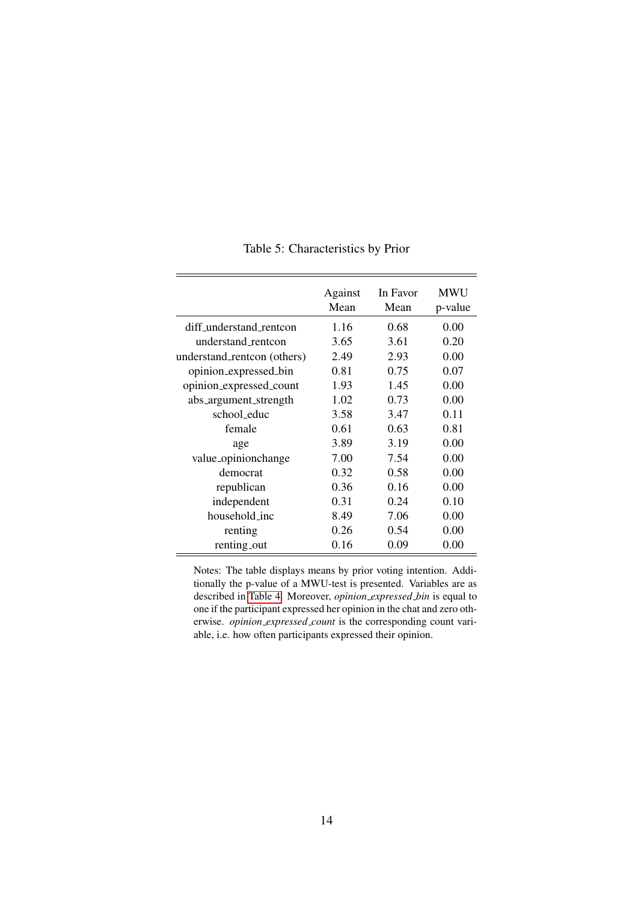Table 5: Characteristics by Prior

| | Against Mean | In Favor Mean | MWU p-value |
|---|---|---|---|
| diff_understand_rentcon | 1.16 | 0.68 | 0.00 |
| understand_rentcon | 3.65 | 3.61 | 0.20 |
| understand_rentcon (others) | 2.49 | 2.93 | 0.00 |
| opinion_expressed_bin | 0.81 | 0.75 | 0.07 |
| opinion_expressed_count | 1.93 | 1.45 | 0.00 |
| abs_argument_strength | 1.02 | 0.73 | 0.00 |
| school_educ | 3.58 | 3.47 | 0.11 |
| female | 0.61 | 0.63 | 0.81 |
| age | 3.89 | 3.19 | 0.00 |
| value_opinionchange | 7.00 | 7.54 | 0.00 |
| democrat | 0.32 | 0.58 | 0.00 |
| republican | 0.36 | 0.16 | 0.00 |
| independent | 0.31 | 0.24 | 0.10 |
| household_inc | 8.49 | 7.06 | 0.00 |
| renting | 0.26 | 0.54 | 0.00 |
| renting_out | 0.16 | 0.09 | 0.00 |

Notes: The table displays means by prior voting intention. Additionally the p-value of a MWU-test is presented. Variables are as described in Table 4. Moreover, *opinion_expressed_bin* is equal to one if the participant expressed her opinion in the chat and zero otherwise. *opinion_expressed_count* is the corresponding count variable, i.e. how often participants expressed their opinion.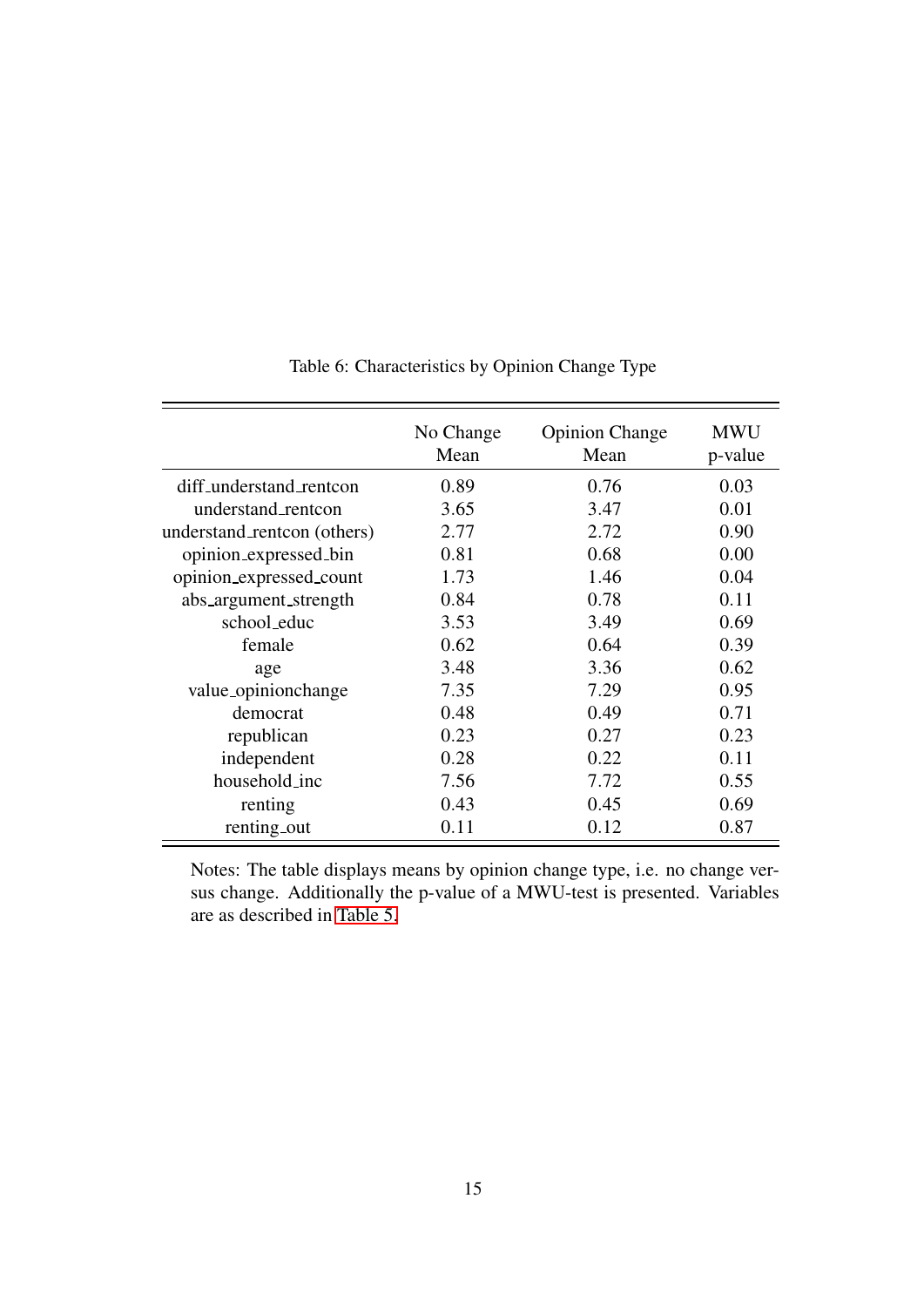Table 6: Characteristics by Opinion Change Type

| | No Change Mean | Opinion Change Mean | MWU p-value |
|---|---|---|---|
| diff_understand_rentcon | 0.89 | 0.76 | 0.03 |
| understand_rentcon | 3.65 | 3.47 | 0.01 |
| understand_rentcon (others) | 2.77 | 2.72 | 0.90 |
| opinion_expressed_bin | 0.81 | 0.68 | 0.00 |
| opinion_expressed_count | 1.73 | 1.46 | 0.04 |
| abs_argument_strength | 0.84 | 0.78 | 0.11 |
| school_educ | 3.53 | 3.49 | 0.69 |
| female | 0.62 | 0.64 | 0.39 |
| age | 3.48 | 3.36 | 0.62 |
| value_opinionchange | 7.35 | 7.29 | 0.95 |
| democrat | 0.48 | 0.49 | 0.71 |
| republican | 0.23 | 0.27 | 0.23 |
| independent | 0.28 | 0.22 | 0.11 |
| household_inc | 7.56 | 7.72 | 0.55 |
| renting | 0.43 | 0.45 | 0.69 |
| renting_out | 0.11 | 0.12 | 0.87 |

Notes: The table displays means by opinion change type, i.e. no change versus change. Additionally the p-value of a MWU-test is presented. Variables are as described in Table 5.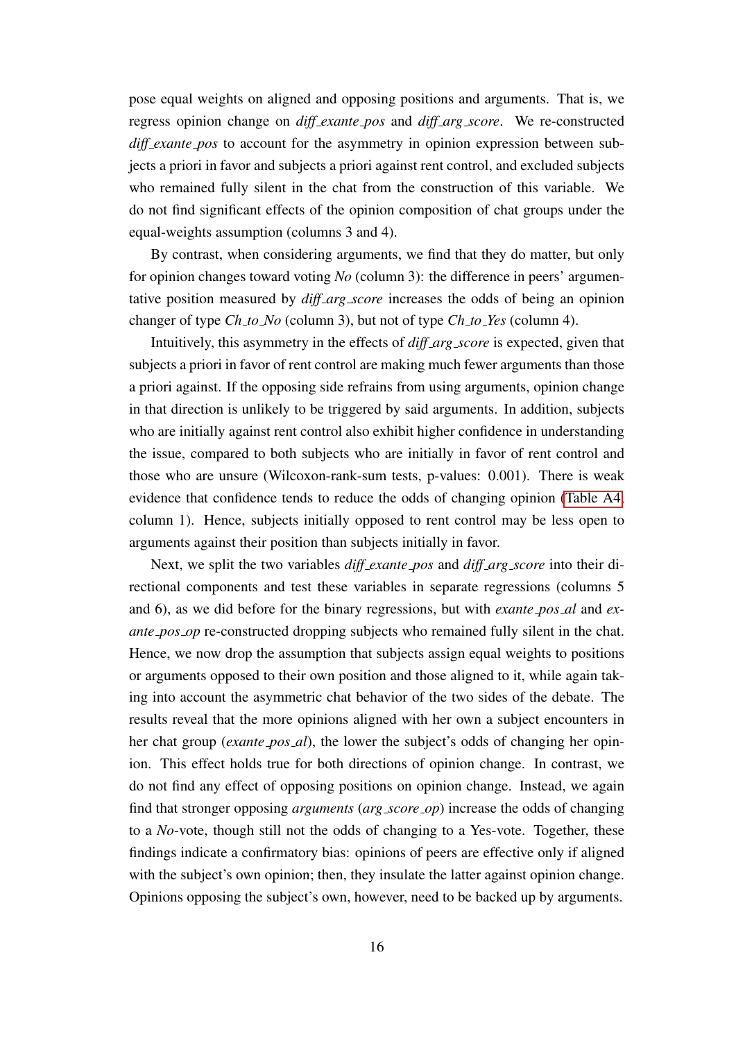pose equal weights on aligned and opposing positions and arguments. That is, we regress opinion change on *diff_exante_pos* and *diff_arg_score*. We re-constructed *diff_exante_pos* to account for the asymmetry in opinion expression between subjects a priori in favor and subjects a priori against rent control, and excluded subjects who remained fully silent in the chat from the construction of this variable. We do not find significant effects of the opinion composition of chat groups under the equal-weights assumption (columns 3 and 4).

By contrast, when considering arguments, we find that they do matter, but only for opinion changes toward voting *No* (column 3): the difference in peers' argumentative position measured by *diff_arg_score* increases the odds of being an opinion changer of type *Ch_to_No* (column 3), but not of type *Ch_to_Yes* (column 4).

Intuitively, this asymmetry in the effects of *diff_arg_score* is expected, given that subjects a priori in favor of rent control are making much fewer arguments than those a priori against. If the opposing side refrains from using arguments, opinion change in that direction is unlikely to be triggered by said arguments. In addition, subjects who are initially against rent control also exhibit higher confidence in understanding the issue, compared to both subjects who are initially in favor of rent control and those who are unsure (Wilcoxon-rank-sum tests, p-values: 0.001). There is weak evidence that confidence tends to reduce the odds of changing opinion (Table A4, column 1). Hence, subjects initially opposed to rent control may be less open to arguments against their position than subjects initially in favor.

Next, we split the two variables *diff_exante_pos* and *diff_arg_score* into their directional components and test these variables in separate regressions (columns 5 and 6), as we did before for the binary regressions, but with *exante_pos_al* and *exante_pos_op* re-constructed dropping subjects who remained fully silent in the chat. Hence, we now drop the assumption that subjects assign equal weights to positions or arguments opposed to their own position and those aligned to it, while again taking into account the asymmetric chat behavior of the two sides of the debate. The results reveal that the more opinions aligned with her own a subject encounters in her chat group (*exante_pos_al*), the lower the subject's odds of changing her opinion. This effect holds true for both directions of opinion change. In contrast, we do not find any effect of opposing positions on opinion change. Instead, we again find that stronger opposing *arguments* (*arg_score_op*) increase the odds of changing to a *No*-vote, though still not the odds of changing to a Yes-vote. Together, these findings indicate a confirmatory bias: opinions of peers are effective only if aligned with the subject's own opinion; then, they insulate the latter against opinion change. Opinions opposing the subject's own, however, need to be backed up by arguments.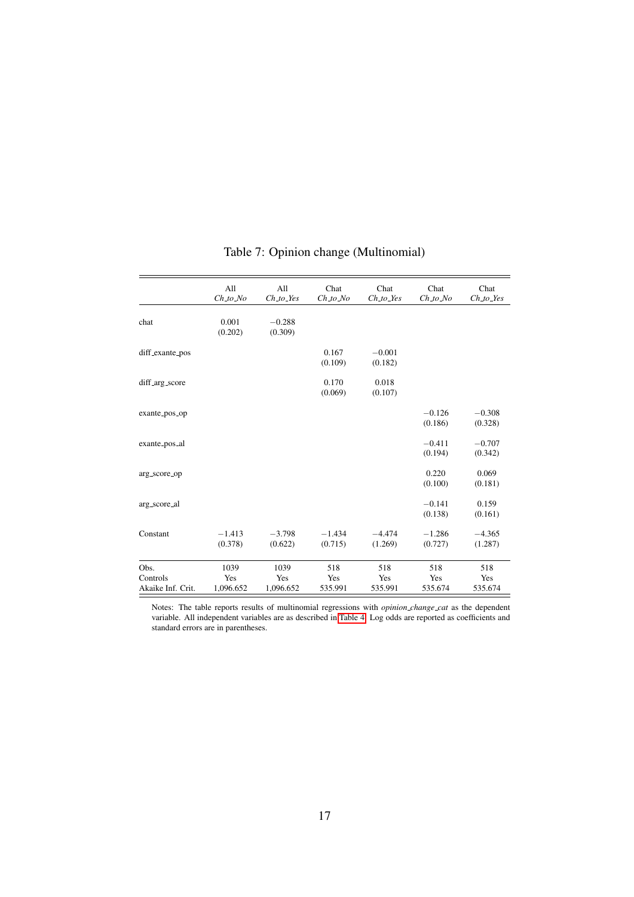Table 7: Opinion change (Multinomial)

| | All *Ch_to_No* | All *Ch_to_Yes* | Chat *Ch_to_No* | Chat *Ch_to_Yes* | Chat *Ch_to_No* | Chat *Ch_to_Yes* |
|---|---|---|---|---|---|---|
| chat | 0.001 | −0.288 | | | | |
| | (0.202) | (0.309) | | | | |
| diff_exante_pos | | | 0.167 | −0.001 | | |
| | | | (0.109) | (0.182) | | |
| diff_arg_score | | | 0.170 | 0.018 | | |
| | | | (0.069) | (0.107) | | |
| exante_pos_op | | | | | −0.126 | −0.308 |
| | | | | | (0.186) | (0.328) |
| exante_pos_al | | | | | −0.411 | −0.707 |
| | | | | | (0.194) | (0.342) |
| arg_score_op | | | | | 0.220 | 0.069 |
| | | | | | (0.100) | (0.181) |
| arg_score_al | | | | | −0.141 | 0.159 |
| | | | | | (0.138) | (0.161) |
| Constant | −1.413 | −3.798 | −1.434 | −4.474 | −1.286 | −4.365 |
| | (0.378) | (0.622) | (0.715) | (1.269) | (0.727) | (1.287) |
| Obs. | 1039 | 1039 | 518 | 518 | 518 | 518 |
| Controls | Yes | Yes | Yes | Yes | Yes | Yes |
| Akaike Inf. Crit. | 1,096.652 | 1,096.652 | 535.991 | 535.991 | 535.674 | 535.674 |

Notes: The table reports results of multinomial regressions with *opinion_change_cat* as the dependent variable. All independent variables are as described in Table 4. Log odds are reported as coefficients and standard errors are in parentheses.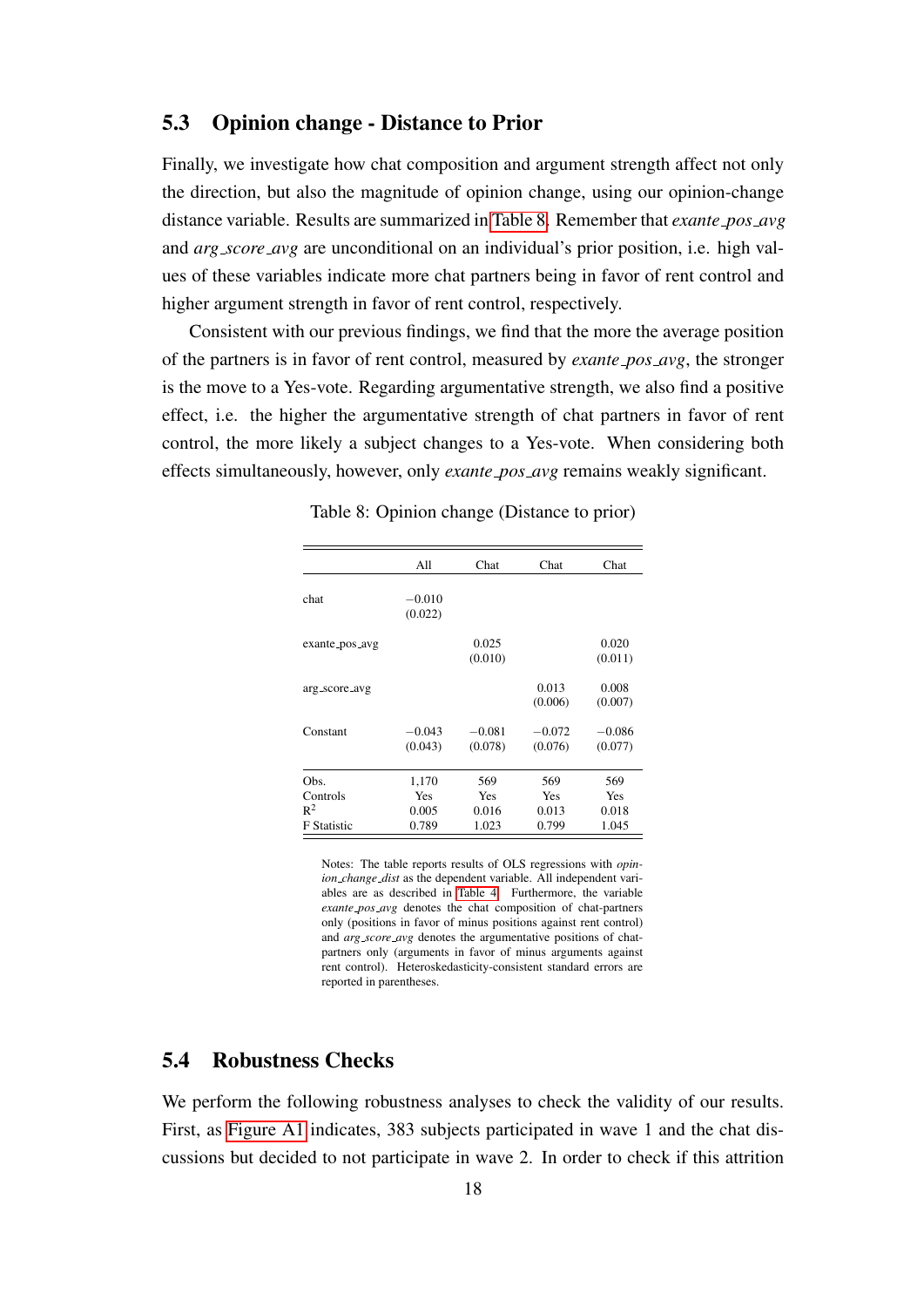## 5.3 Opinion change - Distance to Prior

Finally, we investigate how chat composition and argument strength affect not only the direction, but also the magnitude of opinion change, using our opinion-change distance variable. Results are summarized in Table 8. Remember that *exante_pos_avg* and *arg_score_avg* are unconditional on an individual's prior position, i.e. high values of these variables indicate more chat partners being in favor of rent control and higher argument strength in favor of rent control, respectively.

Consistent with our previous findings, we find that the more the average position of the partners is in favor of rent control, measured by *exante_pos_avg*, the stronger is the move to a Yes-vote. Regarding argumentative strength, we also find a positive effect, i.e. the higher the argumentative strength of chat partners in favor of rent control, the more likely a subject changes to a Yes-vote. When considering both effects simultaneously, however, only *exante_pos_avg* remains weakly significant.

Table 8: Opinion change (Distance to prior)

| | All | Chat | Chat | Chat |
|---|---|---|---|---|
| chat | −0.010 | | | |
| | (0.022) | | | |
| exante_pos_avg | | 0.025 | | 0.020 |
| | | (0.010) | | (0.011) |
| arg_score_avg | | | 0.013 | 0.008 |
| | | | (0.006) | (0.007) |
| Constant | −0.043 | −0.081 | −0.072 | −0.086 |
| | (0.043) | (0.078) | (0.076) | (0.077) |
| Obs. | 1,170 | 569 | 569 | 569 |
| Controls | Yes | Yes | Yes | Yes |
| $R^2$ | 0.005 | 0.016 | 0.013 | 0.018 |
| F Statistic | 0.789 | 1.023 | 0.799 | 1.045 |

Notes: The table reports results of OLS regressions with *opinion_change_dist* as the dependent variable. All independent variables are as described in Table 4. Furthermore, the variable *exante_pos_avg* denotes the chat composition of chat-partners only (positions in favor of minus positions against rent control) and *arg_score_avg* denotes the argumentative positions of chat-partners only (arguments in favor of minus arguments against rent control). Heteroskedasticity-consistent standard errors are reported in parentheses.

## 5.4 Robustness Checks

We perform the following robustness analyses to check the validity of our results. First, as Figure A1 indicates, 383 subjects participated in wave 1 and the chat discussions but decided to not participate in wave 2. In order to check if this attrition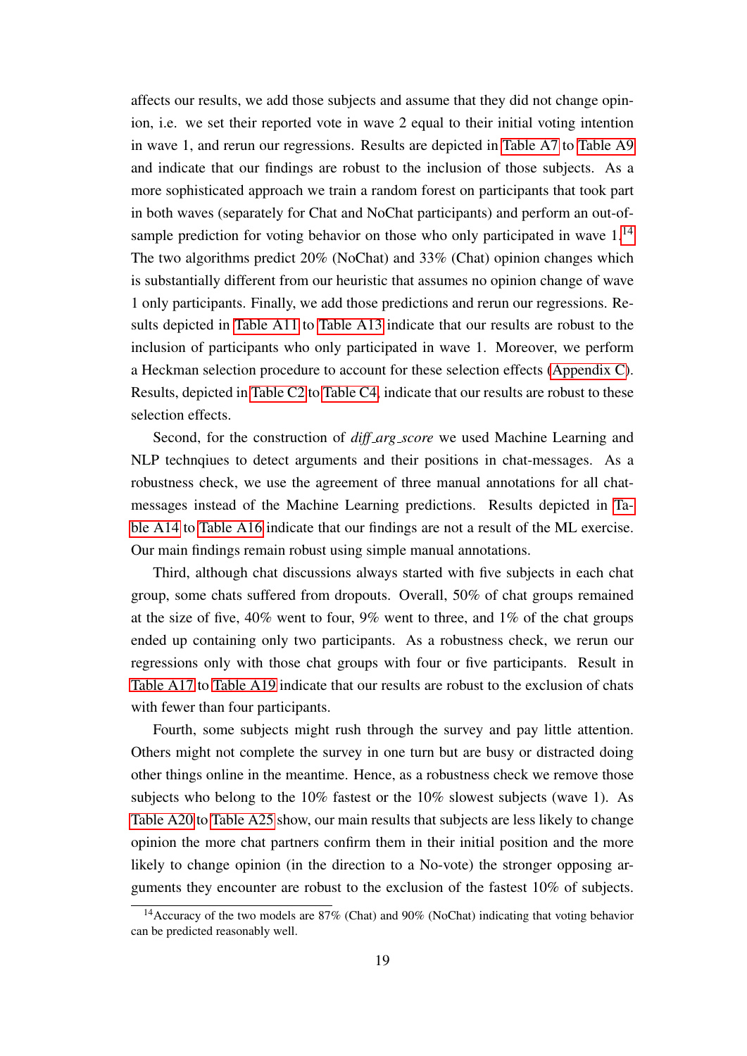affects our results, we add those subjects and assume that they did not change opinion, i.e. we set their reported vote in wave 2 equal to their initial voting intention in wave 1, and rerun our regressions. Results are depicted in Table A7 to Table A9 and indicate that our findings are robust to the inclusion of those subjects. As a more sophisticated approach we train a random forest on participants that took part in both waves (separately for Chat and NoChat participants) and perform an out-of-sample prediction for voting behavior on those who only participated in wave 1.[14] The two algorithms predict 20% (NoChat) and 33% (Chat) opinion changes which is substantially different from our heuristic that assumes no opinion change of wave 1 only participants. Finally, we add those predictions and rerun our regressions. Results depicted in Table A11 to Table A13 indicate that our results are robust to the inclusion of participants who only participated in wave 1. Moreover, we perform a Heckman selection procedure to account for these selection effects (Appendix C). Results, depicted in Table C2 to Table C4, indicate that our results are robust to these selection effects.

Second, for the construction of *diff_arg_score* we used Machine Learning and NLP technqiues to detect arguments and their positions in chat-messages. As a robustness check, we use the agreement of three manual annotations for all chat-messages instead of the Machine Learning predictions. Results depicted in Table A14 to Table A16 indicate that our findings are not a result of the ML exercise. Our main findings remain robust using simple manual annotations.

Third, although chat discussions always started with five subjects in each chat group, some chats suffered from dropouts. Overall, 50% of chat groups remained at the size of five, 40% went to four, 9% went to three, and 1% of the chat groups ended up containing only two participants. As a robustness check, we rerun our regressions only with those chat groups with four or five participants. Result in Table A17 to Table A19 indicate that our results are robust to the exclusion of chats with fewer than four participants.

Fourth, some subjects might rush through the survey and pay little attention. Others might not complete the survey in one turn but are busy or distracted doing other things online in the meantime. Hence, as a robustness check we remove those subjects who belong to the 10% fastest or the 10% slowest subjects (wave 1). As Table A20 to Table A25 show, our main results that subjects are less likely to change opinion the more chat partners confirm them in their initial position and the more likely to change opinion (in the direction to a No-vote) the stronger opposing arguments they encounter are robust to the exclusion of the fastest 10% of subjects.

[14] Accuracy of the two models are 87% (Chat) and 90% (NoChat) indicating that voting behavior can be predicted reasonably well.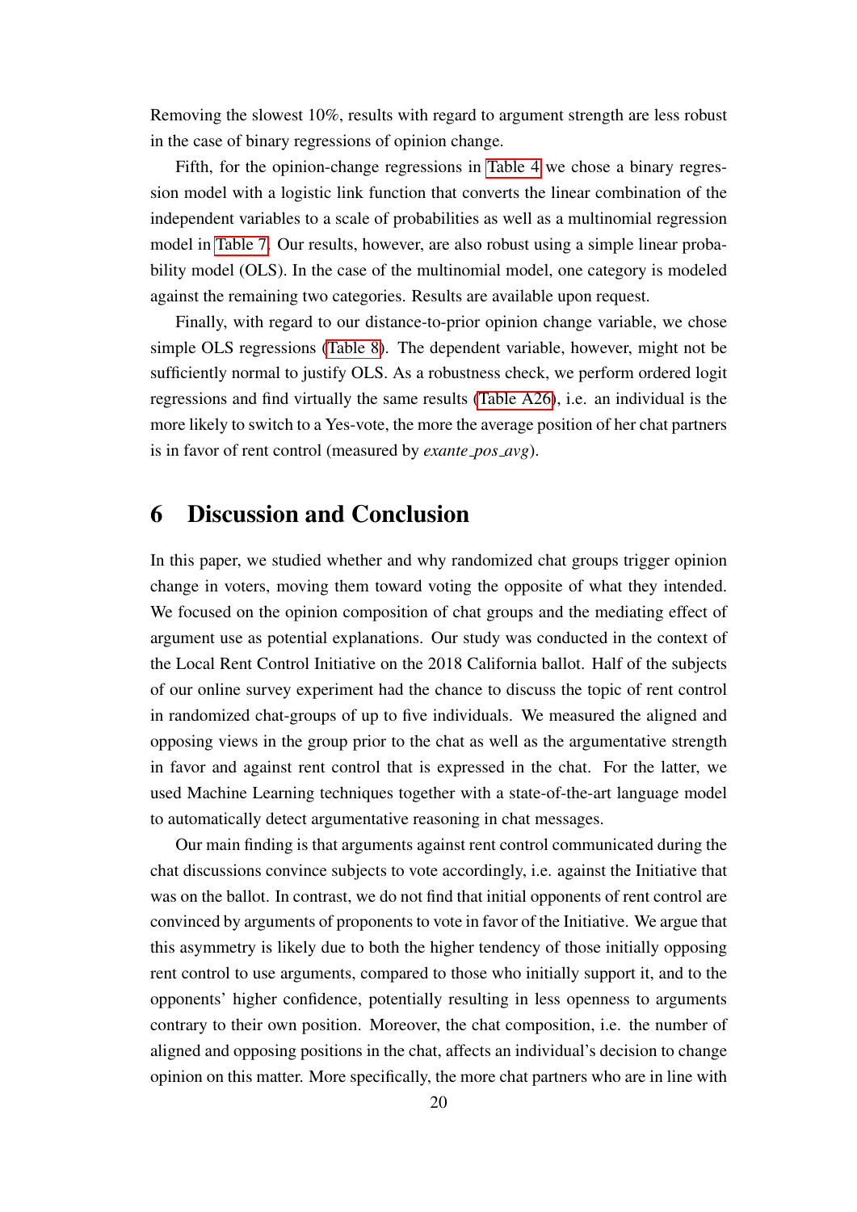Removing the slowest 10%, results with regard to argument strength are less robust in the case of binary regressions of opinion change.

Fifth, for the opinion-change regressions in Table 4 we chose a binary regression model with a logistic link function that converts the linear combination of the independent variables to a scale of probabilities as well as a multinomial regression model in Table 7. Our results, however, are also robust using a simple linear probability model (OLS). In the case of the multinomial model, one category is modeled against the remaining two categories. Results are available upon request.

Finally, with regard to our distance-to-prior opinion change variable, we chose simple OLS regressions (Table 8). The dependent variable, however, might not be sufficiently normal to justify OLS. As a robustness check, we perform ordered logit regressions and find virtually the same results (Table A26), i.e. an individual is the more likely to switch to a Yes-vote, the more the average position of her chat partners is in favor of rent control (measured by *exante_pos_avg*).

# 6 Discussion and Conclusion

In this paper, we studied whether and why randomized chat groups trigger opinion change in voters, moving them toward voting the opposite of what they intended. We focused on the opinion composition of chat groups and the mediating effect of argument use as potential explanations. Our study was conducted in the context of the Local Rent Control Initiative on the 2018 California ballot. Half of the subjects of our online survey experiment had the chance to discuss the topic of rent control in randomized chat-groups of up to five individuals. We measured the aligned and opposing views in the group prior to the chat as well as the argumentative strength in favor and against rent control that is expressed in the chat. For the latter, we used Machine Learning techniques together with a state-of-the-art language model to automatically detect argumentative reasoning in chat messages.

Our main finding is that arguments against rent control communicated during the chat discussions convince subjects to vote accordingly, i.e. against the Initiative that was on the ballot. In contrast, we do not find that initial opponents of rent control are convinced by arguments of proponents to vote in favor of the Initiative. We argue that this asymmetry is likely due to both the higher tendency of those initially opposing rent control to use arguments, compared to those who initially support it, and to the opponents' higher confidence, potentially resulting in less openness to arguments contrary to their own position. Moreover, the chat composition, i.e. the number of aligned and opposing positions in the chat, affects an individual's decision to change opinion on this matter. More specifically, the more chat partners who are in line with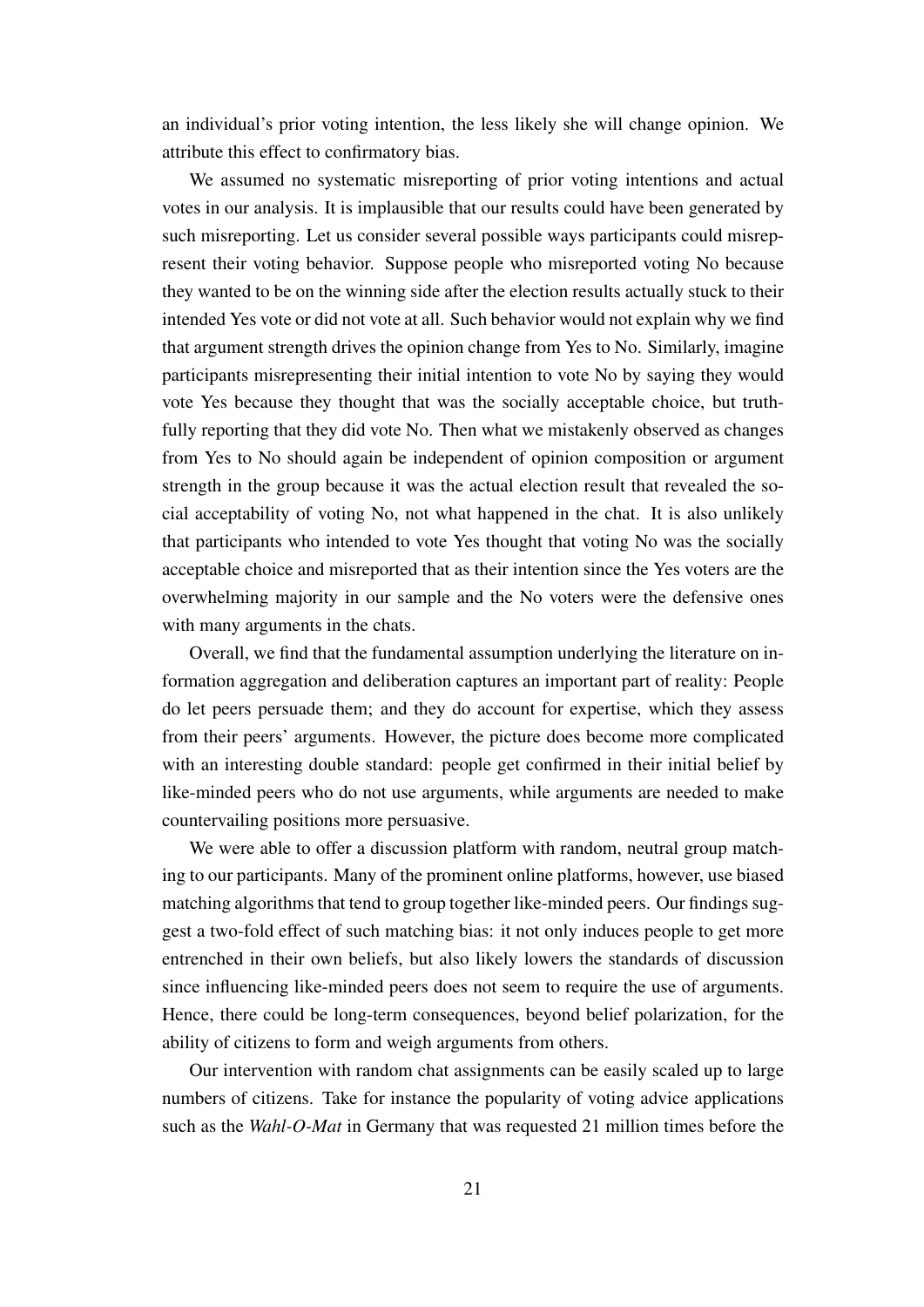an individual's prior voting intention, the less likely she will change opinion. We attribute this effect to confirmatory bias.

We assumed no systematic misreporting of prior voting intentions and actual votes in our analysis. It is implausible that our results could have been generated by such misreporting. Let us consider several possible ways participants could misrepresent their voting behavior. Suppose people who misreported voting No because they wanted to be on the winning side after the election results actually stuck to their intended Yes vote or did not vote at all. Such behavior would not explain why we find that argument strength drives the opinion change from Yes to No. Similarly, imagine participants misrepresenting their initial intention to vote No by saying they would vote Yes because they thought that was the socially acceptable choice, but truthfully reporting that they did vote No. Then what we mistakenly observed as changes from Yes to No should again be independent of opinion composition or argument strength in the group because it was the actual election result that revealed the social acceptability of voting No, not what happened in the chat. It is also unlikely that participants who intended to vote Yes thought that voting No was the socially acceptable choice and misreported that as their intention since the Yes voters are the overwhelming majority in our sample and the No voters were the defensive ones with many arguments in the chats.

Overall, we find that the fundamental assumption underlying the literature on information aggregation and deliberation captures an important part of reality: People do let peers persuade them; and they do account for expertise, which they assess from their peers' arguments. However, the picture does become more complicated with an interesting double standard: people get confirmed in their initial belief by like-minded peers who do not use arguments, while arguments are needed to make countervailing positions more persuasive.

We were able to offer a discussion platform with random, neutral group matching to our participants. Many of the prominent online platforms, however, use biased matching algorithms that tend to group together like-minded peers. Our findings suggest a two-fold effect of such matching bias: it not only induces people to get more entrenched in their own beliefs, but also likely lowers the standards of discussion since influencing like-minded peers does not seem to require the use of arguments. Hence, there could be long-term consequences, beyond belief polarization, for the ability of citizens to form and weigh arguments from others.

Our intervention with random chat assignments can be easily scaled up to large numbers of citizens. Take for instance the popularity of voting advice applications such as the *Wahl-O-Mat* in Germany that was requested 21 million times before the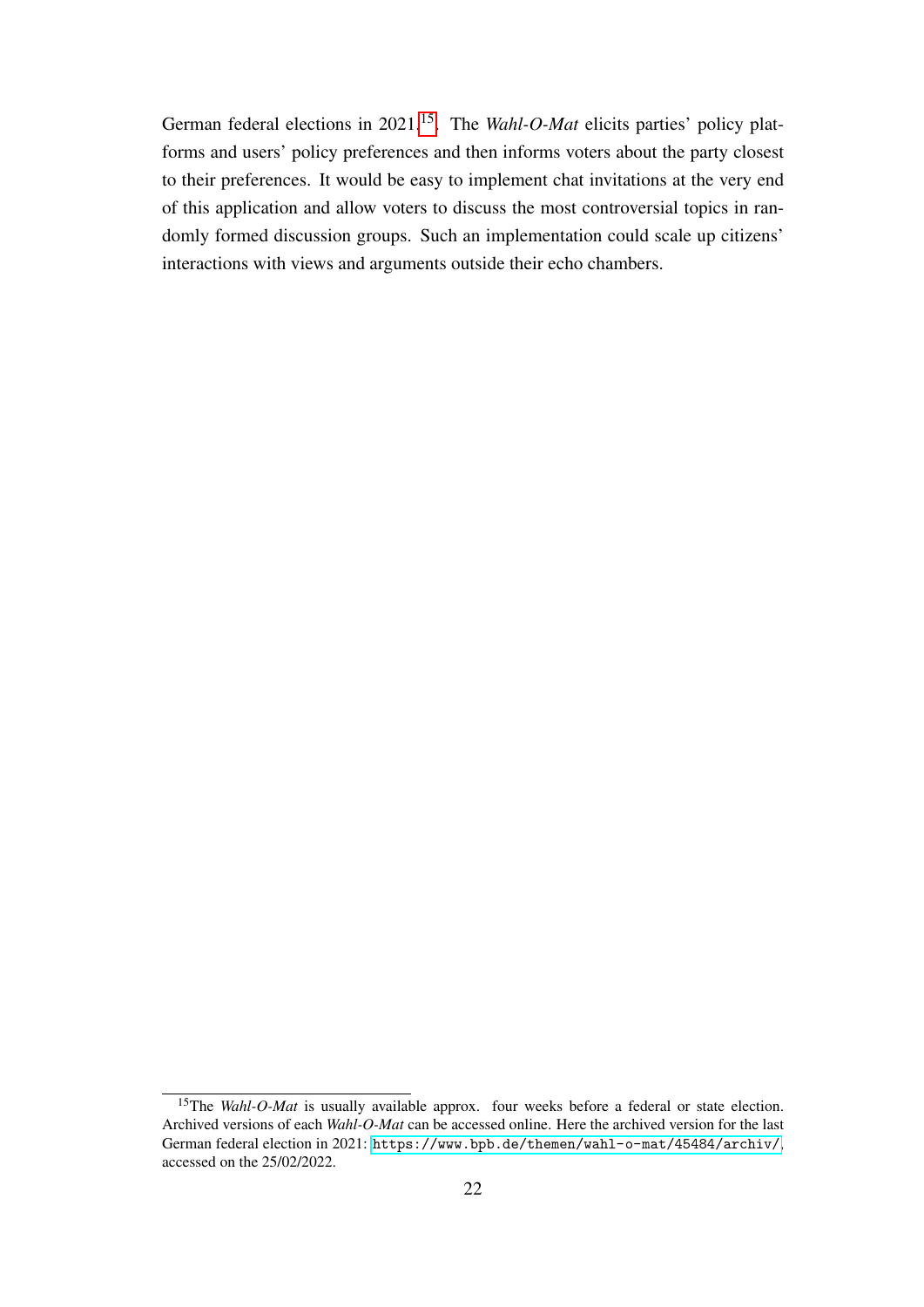German federal elections in 2021.[15]. The *Wahl-O-Mat* elicits parties' policy platforms and users' policy preferences and then informs voters about the party closest to their preferences. It would be easy to implement chat invitations at the very end of this application and allow voters to discuss the most controversial topics in randomly formed discussion groups. Such an implementation could scale up citizens' interactions with views and arguments outside their echo chambers.

[15]The *Wahl-O-Mat* is usually available approx. four weeks before a federal or state election. Archived versions of each *Wahl-O-Mat* can be accessed online. Here the archived version for the last German federal election in 2021: https://www.bpb.de/themen/wahl-o-mat/45484/archiv/, accessed on the 25/02/2022.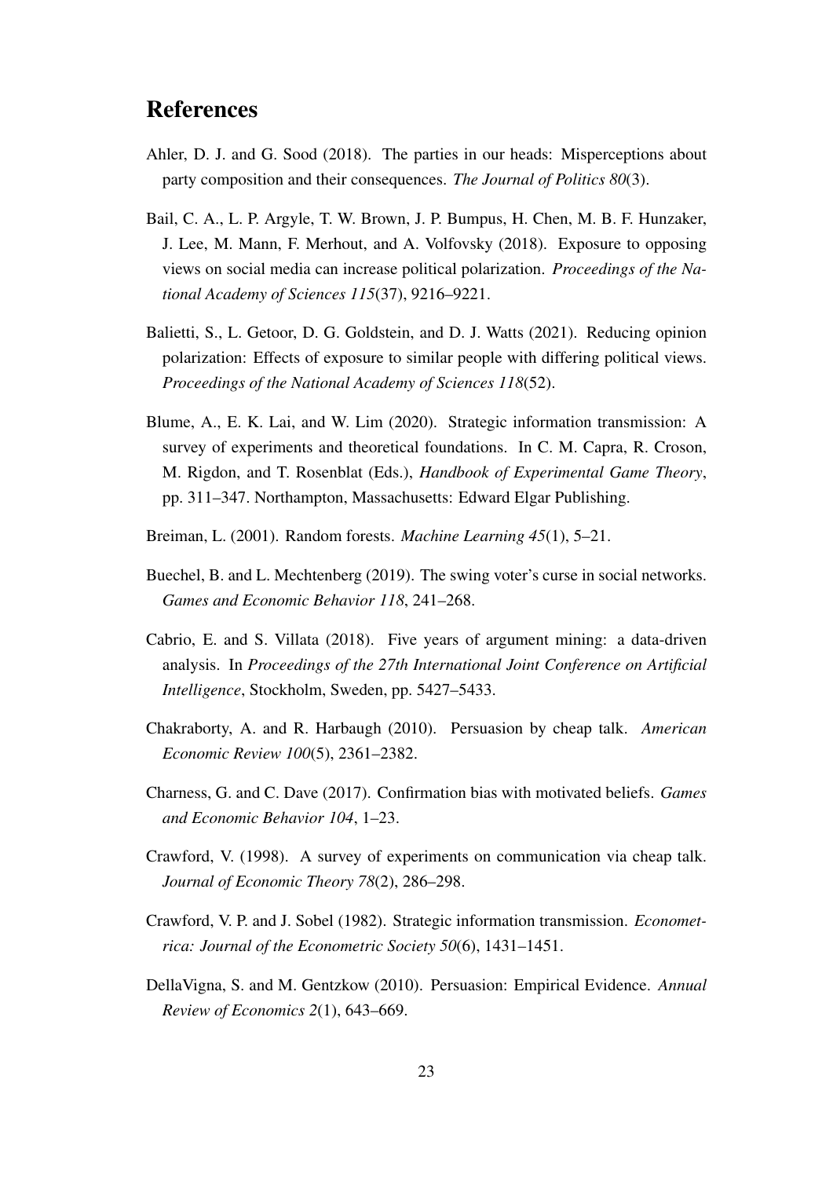# References

Ahler, D. J. and G. Sood (2018). The parties in our heads: Misperceptions about party composition and their consequences. *The Journal of Politics 80*(3).

Bail, C. A., L. P. Argyle, T. W. Brown, J. P. Bumpus, H. Chen, M. B. F. Hunzaker, J. Lee, M. Mann, F. Merhout, and A. Volfovsky (2018). Exposure to opposing views on social media can increase political polarization. *Proceedings of the National Academy of Sciences 115*(37), 9216–9221.

Balietti, S., L. Getoor, D. G. Goldstein, and D. J. Watts (2021). Reducing opinion polarization: Effects of exposure to similar people with differing political views. *Proceedings of the National Academy of Sciences 118*(52).

Blume, A., E. K. Lai, and W. Lim (2020). Strategic information transmission: A survey of experiments and theoretical foundations. In C. M. Capra, R. Croson, M. Rigdon, and T. Rosenblat (Eds.), *Handbook of Experimental Game Theory*, pp. 311–347. Northampton, Massachusetts: Edward Elgar Publishing.

Breiman, L. (2001). Random forests. *Machine Learning 45*(1), 5–21.

Buechel, B. and L. Mechtenberg (2019). The swing voter's curse in social networks. *Games and Economic Behavior 118*, 241–268.

Cabrio, E. and S. Villata (2018). Five years of argument mining: a data-driven analysis. In *Proceedings of the 27th International Joint Conference on Artificial Intelligence*, Stockholm, Sweden, pp. 5427–5433.

Chakraborty, A. and R. Harbaugh (2010). Persuasion by cheap talk. *American Economic Review 100*(5), 2361–2382.

Charness, G. and C. Dave (2017). Confirmation bias with motivated beliefs. *Games and Economic Behavior 104*, 1–23.

Crawford, V. (1998). A survey of experiments on communication via cheap talk. *Journal of Economic Theory 78*(2), 286–298.

Crawford, V. P. and J. Sobel (1982). Strategic information transmission. *Econometrica: Journal of the Econometric Society 50*(6), 1431–1451.

DellaVigna, S. and M. Gentzkow (2010). Persuasion: Empirical Evidence. *Annual Review of Economics 2*(1), 643–669.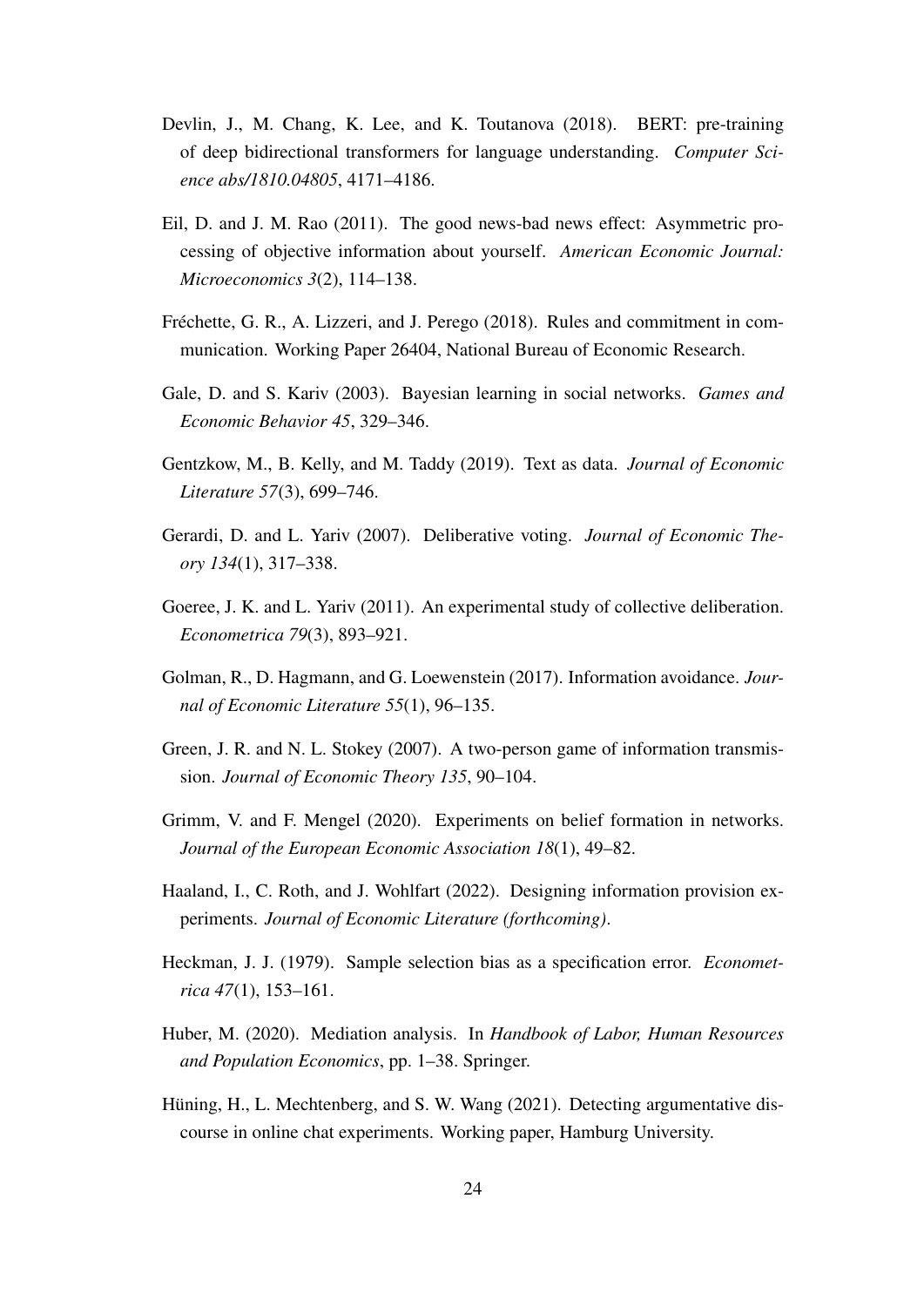Devlin, J., M. Chang, K. Lee, and K. Toutanova (2018). BERT: pre-training of deep bidirectional transformers for language understanding. *Computer Science abs/1810.04805*, 4171–4186.

Eil, D. and J. M. Rao (2011). The good news-bad news effect: Asymmetric processing of objective information about yourself. *American Economic Journal: Microeconomics 3*(2), 114–138.

Fréchette, G. R., A. Lizzeri, and J. Perego (2018). Rules and commitment in communication. Working Paper 26404, National Bureau of Economic Research.

Gale, D. and S. Kariv (2003). Bayesian learning in social networks. *Games and Economic Behavior 45*, 329–346.

Gentzkow, M., B. Kelly, and M. Taddy (2019). Text as data. *Journal of Economic Literature 57*(3), 699–746.

Gerardi, D. and L. Yariv (2007). Deliberative voting. *Journal of Economic Theory 134*(1), 317–338.

Goeree, J. K. and L. Yariv (2011). An experimental study of collective deliberation. *Econometrica 79*(3), 893–921.

Golman, R., D. Hagmann, and G. Loewenstein (2017). Information avoidance. *Journal of Economic Literature 55*(1), 96–135.

Green, J. R. and N. L. Stokey (2007). A two-person game of information transmission. *Journal of Economic Theory 135*, 90–104.

Grimm, V. and F. Mengel (2020). Experiments on belief formation in networks. *Journal of the European Economic Association 18*(1), 49–82.

Haaland, I., C. Roth, and J. Wohlfart (2022). Designing information provision experiments. *Journal of Economic Literature (forthcoming)*.

Heckman, J. J. (1979). Sample selection bias as a specification error. *Econometrica 47*(1), 153–161.

Huber, M. (2020). Mediation analysis. In *Handbook of Labor, Human Resources and Population Economics*, pp. 1–38. Springer.

Hüning, H., L. Mechtenberg, and S. W. Wang (2021). Detecting argumentative discourse in online chat experiments. Working paper, Hamburg University.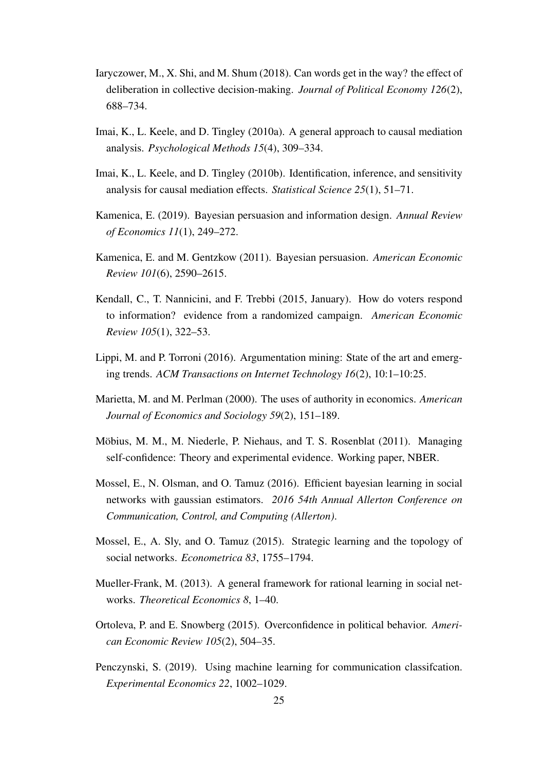Iaryczower, M., X. Shi, and M. Shum (2018). Can words get in the way? the effect of deliberation in collective decision-making. *Journal of Political Economy 126*(2), 688–734.

Imai, K., L. Keele, and D. Tingley (2010a). A general approach to causal mediation analysis. *Psychological Methods 15*(4), 309–334.

Imai, K., L. Keele, and D. Tingley (2010b). Identification, inference, and sensitivity analysis for causal mediation effects. *Statistical Science 25*(1), 51–71.

Kamenica, E. (2019). Bayesian persuasion and information design. *Annual Review of Economics 11*(1), 249–272.

Kamenica, E. and M. Gentzkow (2011). Bayesian persuasion. *American Economic Review 101*(6), 2590–2615.

Kendall, C., T. Nannicini, and F. Trebbi (2015, January). How do voters respond to information? evidence from a randomized campaign. *American Economic Review 105*(1), 322–53.

Lippi, M. and P. Torroni (2016). Argumentation mining: State of the art and emerging trends. *ACM Transactions on Internet Technology 16*(2), 10:1–10:25.

Marietta, M. and M. Perlman (2000). The uses of authority in economics. *American Journal of Economics and Sociology 59*(2), 151–189.

Möbius, M. M., M. Niederle, P. Niehaus, and T. S. Rosenblat (2011). Managing self-confidence: Theory and experimental evidence. Working paper, NBER.

Mossel, E., N. Olsman, and O. Tamuz (2016). Efficient bayesian learning in social networks with gaussian estimators. *2016 54th Annual Allerton Conference on Communication, Control, and Computing (Allerton)*.

Mossel, E., A. Sly, and O. Tamuz (2015). Strategic learning and the topology of social networks. *Econometrica 83*, 1755–1794.

Mueller-Frank, M. (2013). A general framework for rational learning in social networks. *Theoretical Economics 8*, 1–40.

Ortoleva, P. and E. Snowberg (2015). Overconfidence in political behavior. *American Economic Review 105*(2), 504–35.

Penczynski, S. (2019). Using machine learning for communication classifcation. *Experimental Economics 22*, 1002–1029.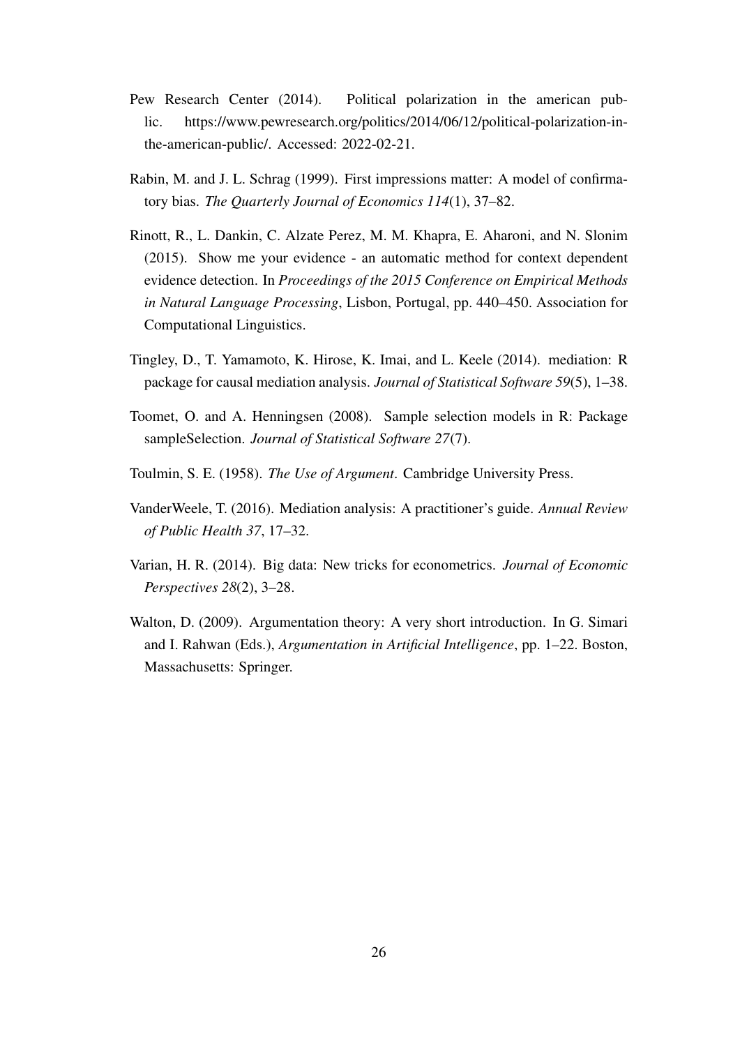Pew Research Center (2014). Political polarization in the american public. https://www.pewresearch.org/politics/2014/06/12/political-polarization-in-the-american-public/. Accessed: 2022-02-21.

Rabin, M. and J. L. Schrag (1999). First impressions matter: A model of confirmatory bias. *The Quarterly Journal of Economics 114*(1), 37–82.

Rinott, R., L. Dankin, C. Alzate Perez, M. M. Khapra, E. Aharoni, and N. Slonim (2015). Show me your evidence - an automatic method for context dependent evidence detection. In *Proceedings of the 2015 Conference on Empirical Methods in Natural Language Processing*, Lisbon, Portugal, pp. 440–450. Association for Computational Linguistics.

Tingley, D., T. Yamamoto, K. Hirose, K. Imai, and L. Keele (2014). mediation: R package for causal mediation analysis. *Journal of Statistical Software 59*(5), 1–38.

Toomet, O. and A. Henningsen (2008). Sample selection models in R: Package sampleSelection. *Journal of Statistical Software 27*(7).

Toulmin, S. E. (1958). *The Use of Argument*. Cambridge University Press.

VanderWeele, T. (2016). Mediation analysis: A practitioner's guide. *Annual Review of Public Health 37*, 17–32.

Varian, H. R. (2014). Big data: New tricks for econometrics. *Journal of Economic Perspectives 28*(2), 3–28.

Walton, D. (2009). Argumentation theory: A very short introduction. In G. Simari and I. Rahwan (Eds.), *Argumentation in Artificial Intelligence*, pp. 1–22. Boston, Massachusetts: Springer.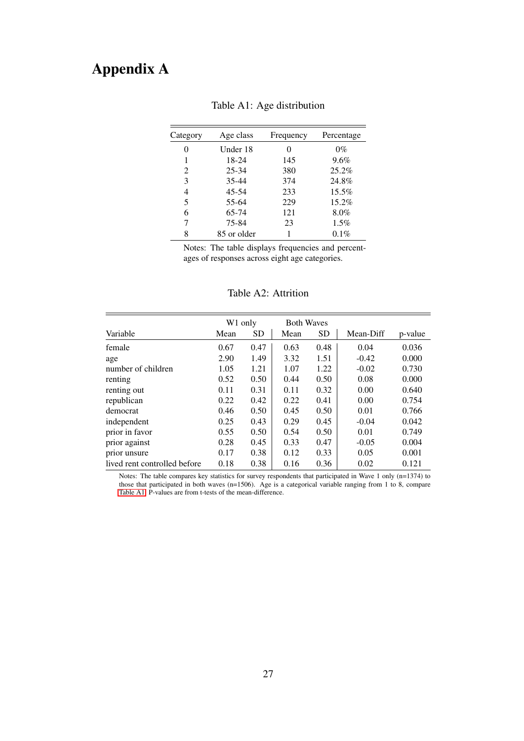# Appendix A

Table A1: Age distribution

| Category | Age class | Frequency | Percentage |
|---|---|---|---|
| 0 | Under 18 | 0 | 0% |
| 1 | 18-24 | 145 | 9.6% |
| 2 | 25-34 | 380 | 25.2% |
| 3 | 35-44 | 374 | 24.8% |
| 4 | 45-54 | 233 | 15.5% |
| 5 | 55-64 | 229 | 15.2% |
| 6 | 65-74 | 121 | 8.0% |
| 7 | 75-84 | 23 | 1.5% |
| 8 | 85 or older | 1 | 0.1% |

Notes: The table displays frequencies and percentages of responses across eight age categories.

Table A2: Attrition

| | W1 only | | Both Waves | | | |
|---|---|---|---|---|---|---|
| Variable | Mean | SD | Mean | SD | Mean-Diff | p-value |
| female | 0.67 | 0.47 | 0.63 | 0.48 | 0.04 | 0.036 |
| age | 2.90 | 1.49 | 3.32 | 1.51 | -0.42 | 0.000 |
| number of children | 1.05 | 1.21 | 1.07 | 1.22 | -0.02 | 0.730 |
| renting | 0.52 | 0.50 | 0.44 | 0.50 | 0.08 | 0.000 |
| renting out | 0.11 | 0.31 | 0.11 | 0.32 | 0.00 | 0.640 |
| republican | 0.22 | 0.42 | 0.22 | 0.41 | 0.00 | 0.754 |
| democrat | 0.46 | 0.50 | 0.45 | 0.50 | 0.01 | 0.766 |
| independent | 0.25 | 0.43 | 0.29 | 0.45 | -0.04 | 0.042 |
| prior in favor | 0.55 | 0.50 | 0.54 | 0.50 | 0.01 | 0.749 |
| prior against | 0.28 | 0.45 | 0.33 | 0.47 | -0.05 | 0.004 |
| prior unsure | 0.17 | 0.38 | 0.12 | 0.33 | 0.05 | 0.001 |
| lived rent controlled before | 0.18 | 0.38 | 0.16 | 0.36 | 0.02 | 0.121 |

Notes: The table compares key statistics for survey respondents that participated in Wave 1 only (n=1374) to those that participated in both waves (n=1506). Age is a categorical variable ranging from 1 to 8, compare Table A1. P-values are from t-tests of the mean-difference.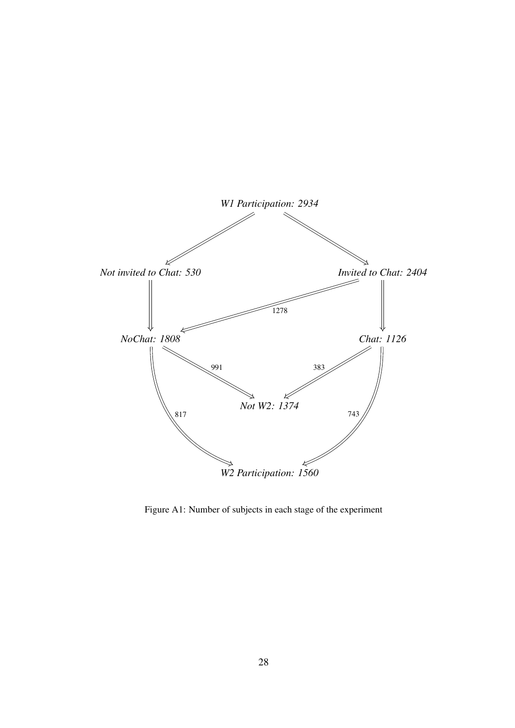*W1 Participation: 2934*

*Not invited to Chat: 530*

*Invited to Chat: 2404*

1278

*NoChat: 1808*

*Chat: 1126*

991

383

*Not W2: 1374*

817

743

*W2 Participation: 1560*

Figure A1: Number of subjects in each stage of the experiment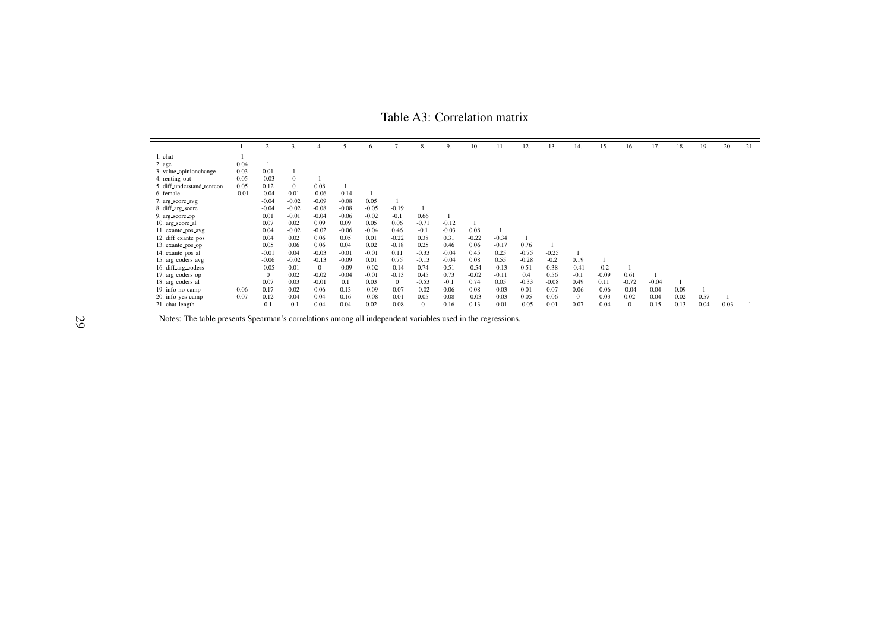# Table A3: Correlation matrix

| | 1. | 2. | 3. | 4. | 5. | 6. | 7. | 8. | 9. | 10. | 11. | 12. | 13. | 14. | 15. | 16. | 17. | 18. | 19. | 20. | 21. |
|---|---|---|---|---|---|---|---|---|---|---|---|---|---|---|---|---|---|---|---|---|---|
| 1. chat | 1 | | | | | | | | | | | | | | | | | | | | |
| 2. age | 0.04 | 1 | | | | | | | | | | | | | | | | | | | |
| 3. value_opinionchange | 0.03 | 0.01 | 1 | | | | | | | | | | | | | | | | | | |
| 4. renting_out | 0.05 | -0.03 | 0 | 1 | | | | | | | | | | | | | | | | | |
| 5. diff_understand_rentcon | 0.05 | 0.12 | 0 | 0.08 | 1 | | | | | | | | | | | | | | | | |
| 6. female | -0.01 | -0.04 | 0.01 | -0.06 | -0.14 | 1 | | | | | | | | | | | | | | | |
| 7. arg_score_avg | | -0.04 | -0.02 | -0.09 | -0.08 | 0.05 | 1 | | | | | | | | | | | | | | |
| 8. diff_arg_score | | -0.04 | -0.02 | -0.08 | -0.08 | -0.05 | -0.19 | 1 | | | | | | | | | | | | | |
| 9. arg_score_op | | 0.01 | -0.01 | -0.04 | -0.06 | -0.02 | -0.1 | 0.66 | 1 | | | | | | | | | | | | |
| 10. arg_score_al | | 0.07 | 0.02 | 0.09 | 0.09 | 0.05 | 0.06 | -0.71 | -0.12 | 1 | | | | | | | | | | | |
| 11. exante_pos_avg | | 0.04 | -0.02 | -0.02 | -0.06 | -0.04 | 0.46 | -0.1 | -0.03 | 0.08 | 1 | | | | | | | | | | |
| 12. diff_exante_pos | | 0.04 | 0.02 | 0.06 | 0.05 | 0.01 | -0.22 | 0.38 | 0.31 | -0.22 | -0.34 | 1 | | | | | | | | | |
| 13. exante_pos_op | | 0.05 | 0.06 | 0.06 | 0.04 | 0.02 | -0.18 | 0.25 | 0.46 | 0.06 | -0.17 | 0.76 | 1 | | | | | | | | |
| 14. exante_pos_al | | -0.01 | 0.04 | -0.03 | -0.01 | -0.01 | 0.11 | -0.33 | -0.04 | 0.45 | 0.25 | -0.75 | -0.25 | 1 | | | | | | | |
| 15. arg_coders_avg | | -0.06 | -0.02 | -0.13 | -0.09 | 0.01 | 0.75 | -0.13 | -0.04 | 0.08 | 0.55 | -0.28 | -0.2 | 0.19 | 1 | | | | | | |
| 16. diff_arg_coders | | -0.05 | 0.01 | 0 | -0.09 | -0.02 | -0.14 | 0.74 | 0.51 | -0.54 | -0.13 | 0.51 | 0.38 | -0.41 | -0.2 | 1 | | | | | |
| 17. arg_coders_op | | 0 | 0.02 | -0.02 | -0.04 | -0.01 | -0.13 | 0.45 | 0.73 | -0.02 | -0.11 | 0.4 | 0.56 | -0.1 | -0.09 | 0.61 | 1 | | | | |
| 18. arg_coders_al | | 0.07 | 0.03 | -0.01 | 0.1 | 0.03 | 0 | -0.53 | -0.1 | 0.74 | 0.05 | -0.33 | -0.08 | 0.49 | 0.11 | -0.72 | -0.04 | 1 | | | |
| 19. info_no_camp | 0.06 | 0.17 | 0.02 | 0.06 | 0.13 | -0.09 | -0.07 | -0.02 | 0.06 | 0.08 | -0.03 | 0.01 | 0.07 | 0.06 | -0.06 | -0.04 | 0.04 | 0.09 | 1 | | |
| 20. info_yes_camp | 0.07 | 0.12 | 0.04 | 0.04 | 0.16 | -0.08 | -0.01 | 0.05 | 0.08 | -0.03 | -0.03 | 0.05 | 0.06 | 0 | -0.03 | 0.02 | 0.04 | 0.02 | 0.57 | 1 | |
| 21. chat_length | | 0.1 | -0.1 | 0.04 | 0.04 | 0.02 | -0.08 | 0 | 0.16 | 0.13 | -0.01 | -0.05 | 0.01 | 0.07 | -0.04 | 0 | 0.15 | 0.13 | 0.04 | 0.03 | 1 |

Notes: The table presents Spearman's correlations among all independent variables used in the regressions.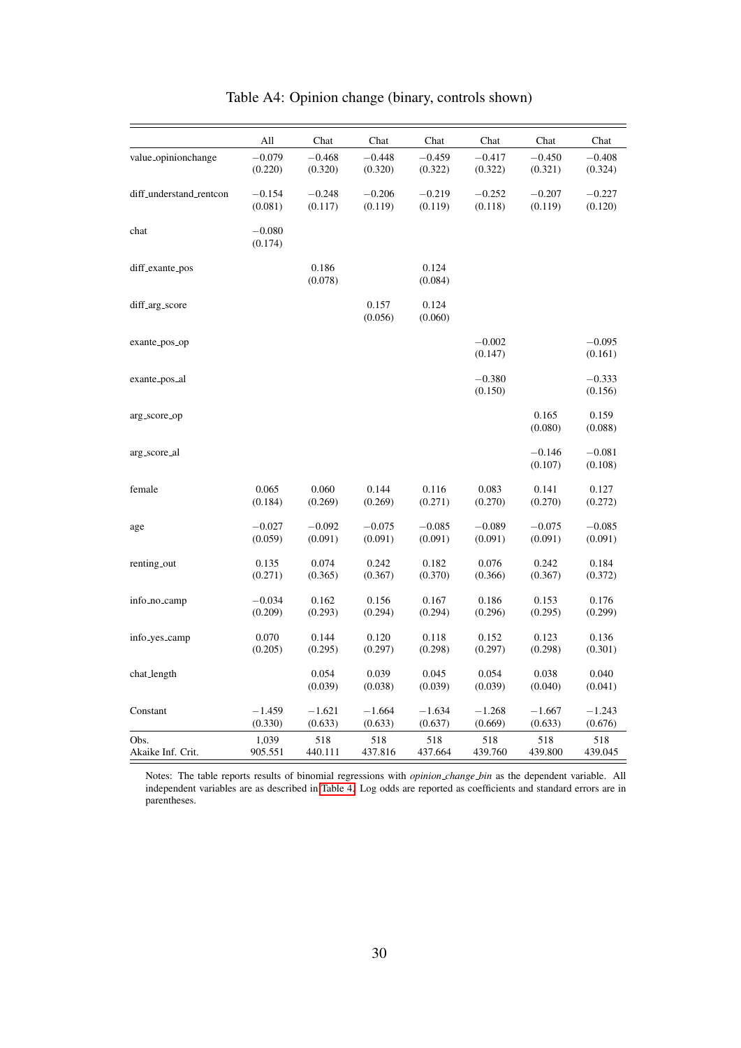Table A4: Opinion change (binary, controls shown)

| | All | Chat | Chat | Chat | Chat | Chat | Chat |
|---|---|---|---|---|---|---|---|
| value_opinionchange | −0.079 | −0.468 | −0.448 | −0.459 | −0.417 | −0.450 | −0.408 |
| | (0.220) | (0.320) | (0.320) | (0.322) | (0.322) | (0.321) | (0.324) |
| diff_understand_rentcon | −0.154 | −0.248 | −0.206 | −0.219 | −0.252 | −0.207 | −0.227 |
| | (0.081) | (0.117) | (0.119) | (0.119) | (0.118) | (0.119) | (0.120) |
| chat | −0.080 | | | | | | |
| | (0.174) | | | | | | |
| diff_exante_pos | | 0.186 | | 0.124 | | | |
| | | (0.078) | | (0.084) | | | |
| diff_arg_score | | | 0.157 | 0.124 | | | |
| | | | (0.056) | (0.060) | | | |
| exante_pos_op | | | | | −0.002 | | −0.095 |
| | | | | | (0.147) | | (0.161) |
| exante_pos_al | | | | | −0.380 | | −0.333 |
| | | | | | (0.150) | | (0.156) |
| arg_score_op | | | | | | 0.165 | 0.159 |
| | | | | | | (0.080) | (0.088) |
| arg_score_al | | | | | | −0.146 | −0.081 |
| | | | | | | (0.107) | (0.108) |
| female | 0.065 | 0.060 | 0.144 | 0.116 | 0.083 | 0.141 | 0.127 |
| | (0.184) | (0.269) | (0.269) | (0.271) | (0.270) | (0.270) | (0.272) |
| age | −0.027 | −0.092 | −0.075 | −0.085 | −0.089 | −0.075 | −0.085 |
| | (0.059) | (0.091) | (0.091) | (0.091) | (0.091) | (0.091) | (0.091) |
| renting_out | 0.135 | 0.074 | 0.242 | 0.182 | 0.076 | 0.242 | 0.184 |
| | (0.271) | (0.365) | (0.367) | (0.370) | (0.366) | (0.367) | (0.372) |
| info_no_camp | −0.034 | 0.162 | 0.156 | 0.167 | 0.186 | 0.153 | 0.176 |
| | (0.209) | (0.293) | (0.294) | (0.294) | (0.296) | (0.295) | (0.299) |
| info_yes_camp | 0.070 | 0.144 | 0.120 | 0.118 | 0.152 | 0.123 | 0.136 |
| | (0.205) | (0.295) | (0.297) | (0.298) | (0.297) | (0.298) | (0.301) |
| chat_length | | 0.054 | 0.039 | 0.045 | 0.054 | 0.038 | 0.040 |
| | | (0.039) | (0.038) | (0.039) | (0.039) | (0.040) | (0.041) |
| Constant | −1.459 | −1.621 | −1.664 | −1.634 | −1.268 | −1.667 | −1.243 |
| | (0.330) | (0.633) | (0.633) | (0.637) | (0.669) | (0.633) | (0.676) |
| Obs. | 1,039 | 518 | 518 | 518 | 518 | 518 | 518 |
| Akaike Inf. Crit. | 905.551 | 440.111 | 437.816 | 437.664 | 439.760 | 439.800 | 439.045 |

Notes: The table reports results of binomial regressions with *opinion_change_bin* as the dependent variable. All independent variables are as described in Table 4. Log odds are reported as coefficients and standard errors are in parentheses.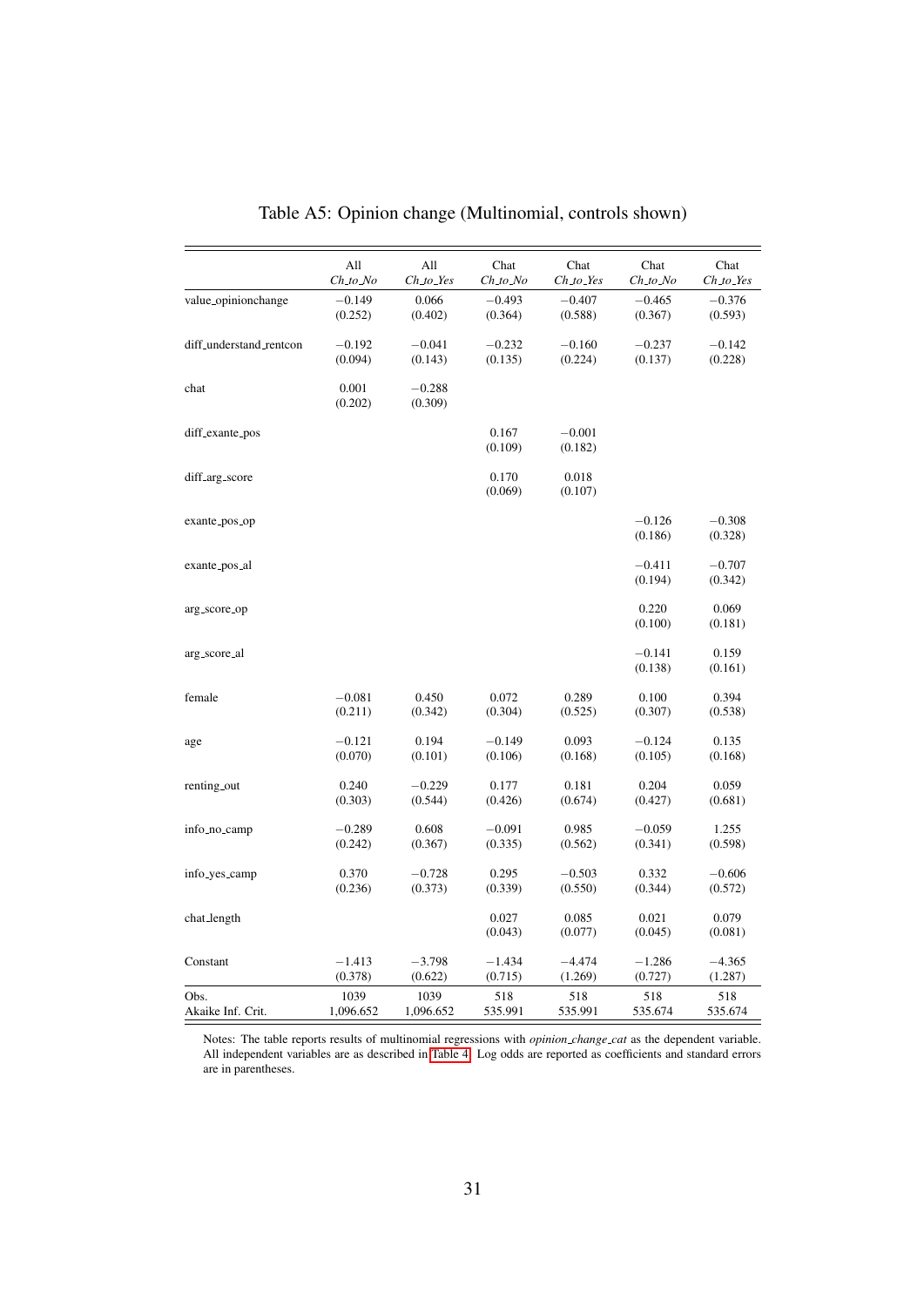Table A5: Opinion change (Multinomial, controls shown)

| | All *Ch_to_No* | All *Ch_to_Yes* | Chat *Ch_to_No* | Chat *Ch_to_Yes* | Chat *Ch_to_No* | Chat *Ch_to_Yes* |
|---|---|---|---|---|---|---|
| value_opinionchange | −0.149 | 0.066 | −0.493 | −0.407 | −0.465 | −0.376 |
| | (0.252) | (0.402) | (0.364) | (0.588) | (0.367) | (0.593) |
| diff_understand_rentcon | −0.192 | −0.041 | −0.232 | −0.160 | −0.237 | −0.142 |
| | (0.094) | (0.143) | (0.135) | (0.224) | (0.137) | (0.228) |
| chat | 0.001 | −0.288 | | | | |
| | (0.202) | (0.309) | | | | |
| diff_exante_pos | | | 0.167 | −0.001 | | |
| | | | (0.109) | (0.182) | | |
| diff_arg_score | | | 0.170 | 0.018 | | |
| | | | (0.069) | (0.107) | | |
| exante_pos_op | | | | | −0.126 | −0.308 |
| | | | | | (0.186) | (0.328) |
| exante_pos_al | | | | | −0.411 | −0.707 |
| | | | | | (0.194) | (0.342) |
| arg_score_op | | | | | 0.220 | 0.069 |
| | | | | | (0.100) | (0.181) |
| arg_score_al | | | | | −0.141 | 0.159 |
| | | | | | (0.138) | (0.161) |
| female | −0.081 | 0.450 | 0.072 | 0.289 | 0.100 | 0.394 |
| | (0.211) | (0.342) | (0.304) | (0.525) | (0.307) | (0.538) |
| age | −0.121 | 0.194 | −0.149 | 0.093 | −0.124 | 0.135 |
| | (0.070) | (0.101) | (0.106) | (0.168) | (0.105) | (0.168) |
| renting_out | 0.240 | −0.229 | 0.177 | 0.181 | 0.204 | 0.059 |
| | (0.303) | (0.544) | (0.426) | (0.674) | (0.427) | (0.681) |
| info_no_camp | −0.289 | 0.608 | −0.091 | 0.985 | −0.059 | 1.255 |
| | (0.242) | (0.367) | (0.335) | (0.562) | (0.341) | (0.598) |
| info_yes_camp | 0.370 | −0.728 | 0.295 | −0.503 | 0.332 | −0.606 |
| | (0.236) | (0.373) | (0.339) | (0.550) | (0.344) | (0.572) |
| chat_length | | | 0.027 | 0.085 | 0.021 | 0.079 |
| | | | (0.043) | (0.077) | (0.045) | (0.081) |
| Constant | −1.413 | −3.798 | −1.434 | −4.474 | −1.286 | −4.365 |
| | (0.378) | (0.622) | (0.715) | (1.269) | (0.727) | (1.287) |
| Obs. | 1039 | 1039 | 518 | 518 | 518 | 518 |
| Akaike Inf. Crit. | 1,096.652 | 1,096.652 | 535.991 | 535.991 | 535.674 | 535.674 |

Notes: The table reports results of multinomial regressions with *opinion_change_cat* as the dependent variable. All independent variables are as described in Table 4. Log odds are reported as coefficients and standard errors are in parentheses.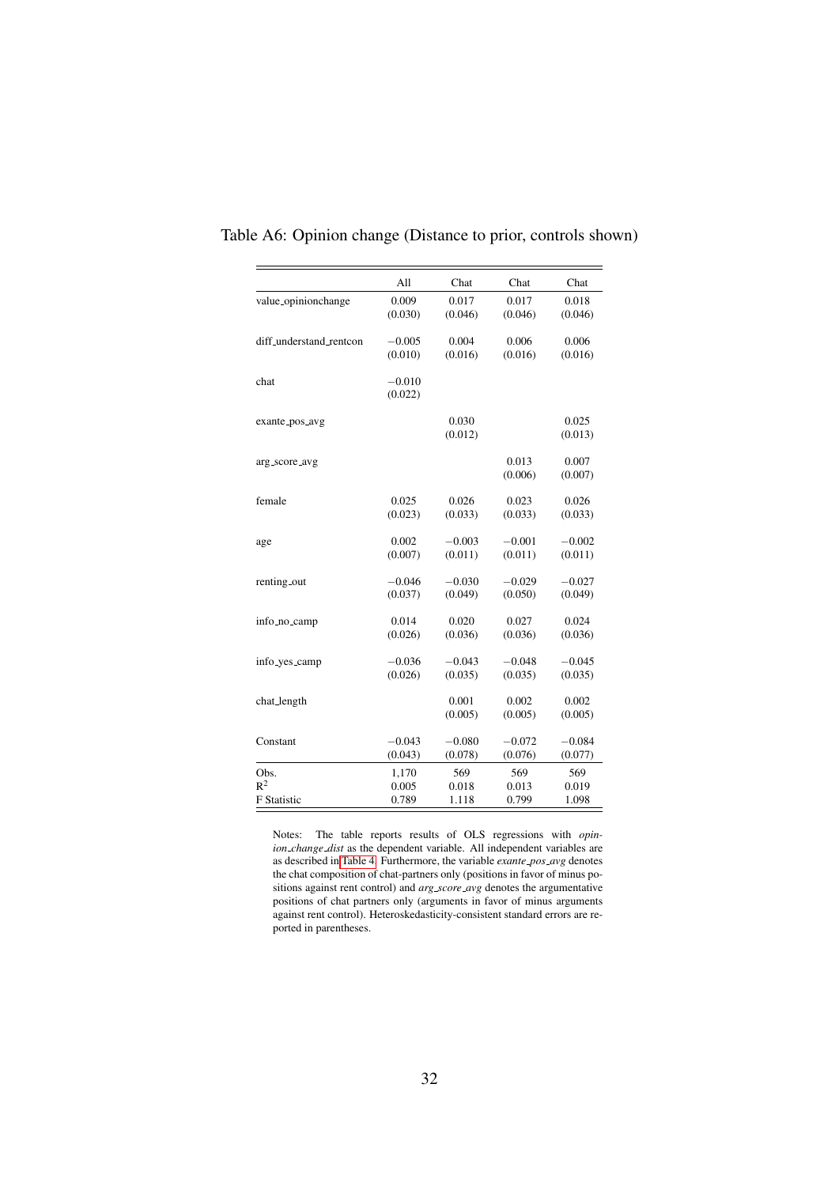Table A6: Opinion change (Distance to prior, controls shown)

| | All | Chat | Chat | Chat |
|---|---|---|---|---|
| value_opinionchange | 0.009<br>(0.030) | 0.017<br>(0.046) | 0.017<br>(0.046) | 0.018<br>(0.046) |
| diff_understand_rentcon | −0.005<br>(0.010) | 0.004<br>(0.016) | 0.006<br>(0.016) | 0.006<br>(0.016) |
| chat | −0.010<br>(0.022) | | | |
| exante_pos_avg | | 0.030<br>(0.012) | | 0.025<br>(0.013) |
| arg_score_avg | | | 0.013<br>(0.006) | 0.007<br>(0.007) |
| female | 0.025<br>(0.023) | 0.026<br>(0.033) | 0.023<br>(0.033) | 0.026<br>(0.033) |
| age | 0.002<br>(0.007) | −0.003<br>(0.011) | −0.001<br>(0.011) | −0.002<br>(0.011) |
| renting_out | −0.046<br>(0.037) | −0.030<br>(0.049) | −0.029<br>(0.050) | −0.027<br>(0.049) |
| info_no_camp | 0.014<br>(0.026) | 0.020<br>(0.036) | 0.027<br>(0.036) | 0.024<br>(0.036) |
| info_yes_camp | −0.036<br>(0.026) | −0.043<br>(0.035) | −0.048<br>(0.035) | −0.045<br>(0.035) |
| chat_length | | 0.001<br>(0.005) | 0.002<br>(0.005) | 0.002<br>(0.005) |
| Constant | −0.043<br>(0.043) | −0.080<br>(0.078) | −0.072<br>(0.076) | −0.084<br>(0.077) |
| Obs. | 1,170 | 569 | 569 | 569 |
| $R^2$ | 0.005 | 0.018 | 0.013 | 0.019 |
| F Statistic | 0.789 | 1.118 | 0.799 | 1.098 |

Notes: The table reports results of OLS regressions with *opinion_change_dist* as the dependent variable. All independent variables are as described in Table 4. Furthermore, the variable *exante_pos_avg* denotes the chat composition of chat-partners only (positions in favor of minus positions against rent control) and *arg_score_avg* denotes the argumentative positions of chat partners only (arguments in favor of minus arguments against rent control). Heteroskedasticity-consistent standard errors are reported in parentheses.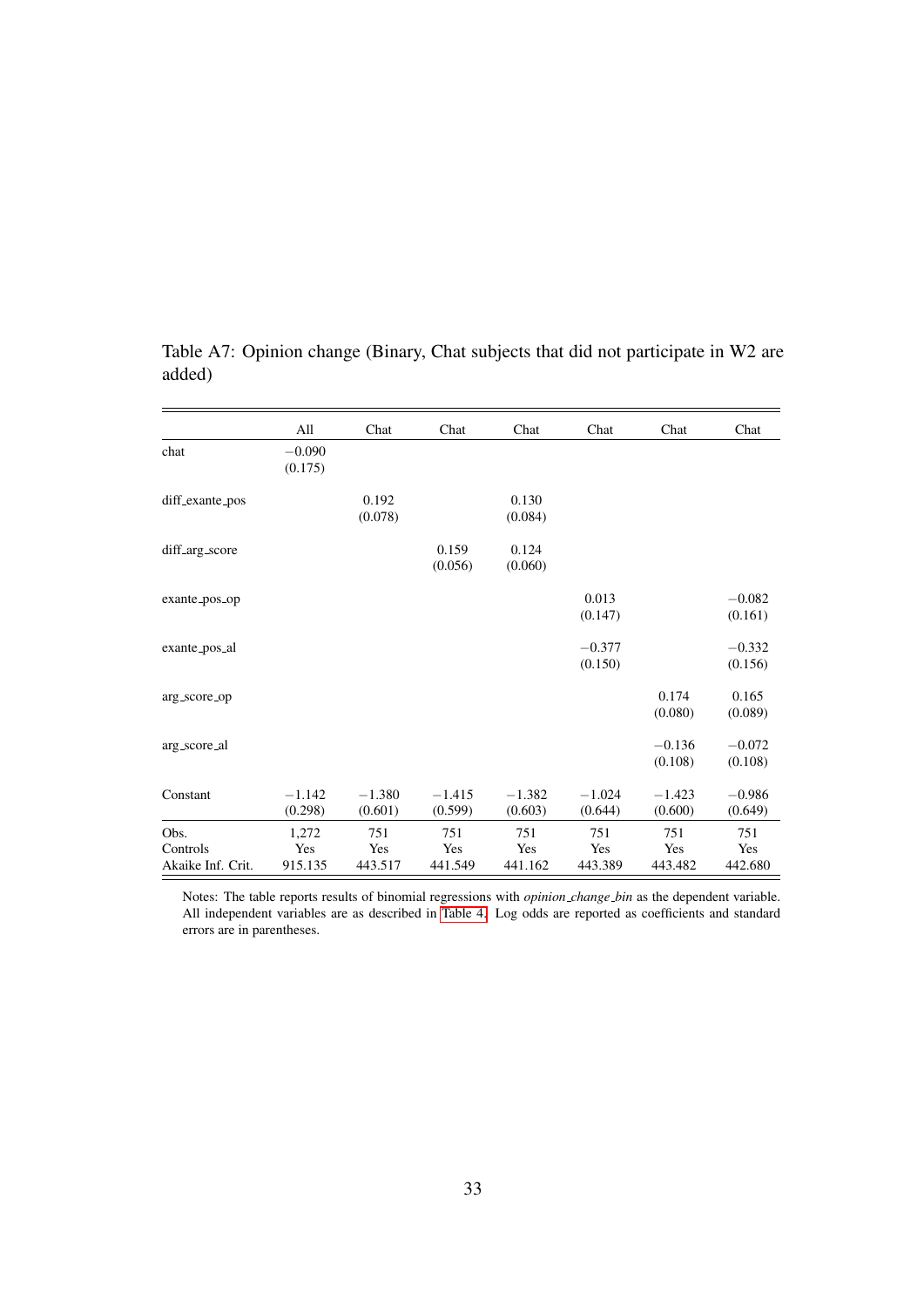Table A7: Opinion change (Binary, Chat subjects that did not participate in W2 are added)

| | All | Chat | Chat | Chat | Chat | Chat | Chat |
|---|---|---|---|---|---|---|---|
| chat | −0.090<br>(0.175) | | | | | | |
| diff_exante_pos | | 0.192<br>(0.078) | | 0.130<br>(0.084) | | | |
| diff_arg_score | | | 0.159<br>(0.056) | 0.124<br>(0.060) | | | |
| exante_pos_op | | | | | 0.013<br>(0.147) | | −0.082<br>(0.161) |
| exante_pos_al | | | | | −0.377<br>(0.150) | | −0.332<br>(0.156) |
| arg_score_op | | | | | | 0.174<br>(0.080) | 0.165<br>(0.089) |
| arg_score_al | | | | | | −0.136<br>(0.108) | −0.072<br>(0.108) |
| Constant | −1.142<br>(0.298) | −1.380<br>(0.601) | −1.415<br>(0.599) | −1.382<br>(0.603) | −1.024<br>(0.644) | −1.423<br>(0.600) | −0.986<br>(0.649) |
| Obs. | 1,272 | 751 | 751 | 751 | 751 | 751 | 751 |
| Controls | Yes | Yes | Yes | Yes | Yes | Yes | Yes |
| Akaike Inf. Crit. | 915.135 | 443.517 | 441.549 | 441.162 | 443.389 | 443.482 | 442.680 |

Notes: The table reports results of binomial regressions with *opinion_change_bin* as the dependent variable. All independent variables are as described in Table 4. Log odds are reported as coefficients and standard errors are in parentheses.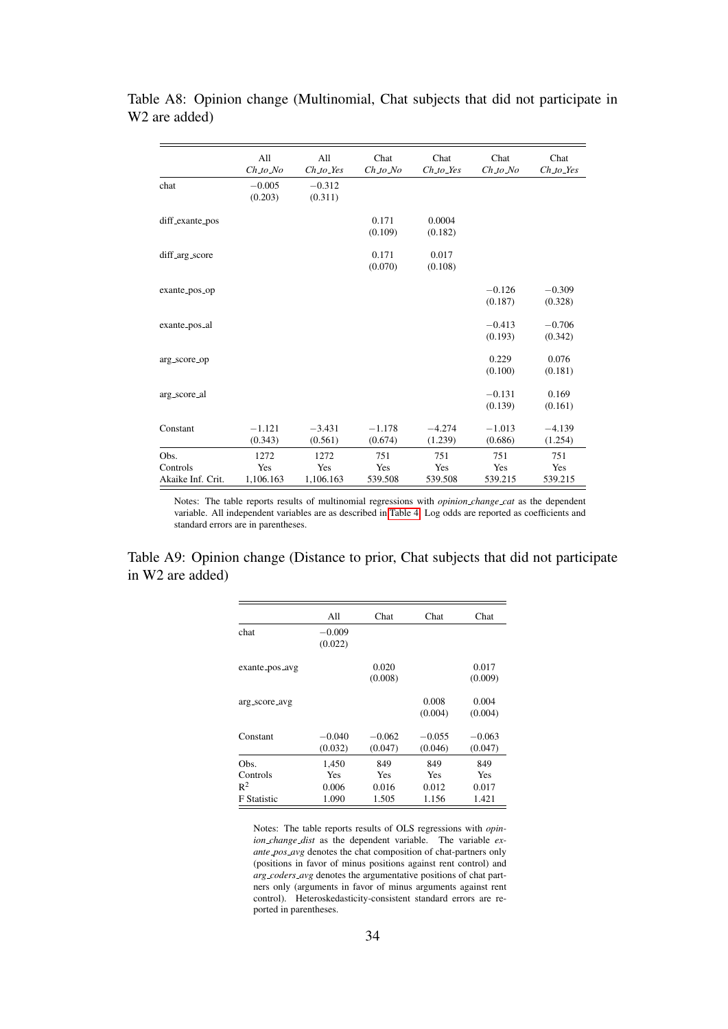Table A8: Opinion change (Multinomial, Chat subjects that did not participate in W2 are added)

| | All *Ch_to_No* | All *Ch_to_Yes* | Chat *Ch_to_No* | Chat *Ch_to_Yes* | Chat *Ch_to_No* | Chat *Ch_to_Yes* |
|---|---|---|---|---|---|---|
| chat | −0.005 | −0.312 | | | | |
| | (0.203) | (0.311) | | | | |
| diff_exante_pos | | | 0.171 | 0.0004 | | |
| | | | (0.109) | (0.182) | | |
| diff_arg_score | | | 0.171 | 0.017 | | |
| | | | (0.070) | (0.108) | | |
| exante_pos_op | | | | | −0.126 | −0.309 |
| | | | | | (0.187) | (0.328) |
| exante_pos_al | | | | | −0.413 | −0.706 |
| | | | | | (0.193) | (0.342) |
| arg_score_op | | | | | 0.229 | 0.076 |
| | | | | | (0.100) | (0.181) |
| arg_score_al | | | | | −0.131 | 0.169 |
| | | | | | (0.139) | (0.161) |
| Constant | −1.121 | −3.431 | −1.178 | −4.274 | −1.013 | −4.139 |
| | (0.343) | (0.561) | (0.674) | (1.239) | (0.686) | (1.254) |
| Obs. | 1272 | 1272 | 751 | 751 | 751 | 751 |
| Controls | Yes | Yes | Yes | Yes | Yes | Yes |
| Akaike Inf. Crit. | 1,106.163 | 1,106.163 | 539.508 | 539.508 | 539.215 | 539.215 |

Notes: The table reports results of multinomial regressions with *opinion_change_cat* as the dependent variable. All independent variables are as described in Table 4. Log odds are reported as coefficients and standard errors are in parentheses.

Table A9: Opinion change (Distance to prior, Chat subjects that did not participate in W2 are added)

| | All | Chat | Chat | Chat |
|---|---|---|---|---|
| chat | −0.009 | | | |
| | (0.022) | | | |
| exante_pos_avg | | 0.020 | | 0.017 |
| | | (0.008) | | (0.009) |
| arg_score_avg | | | 0.008 | 0.004 |
| | | | (0.004) | (0.004) |
| Constant | −0.040 | −0.062 | −0.055 | −0.063 |
| | (0.032) | (0.047) | (0.046) | (0.047) |
| Obs. | 1,450 | 849 | 849 | 849 |
| Controls | Yes | Yes | Yes | Yes |
| $R^2$ | 0.006 | 0.016 | 0.012 | 0.017 |
| F Statistic | 1.090 | 1.505 | 1.156 | 1.421 |

Notes: The table reports results of OLS regressions with *opinion_change_dist* as the dependent variable. The variable *exante_pos_avg* denotes the chat composition of chat-partners only (positions in favor of minus positions against rent control) and *arg_coders_avg* denotes the argumentative positions of chat partners only (arguments in favor of minus arguments against rent control). Heteroskedasticity-consistent standard errors are reported in parentheses.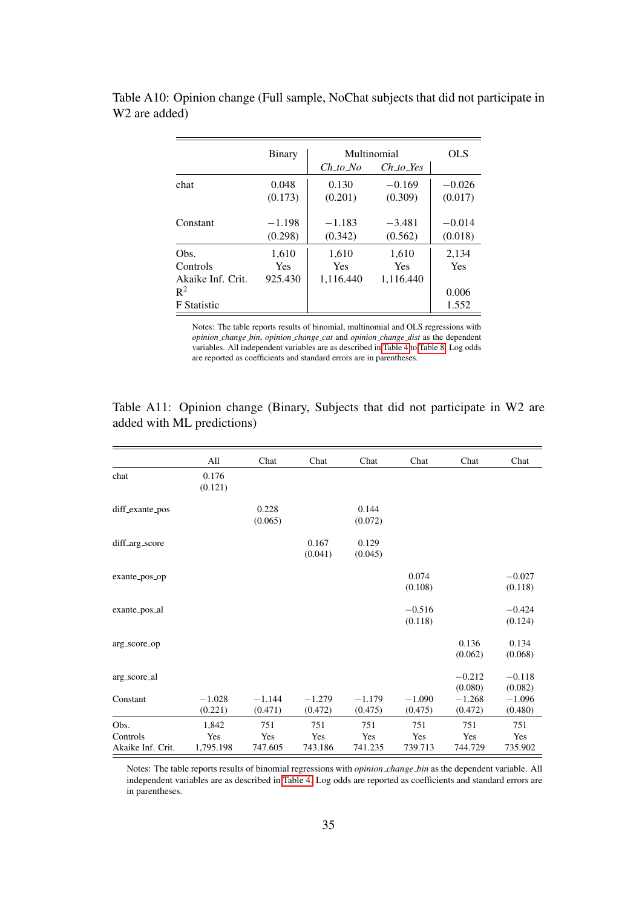Table A10: Opinion change (Full sample, NoChat subjects that did not participate in W2 are added)

| | Binary | Multinomial | | OLS |
|---|---|---|---|---|
| | | *Ch_to_No* | *Ch_to_Yes* | |
| chat | 0.048 | 0.130 | −0.169 | −0.026 |
| | (0.173) | (0.201) | (0.309) | (0.017) |
| Constant | −1.198 | −1.183 | −3.481 | −0.014 |
| | (0.298) | (0.342) | (0.562) | (0.018) |
| Obs. | 1,610 | 1,610 | 1,610 | 2,134 |
| Controls | Yes | Yes | Yes | Yes |
| Akaike Inf. Crit. | 925.430 | 1,116.440 | 1,116.440 | |
| $R^2$ | | | | 0.006 |
| F Statistic | | | | 1.552 |

Notes: The table reports results of binomial, multinomial and OLS regressions with *opinion_change_bin*, *opinion_change_cat* and *opinion_change_dist* as the dependent variables. All independent variables are as described in Table 4 to Table 8. Log odds are reported as coefficients and standard errors are in parentheses.

Table A11: Opinion change (Binary, Subjects that did not participate in W2 are added with ML predictions)

| | All | Chat | Chat | Chat | Chat | Chat | Chat |
|---|---|---|---|---|---|---|---|
| chat | 0.176 | | | | | | |
| | (0.121) | | | | | | |
| diff_exante_pos | | 0.228 | | 0.144 | | | |
| | | (0.065) | | (0.072) | | | |
| diff_arg_score | | | 0.167 | 0.129 | | | |
| | | | (0.041) | (0.045) | | | |
| exante_pos_op | | | | | 0.074 | | −0.027 |
| | | | | | (0.108) | | (0.118) |
| exante_pos_al | | | | | −0.516 | | −0.424 |
| | | | | | (0.118) | | (0.124) |
| arg_score_op | | | | | | 0.136 | 0.134 |
| | | | | | | (0.062) | (0.068) |
| arg_score_al | | | | | | −0.212 | −0.118 |
| | | | | | | (0.080) | (0.082) |
| Constant | −1.028 | −1.144 | −1.279 | −1.179 | −1.090 | −1.268 | −1.096 |
| | (0.221) | (0.471) | (0.472) | (0.475) | (0.475) | (0.472) | (0.480) |
| Obs. | 1,842 | 751 | 751 | 751 | 751 | 751 | 751 |
| Controls | Yes | Yes | Yes | Yes | Yes | Yes | Yes |
| Akaike Inf. Crit. | 1,795.198 | 747.605 | 743.186 | 741.235 | 739.713 | 744.729 | 735.902 |

Notes: The table reports results of binomial regressions with *opinion_change_bin* as the dependent variable. All independent variables are as described in Table 4. Log odds are reported as coefficients and standard errors are in parentheses.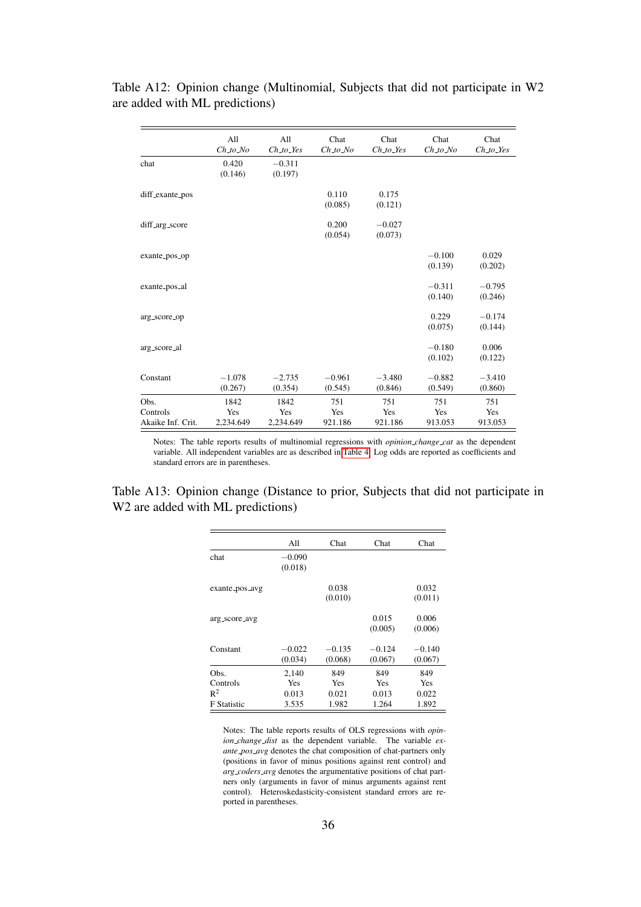Table A12: Opinion change (Multinomial, Subjects that did not participate in W2 are added with ML predictions)

| | All *Ch_to_No* | All *Ch_to_Yes* | Chat *Ch_to_No* | Chat *Ch_to_Yes* | Chat *Ch_to_No* | Chat *Ch_to_Yes* |
|---|---|---|---|---|---|---|
| chat | 0.420 | −0.311 | | | | |
| | (0.146) | (0.197) | | | | |
| diff_exante_pos | | | 0.110 | 0.175 | | |
| | | | (0.085) | (0.121) | | |
| diff_arg_score | | | 0.200 | −0.027 | | |
| | | | (0.054) | (0.073) | | |
| exante_pos_op | | | | | −0.100 | 0.029 |
| | | | | | (0.139) | (0.202) |
| exante_pos_al | | | | | −0.311 | −0.795 |
| | | | | | (0.140) | (0.246) |
| arg_score_op | | | | | 0.229 | −0.174 |
| | | | | | (0.075) | (0.144) |
| arg_score_al | | | | | −0.180 | 0.006 |
| | | | | | (0.102) | (0.122) |
| Constant | −1.078 | −2.735 | −0.961 | −3.480 | −0.882 | −3.410 |
| | (0.267) | (0.354) | (0.545) | (0.846) | (0.549) | (0.860) |
| Obs. | 1842 | 1842 | 751 | 751 | 751 | 751 |
| Controls | Yes | Yes | Yes | Yes | Yes | Yes |
| Akaike Inf. Crit. | 2,234.649 | 2,234.649 | 921.186 | 921.186 | 913.053 | 913.053 |

Notes: The table reports results of multinomial regressions with *opinion_change_cat* as the dependent variable. All independent variables are as described in Table 4. Log odds are reported as coefficients and standard errors are in parentheses.

Table A13: Opinion change (Distance to prior, Subjects that did not participate in W2 are added with ML predictions)

| | All | Chat | Chat | Chat |
|---|---|---|---|---|
| chat | −0.090 | | | |
| | (0.018) | | | |
| exante_pos_avg | | 0.038 | | 0.032 |
| | | (0.010) | | (0.011) |
| arg_score_avg | | | 0.015 | 0.006 |
| | | | (0.005) | (0.006) |
| Constant | −0.022 | −0.135 | −0.124 | −0.140 |
| | (0.034) | (0.068) | (0.067) | (0.067) |
| Obs. | 2,140 | 849 | 849 | 849 |
| Controls | Yes | Yes | Yes | Yes |
| $R^2$ | 0.013 | 0.021 | 0.013 | 0.022 |
| F Statistic | 3.535 | 1.982 | 1.264 | 1.892 |

Notes: The table reports results of OLS regressions with *opinion_change_dist* as the dependent variable. The variable *exante_pos_avg* denotes the chat composition of chat-partners only (positions in favor of minus positions against rent control) and *arg_coders_avg* denotes the argumentative positions of chat partners only (arguments in favor of minus arguments against rent control). Heteroskedasticity-consistent standard errors are reported in parentheses.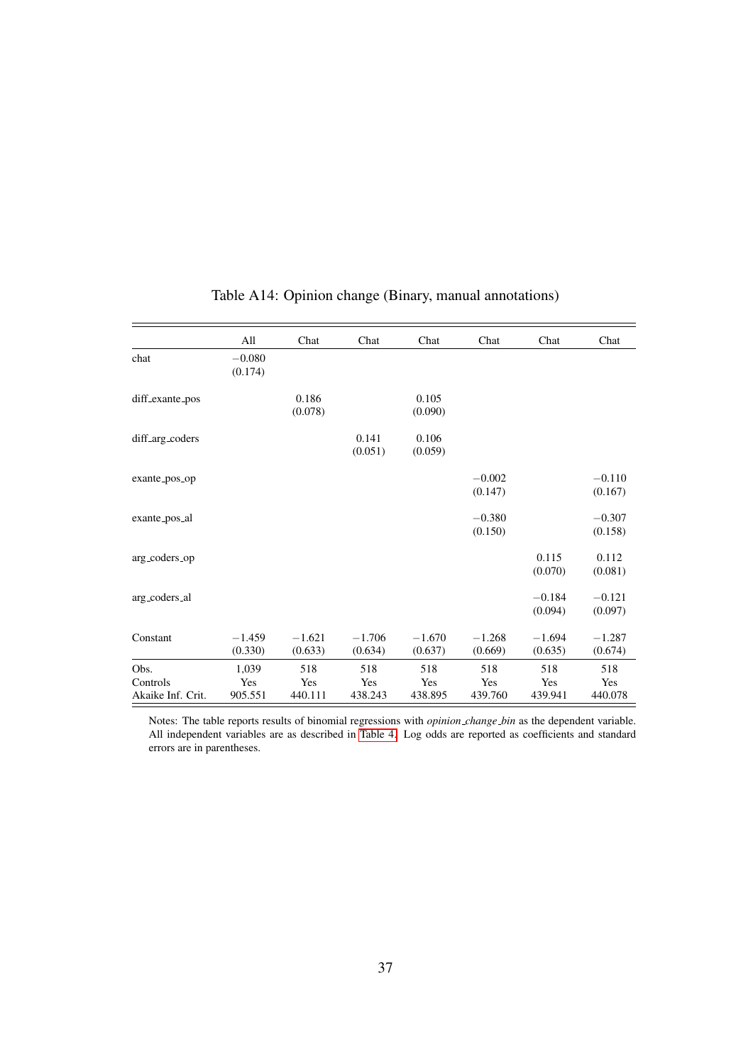Table A14: Opinion change (Binary, manual annotations)

| | All | Chat | Chat | Chat | Chat | Chat | Chat |
|---|---|---|---|---|---|---|---|
| chat | −0.080 | | | | | | |
| | (0.174) | | | | | | |
| diff_exante_pos | | 0.186 | | 0.105 | | | |
| | | (0.078) | | (0.090) | | | |
| diff_arg_coders | | | 0.141 | 0.106 | | | |
| | | | (0.051) | (0.059) | | | |
| exante_pos_op | | | | | −0.002 | | −0.110 |
| | | | | | (0.147) | | (0.167) |
| exante_pos_al | | | | | −0.380 | | −0.307 |
| | | | | | (0.150) | | (0.158) |
| arg_coders_op | | | | | | 0.115 | 0.112 |
| | | | | | | (0.070) | (0.081) |
| arg_coders_al | | | | | | −0.184 | −0.121 |
| | | | | | | (0.094) | (0.097) |
| Constant | −1.459 | −1.621 | −1.706 | −1.670 | −1.268 | −1.694 | −1.287 |
| | (0.330) | (0.633) | (0.634) | (0.637) | (0.669) | (0.635) | (0.674) |
| Obs. | 1,039 | 518 | 518 | 518 | 518 | 518 | 518 |
| Controls | Yes | Yes | Yes | Yes | Yes | Yes | Yes |
| Akaike Inf. Crit. | 905.551 | 440.111 | 438.243 | 438.895 | 439.760 | 439.941 | 440.078 |

Notes: The table reports results of binomial regressions with *opinion_change_bin* as the dependent variable. All independent variables are as described in Table 4. Log odds are reported as coefficients and standard errors are in parentheses.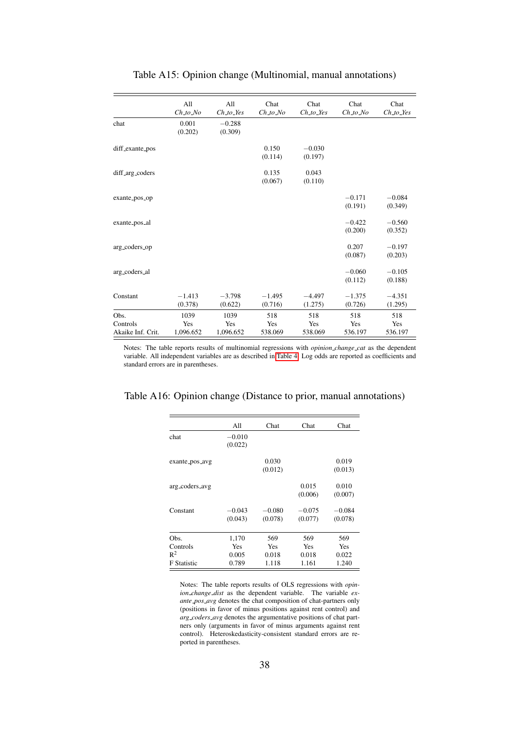Table A15: Opinion change (Multinomial, manual annotations)

| | All *Ch_to_No* | All *Ch_to_Yes* | Chat *Ch_to_No* | Chat *Ch_to_Yes* | Chat *Ch_to_No* | Chat *Ch_to_Yes* |
|---|---|---|---|---|---|---|
| chat | 0.001 | −0.288 | | | | |
| | (0.202) | (0.309) | | | | |
| diff_exante_pos | | | 0.150 | −0.030 | | |
| | | | (0.114) | (0.197) | | |
| diff_arg_coders | | | 0.135 | 0.043 | | |
| | | | (0.067) | (0.110) | | |
| exante_pos_op | | | | | −0.171 | −0.084 |
| | | | | | (0.191) | (0.349) |
| exante_pos_al | | | | | −0.422 | −0.560 |
| | | | | | (0.200) | (0.352) |
| arg_coders_op | | | | | 0.207 | −0.197 |
| | | | | | (0.087) | (0.203) |
| arg_coders_al | | | | | −0.060 | −0.105 |
| | | | | | (0.112) | (0.188) |
| Constant | −1.413 | −3.798 | −1.495 | −4.497 | −1.375 | −4.351 |
| | (0.378) | (0.622) | (0.716) | (1.275) | (0.726) | (1.295) |
| Obs. | 1039 | 1039 | 518 | 518 | 518 | 518 |
| Controls | Yes | Yes | Yes | Yes | Yes | Yes |
| Akaike Inf. Crit. | 1,096.652 | 1,096.652 | 538.069 | 538.069 | 536.197 | 536.197 |

Notes: The table reports results of multinomial regressions with *opinion_change_cat* as the dependent variable. All independent variables are as described in Table 4. Log odds are reported as coefficients and standard errors are in parentheses.

Table A16: Opinion change (Distance to prior, manual annotations)

| | All | Chat | Chat | Chat |
|---|---|---|---|---|
| chat | −0.010 | | | |
| | (0.022) | | | |
| exante_pos_avg | | 0.030 | | 0.019 |
| | | (0.012) | | (0.013) |
| arg_coders_avg | | | 0.015 | 0.010 |
| | | | (0.006) | (0.007) |
| Constant | −0.043 | −0.080 | −0.075 | −0.084 |
| | (0.043) | (0.078) | (0.077) | (0.078) |
| Obs. | 1,170 | 569 | 569 | 569 |
| Controls | Yes | Yes | Yes | Yes |
| $R^2$ | 0.005 | 0.018 | 0.018 | 0.022 |
| F Statistic | 0.789 | 1.118 | 1.161 | 1.240 |

Notes: The table reports results of OLS regressions with *opinion_change_dist* as the dependent variable. The variable *ex-ante_pos_avg* denotes the chat composition of chat-partners only (positions in favor of minus positions against rent control) and *arg_coders_avg* denotes the argumentative positions of chat partners only (arguments in favor of minus arguments against rent control). Heteroskedasticity-consistent standard errors are reported in parentheses.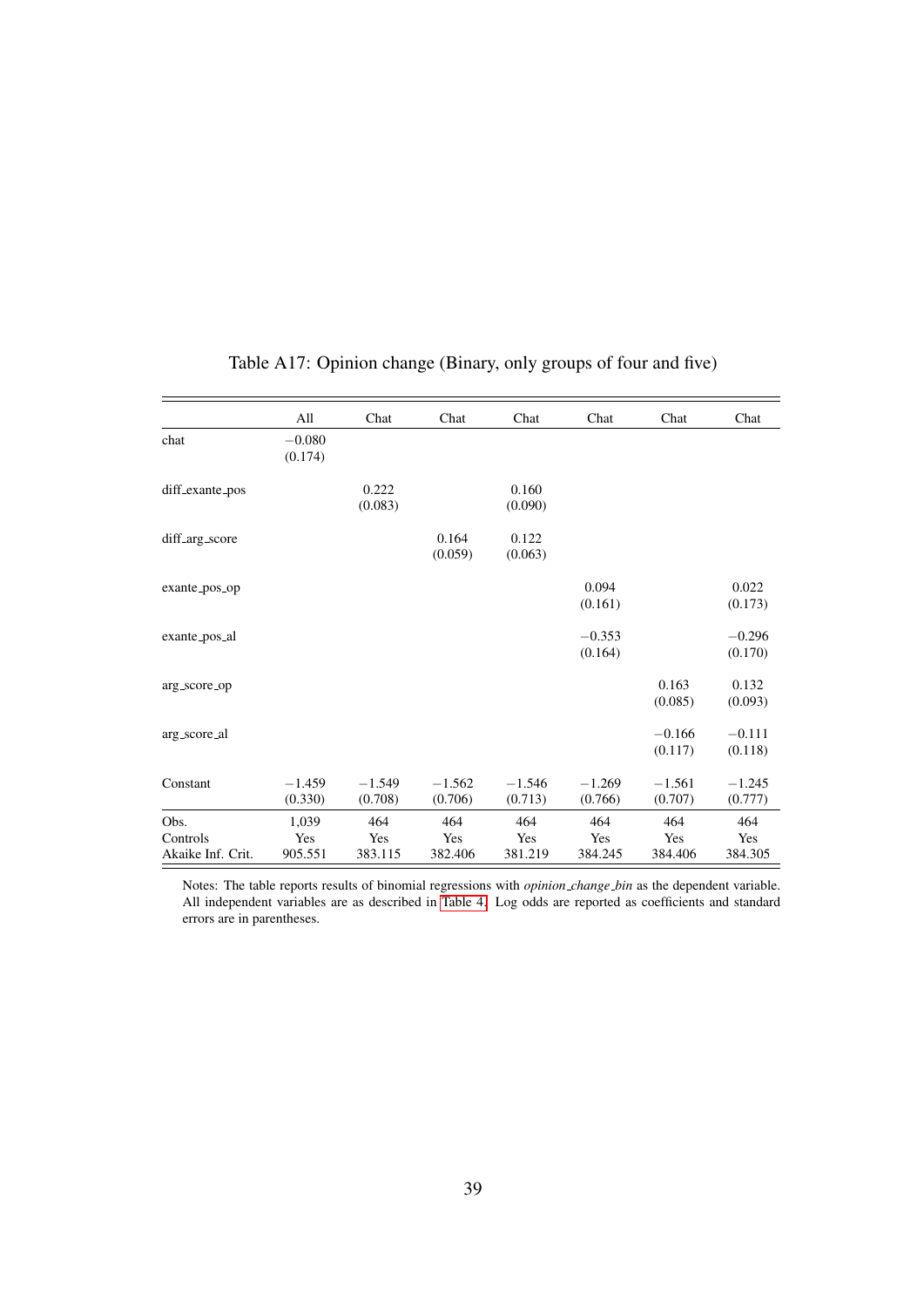Table A17: Opinion change (Binary, only groups of four and five)

| | All | Chat | Chat | Chat | Chat | Chat | Chat |
|---|---|---|---|---|---|---|---|
| chat | −0.080 | | | | | | |
| | (0.174) | | | | | | |
| diff_exante_pos | | 0.222 | | 0.160 | | | |
| | | (0.083) | | (0.090) | | | |
| diff_arg_score | | | 0.164 | 0.122 | | | |
| | | | (0.059) | (0.063) | | | |
| exante_pos_op | | | | | 0.094 | | 0.022 |
| | | | | | (0.161) | | (0.173) |
| exante_pos_al | | | | | −0.353 | | −0.296 |
| | | | | | (0.164) | | (0.170) |
| arg_score_op | | | | | | 0.163 | 0.132 |
| | | | | | | (0.085) | (0.093) |
| arg_score_al | | | | | | −0.166 | −0.111 |
| | | | | | | (0.117) | (0.118) |
| Constant | −1.459 | −1.549 | −1.562 | −1.546 | −1.269 | −1.561 | −1.245 |
| | (0.330) | (0.708) | (0.706) | (0.713) | (0.766) | (0.707) | (0.777) |
| Obs. | 1,039 | 464 | 464 | 464 | 464 | 464 | 464 |
| Controls | Yes | Yes | Yes | Yes | Yes | Yes | Yes |
| Akaike Inf. Crit. | 905.551 | 383.115 | 382.406 | 381.219 | 384.245 | 384.406 | 384.305 |

Notes: The table reports results of binomial regressions with *opinion_change_bin* as the dependent variable. All independent variables are as described in Table 4. Log odds are reported as coefficients and standard errors are in parentheses.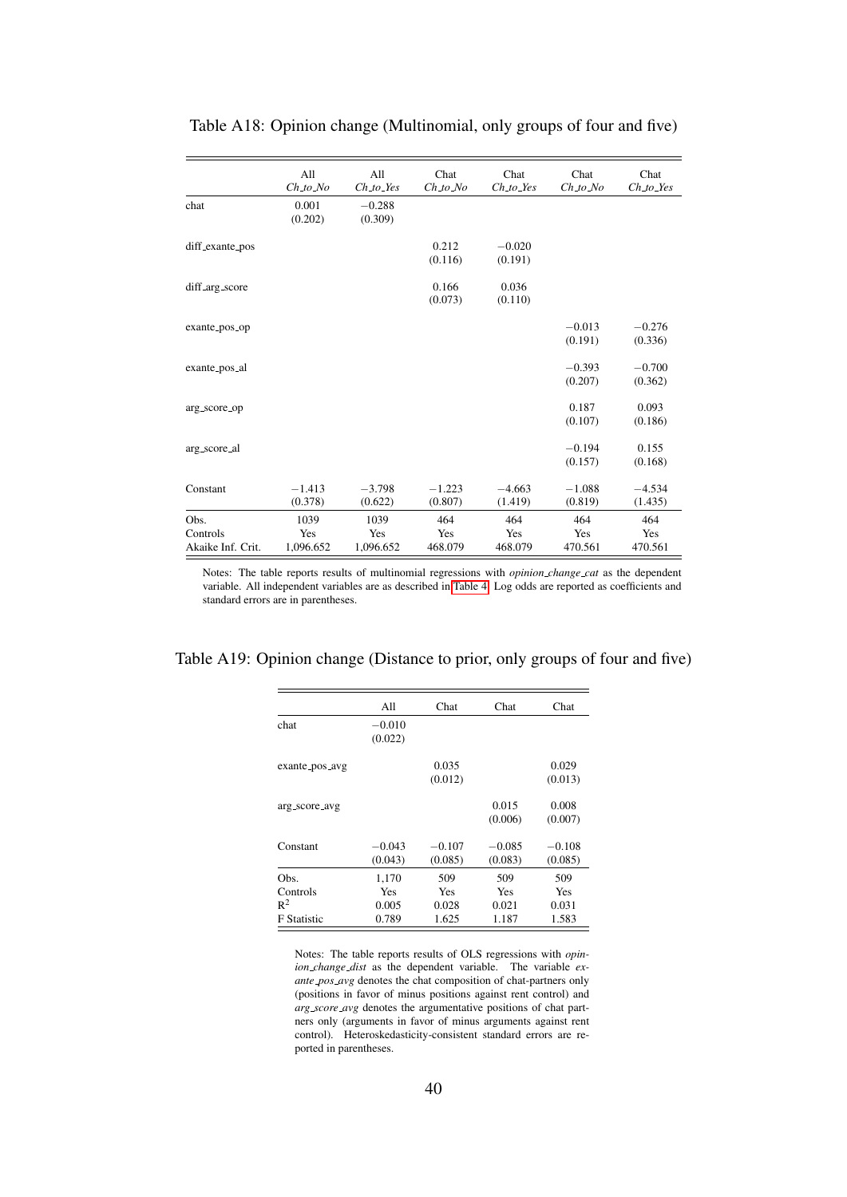Table A18: Opinion change (Multinomial, only groups of four and five)

| | All *Ch_to_No* | All *Ch_to_Yes* | Chat *Ch_to_No* | Chat *Ch_to_Yes* | Chat *Ch_to_No* | Chat *Ch_to_Yes* |
|---|---|---|---|---|---|---|
| chat | 0.001<br>(0.202) | −0.288<br>(0.309) | | | | |
| diff_exante_pos | | | 0.212<br>(0.116) | −0.020<br>(0.191) | | |
| diff_arg_score | | | 0.166<br>(0.073) | 0.036<br>(0.110) | | |
| exante_pos_op | | | | | −0.013<br>(0.191) | −0.276<br>(0.336) |
| exante_pos_al | | | | | −0.393<br>(0.207) | −0.700<br>(0.362) |
| arg_score_op | | | | | 0.187<br>(0.107) | 0.093<br>(0.186) |
| arg_score_al | | | | | −0.194<br>(0.157) | 0.155<br>(0.168) |
| Constant | −1.413<br>(0.378) | −3.798<br>(0.622) | −1.223<br>(0.807) | −4.663<br>(1.419) | −1.088<br>(0.819) | −4.534<br>(1.435) |
| Obs. | 1039 | 1039 | 464 | 464 | 464 | 464 |
| Controls | Yes | Yes | Yes | Yes | Yes | Yes |
| Akaike Inf. Crit. | 1,096.652 | 1,096.652 | 468.079 | 468.079 | 470.561 | 470.561 |

Notes: The table reports results of multinomial regressions with *opinion_change_cat* as the dependent variable. All independent variables are as described in Table 4. Log odds are reported as coefficients and standard errors are in parentheses.

Table A19: Opinion change (Distance to prior, only groups of four and five)

| | All | Chat | Chat | Chat |
|---|---|---|---|---|
| chat | −0.010<br>(0.022) | | | |
| exante_pos_avg | | 0.035<br>(0.012) | | 0.029<br>(0.013) |
| arg_score_avg | | | 0.015<br>(0.006) | 0.008<br>(0.007) |
| Constant | −0.043<br>(0.043) | −0.107<br>(0.085) | −0.085<br>(0.083) | −0.108<br>(0.085) |
| Obs. | 1,170 | 509 | 509 | 509 |
| Controls | Yes | Yes | Yes | Yes |
| $R^2$ | 0.005 | 0.028 | 0.021 | 0.031 |
| F Statistic | 0.789 | 1.625 | 1.187 | 1.583 |

Notes: The table reports results of OLS regressions with *opinion_change_dist* as the dependent variable. The variable *exante_pos_avg* denotes the chat composition of chat-partners only (positions in favor of minus positions against rent control) and *arg_score_avg* denotes the argumentative positions of chat partners only (arguments in favor of minus arguments against rent control). Heteroskedasticity-consistent standard errors are reported in parentheses.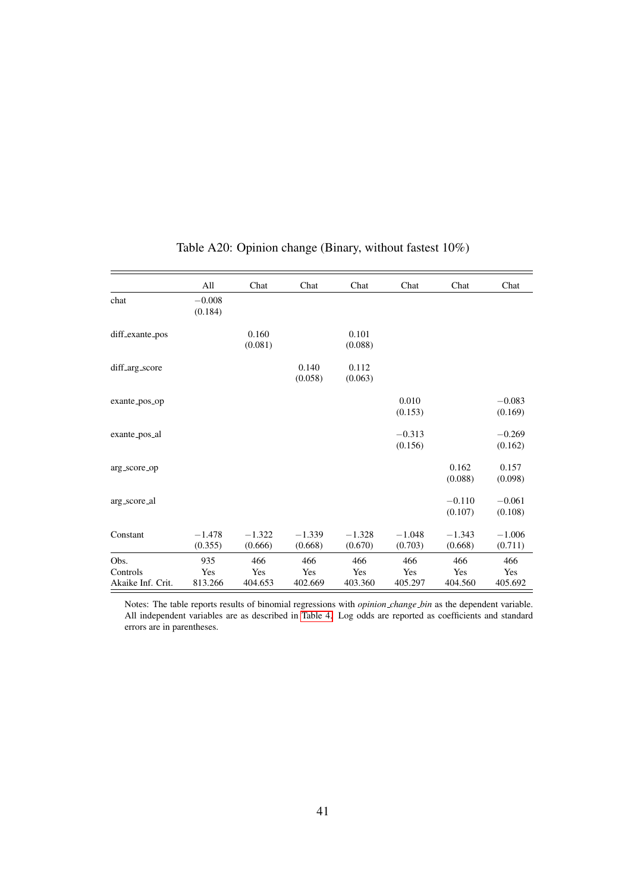Table A20: Opinion change (Binary, without fastest 10%)

| | All | Chat | Chat | Chat | Chat | Chat | Chat |
|---|---|---|---|---|---|---|---|
| chat | −0.008 | | | | | | |
| | (0.184) | | | | | | |
| diff_exante_pos | | 0.160 | | 0.101 | | | |
| | | (0.081) | | (0.088) | | | |
| diff_arg_score | | | 0.140 | 0.112 | | | |
| | | | (0.058) | (0.063) | | | |
| exante_pos_op | | | | | 0.010 | | −0.083 |
| | | | | | (0.153) | | (0.169) |
| exante_pos_al | | | | | −0.313 | | −0.269 |
| | | | | | (0.156) | | (0.162) |
| arg_score_op | | | | | | 0.162 | 0.157 |
| | | | | | | (0.088) | (0.098) |
| arg_score_al | | | | | | −0.110 | −0.061 |
| | | | | | | (0.107) | (0.108) |
| Constant | −1.478 | −1.322 | −1.339 | −1.328 | −1.048 | −1.343 | −1.006 |
| | (0.355) | (0.666) | (0.668) | (0.670) | (0.703) | (0.668) | (0.711) |
| Obs. | 935 | 466 | 466 | 466 | 466 | 466 | 466 |
| Controls | Yes | Yes | Yes | Yes | Yes | Yes | Yes |
| Akaike Inf. Crit. | 813.266 | 404.653 | 402.669 | 403.360 | 405.297 | 404.560 | 405.692 |

Notes: The table reports results of binomial regressions with *opinion_change_bin* as the dependent variable. All independent variables are as described in Table 4. Log odds are reported as coefficients and standard errors are in parentheses.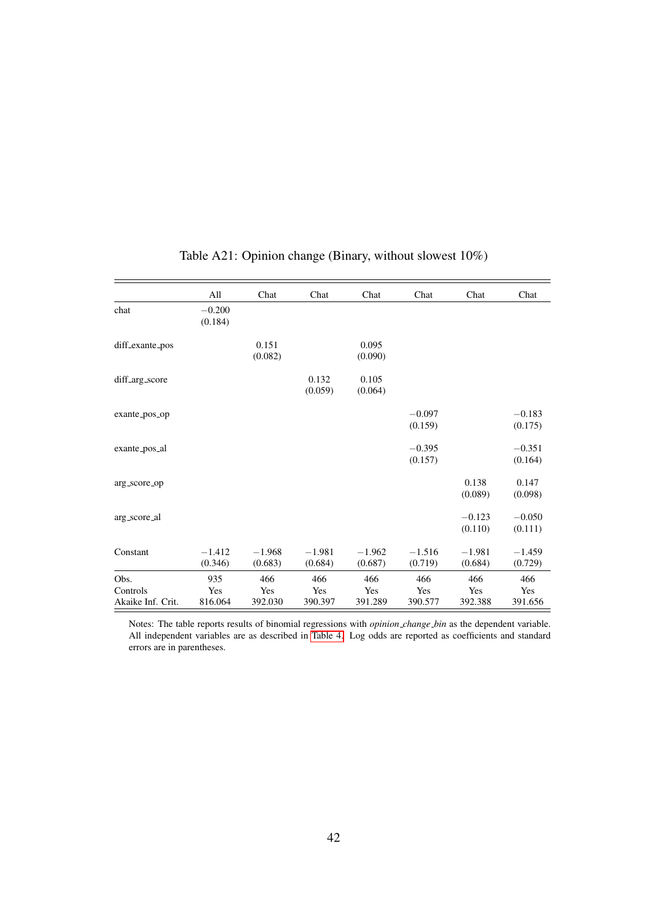Table A21: Opinion change (Binary, without slowest 10%)

| | All | Chat | Chat | Chat | Chat | Chat | Chat |
|---|---|---|---|---|---|---|---|
| chat | −0.200 | | | | | | |
| | (0.184) | | | | | | |
| diff_exante_pos | | 0.151 | | 0.095 | | | |
| | | (0.082) | | (0.090) | | | |
| diff_arg_score | | | 0.132 | 0.105 | | | |
| | | | (0.059) | (0.064) | | | |
| exante_pos_op | | | | | −0.097 | | −0.183 |
| | | | | | (0.159) | | (0.175) |
| exante_pos_al | | | | | −0.395 | | −0.351 |
| | | | | | (0.157) | | (0.164) |
| arg_score_op | | | | | | 0.138 | 0.147 |
| | | | | | | (0.089) | (0.098) |
| arg_score_al | | | | | | −0.123 | −0.050 |
| | | | | | | (0.110) | (0.111) |
| Constant | −1.412 | −1.968 | −1.981 | −1.962 | −1.516 | −1.981 | −1.459 |
| | (0.346) | (0.683) | (0.684) | (0.687) | (0.719) | (0.684) | (0.729) |
| Obs. | 935 | 466 | 466 | 466 | 466 | 466 | 466 |
| Controls | Yes | Yes | Yes | Yes | Yes | Yes | Yes |
| Akaike Inf. Crit. | 816.064 | 392.030 | 390.397 | 391.289 | 390.577 | 392.388 | 391.656 |

Notes: The table reports results of binomial regressions with *opinion_change_bin* as the dependent variable. All independent variables are as described in Table 4. Log odds are reported as coefficients and standard errors are in parentheses.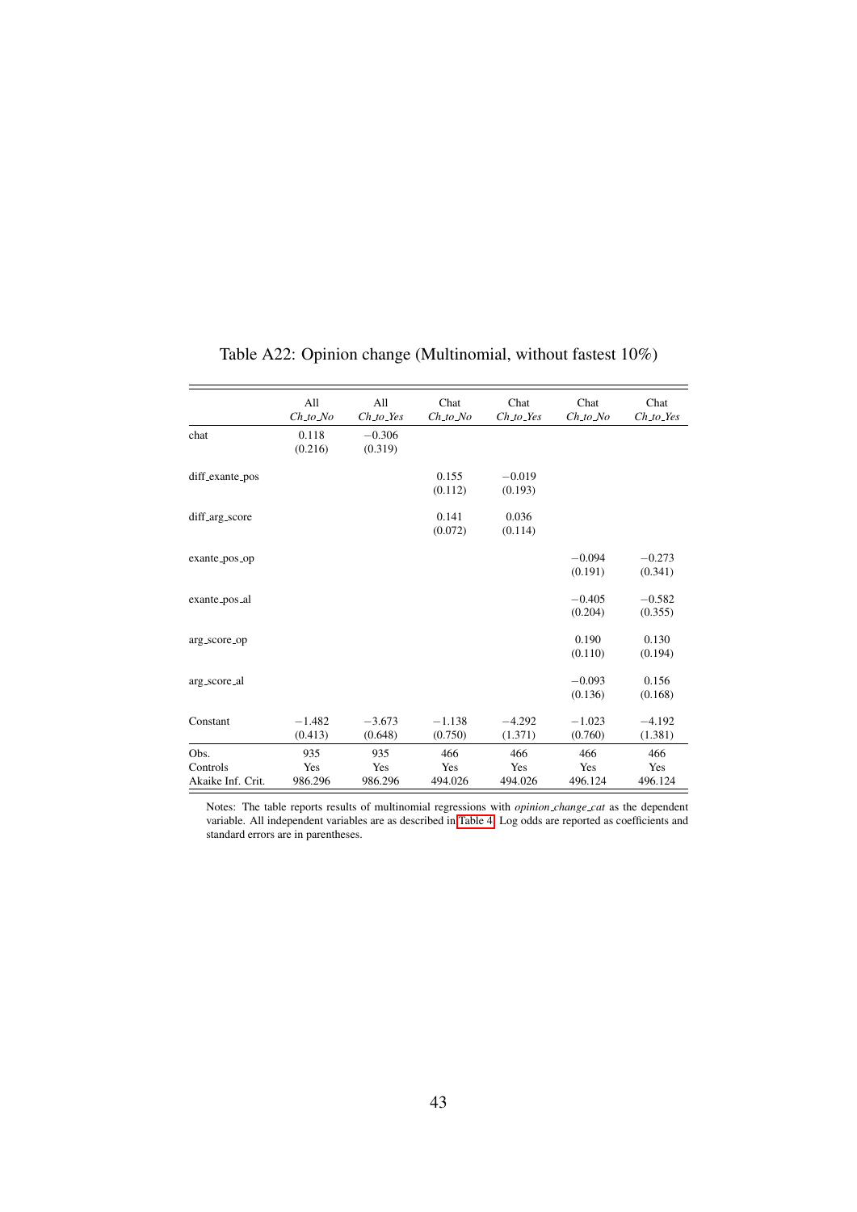Table A22: Opinion change (Multinomial, without fastest 10%)

| | All *Ch_to_No* | All *Ch_to_Yes* | Chat *Ch_to_No* | Chat *Ch_to_Yes* | Chat *Ch_to_No* | Chat *Ch_to_Yes* |
|---|---|---|---|---|---|---|
| chat | 0.118 | −0.306 | | | | |
| | (0.216) | (0.319) | | | | |
| diff_exante_pos | | | 0.155 | −0.019 | | |
| | | | (0.112) | (0.193) | | |
| diff_arg_score | | | 0.141 | 0.036 | | |
| | | | (0.072) | (0.114) | | |
| exante_pos_op | | | | | −0.094 | −0.273 |
| | | | | | (0.191) | (0.341) |
| exante_pos_al | | | | | −0.405 | −0.582 |
| | | | | | (0.204) | (0.355) |
| arg_score_op | | | | | 0.190 | 0.130 |
| | | | | | (0.110) | (0.194) |
| arg_score_al | | | | | −0.093 | 0.156 |
| | | | | | (0.136) | (0.168) |
| Constant | −1.482 | −3.673 | −1.138 | −4.292 | −1.023 | −4.192 |
| | (0.413) | (0.648) | (0.750) | (1.371) | (0.760) | (1.381) |
| Obs. | 935 | 935 | 466 | 466 | 466 | 466 |
| Controls | Yes | Yes | Yes | Yes | Yes | Yes |
| Akaike Inf. Crit. | 986.296 | 986.296 | 494.026 | 494.026 | 496.124 | 496.124 |

Notes: The table reports results of multinomial regressions with *opinion_change_cat* as the dependent variable. All independent variables are as described in Table 4. Log odds are reported as coefficients and standard errors are in parentheses.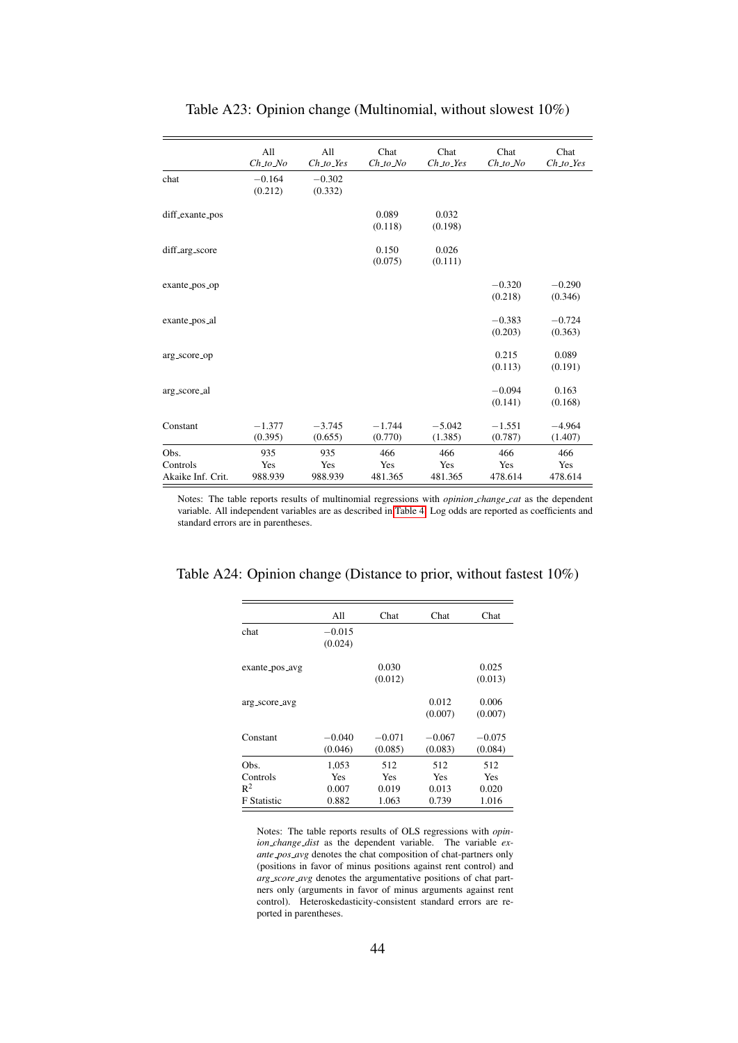Table A23: Opinion change (Multinomial, without slowest 10%)

| | All *Ch_to_No* | All *Ch_to_Yes* | Chat *Ch_to_No* | Chat *Ch_to_Yes* | Chat *Ch_to_No* | Chat *Ch_to_Yes* |
|---|---|---|---|---|---|---|
| chat | −0.164 | −0.302 | | | | |
| | (0.212) | (0.332) | | | | |
| diff_exante_pos | | | 0.089 | 0.032 | | |
| | | | (0.118) | (0.198) | | |
| diff_arg_score | | | 0.150 | 0.026 | | |
| | | | (0.075) | (0.111) | | |
| exante_pos_op | | | | | −0.320 | −0.290 |
| | | | | | (0.218) | (0.346) |
| exante_pos_al | | | | | −0.383 | −0.724 |
| | | | | | (0.203) | (0.363) |
| arg_score_op | | | | | 0.215 | 0.089 |
| | | | | | (0.113) | (0.191) |
| arg_score_al | | | | | −0.094 | 0.163 |
| | | | | | (0.141) | (0.168) |
| Constant | −1.377 | −3.745 | −1.744 | −5.042 | −1.551 | −4.964 |
| | (0.395) | (0.655) | (0.770) | (1.385) | (0.787) | (1.407) |
| Obs. | 935 | 935 | 466 | 466 | 466 | 466 |
| Controls | Yes | Yes | Yes | Yes | Yes | Yes |
| Akaike Inf. Crit. | 988.939 | 988.939 | 481.365 | 481.365 | 478.614 | 478.614 |

Notes: The table reports results of multinomial regressions with *opinion_change_cat* as the dependent variable. All independent variables are as described in Table 4. Log odds are reported as coefficients and standard errors are in parentheses.

Table A24: Opinion change (Distance to prior, without fastest 10%)

| | All | Chat | Chat | Chat |
|---|---|---|---|---|
| chat | −0.015 | | | |
| | (0.024) | | | |
| exante_pos_avg | | 0.030 | | 0.025 |
| | | (0.012) | | (0.013) |
| arg_score_avg | | | 0.012 | 0.006 |
| | | | (0.007) | (0.007) |
| Constant | −0.040 | −0.071 | −0.067 | −0.075 |
| | (0.046) | (0.085) | (0.083) | (0.084) |
| Obs. | 1,053 | 512 | 512 | 512 |
| Controls | Yes | Yes | Yes | Yes |
| $R^2$ | 0.007 | 0.019 | 0.013 | 0.020 |
| F Statistic | 0.882 | 1.063 | 0.739 | 1.016 |

Notes: The table reports results of OLS regressions with *opinion_change_dist* as the dependent variable. The variable *exante_pos_avg* denotes the chat composition of chat-partners only (positions in favor of minus positions against rent control) and *arg_score_avg* denotes the argumentative positions of chat partners only (arguments in favor of minus arguments against rent control). Heteroskedasticity-consistent standard errors are reported in parentheses.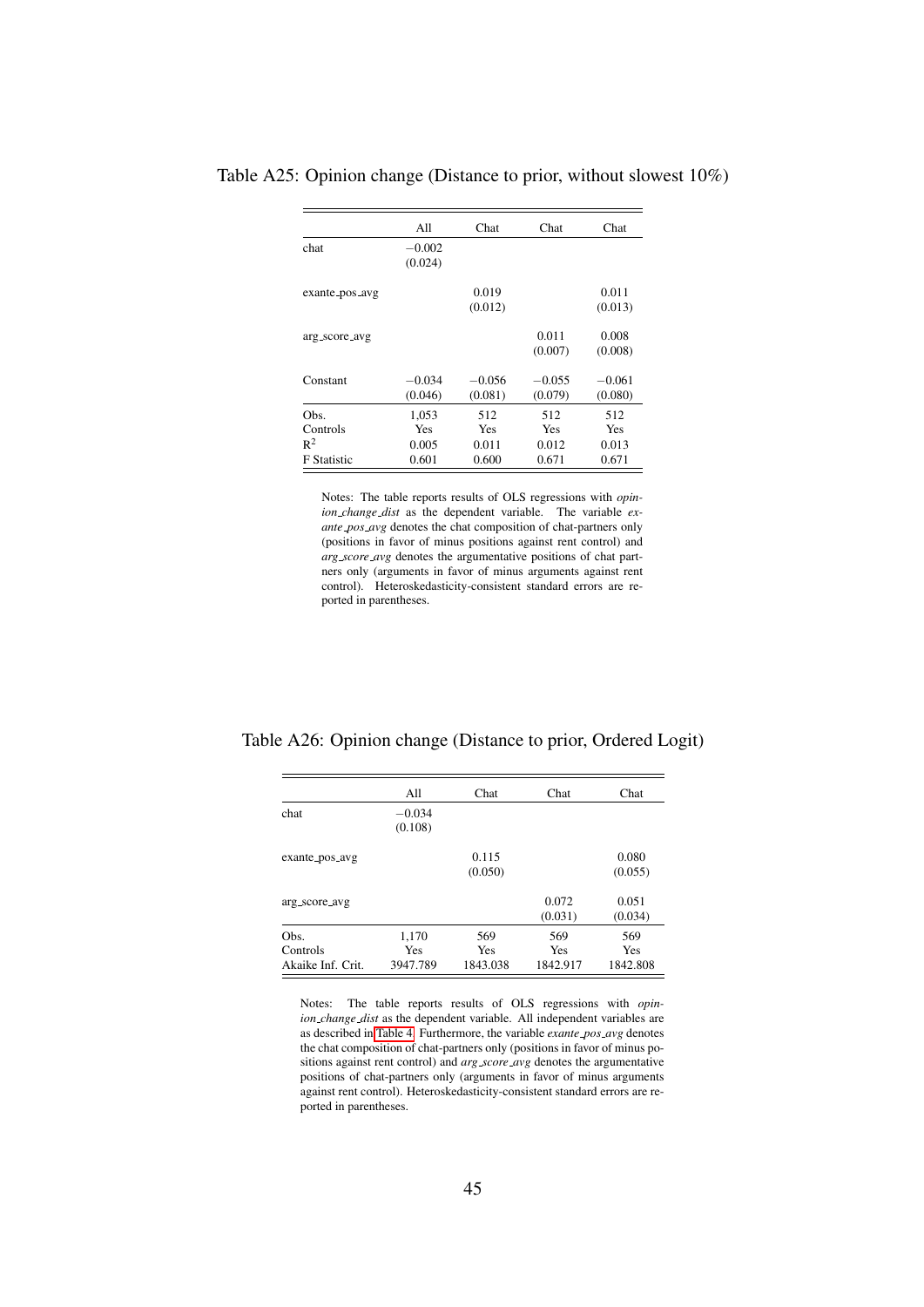Table A25: Opinion change (Distance to prior, without slowest 10%)

| | All | Chat | Chat | Chat |
|---|---|---|---|---|
| chat | −0.002 | | | |
| | (0.024) | | | |
| exante_pos_avg | | 0.019 | | 0.011 |
| | | (0.012) | | (0.013) |
| arg_score_avg | | | 0.011 | 0.008 |
| | | | (0.007) | (0.008) |
| Constant | −0.034 | −0.056 | −0.055 | −0.061 |
| | (0.046) | (0.081) | (0.079) | (0.080) |
| Obs. | 1,053 | 512 | 512 | 512 |
| Controls | Yes | Yes | Yes | Yes |
| $R^2$ | 0.005 | 0.011 | 0.012 | 0.013 |
| F Statistic | 0.601 | 0.600 | 0.671 | 0.671 |

Notes: The table reports results of OLS regressions with *opinion_change_dist* as the dependent variable. The variable *exante_pos_avg* denotes the chat composition of chat-partners only (positions in favor of minus positions against rent control) and *arg_score_avg* denotes the argumentative positions of chat partners only (arguments in favor of minus arguments against rent control). Heteroskedasticity-consistent standard errors are reported in parentheses.

Table A26: Opinion change (Distance to prior, Ordered Logit)

| | All | Chat | Chat | Chat |
|---|---|---|---|---|
| chat | −0.034 | | | |
| | (0.108) | | | |
| exante_pos_avg | | 0.115 | | 0.080 |
| | | (0.050) | | (0.055) |
| arg_score_avg | | | 0.072 | 0.051 |
| | | | (0.031) | (0.034) |
| Obs. | 1,170 | 569 | 569 | 569 |
| Controls | Yes | Yes | Yes | Yes |
| Akaike Inf. Crit. | 3947.789 | 1843.038 | 1842.917 | 1842.808 |

Notes: The table reports results of OLS regressions with *opinion_change_dist* as the dependent variable. All independent variables are as described in Table 4. Furthermore, the variable *exante_pos_avg* denotes the chat composition of chat-partners only (positions in favor of minus positions against rent control) and *arg_score_avg* denotes the argumentative positions of chat-partners only (arguments in favor of minus arguments against rent control). Heteroskedasticity-consistent standard errors are reported in parentheses.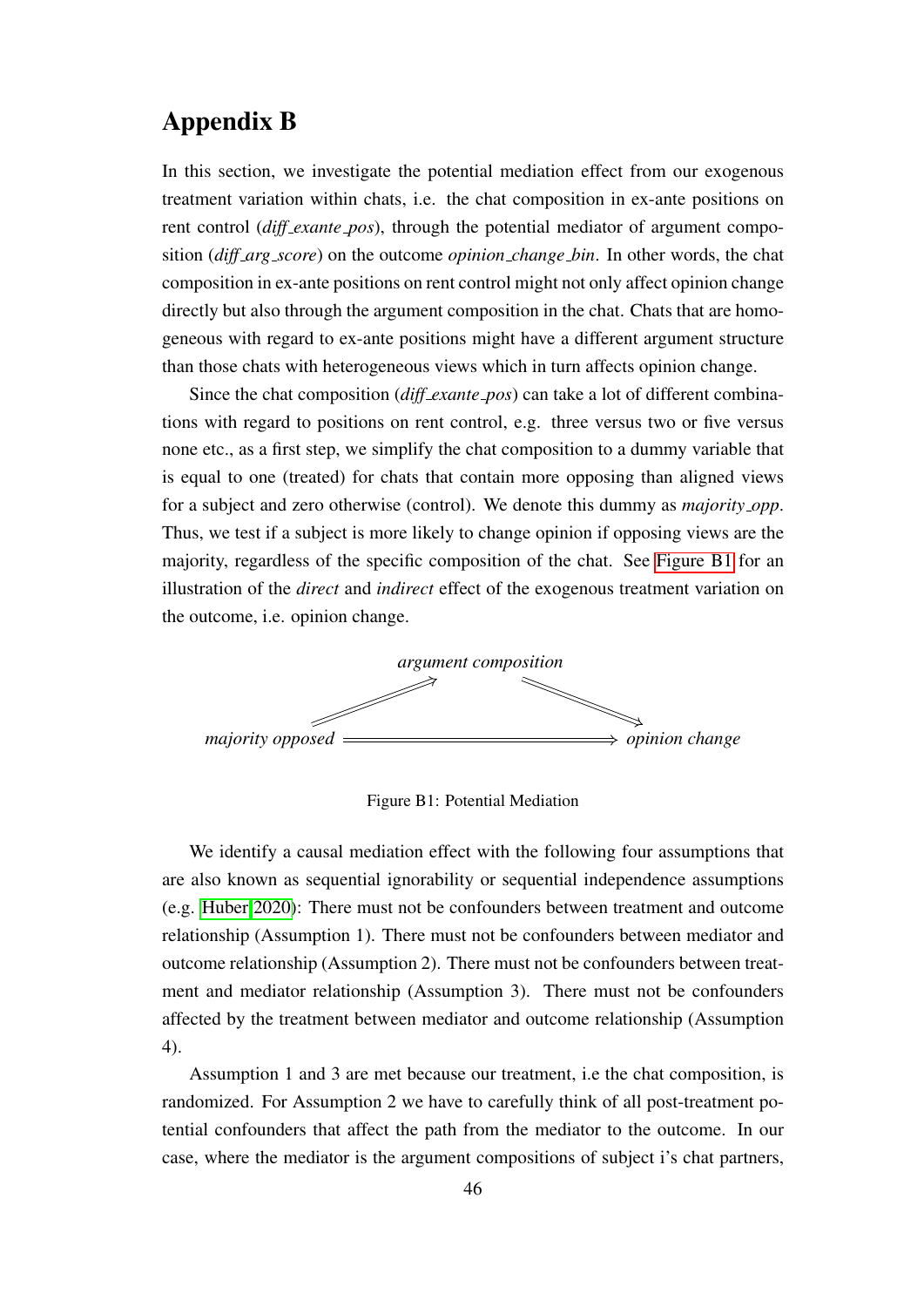# Appendix B

In this section, we investigate the potential mediation effect from our exogenous treatment variation within chats, i.e. the chat composition in ex-ante positions on rent control (*diff_exante_pos*), through the potential mediator of argument composition (*diff_arg_score*) on the outcome *opinion_change_bin*. In other words, the chat composition in ex-ante positions on rent control might not only affect opinion change directly but also through the argument composition in the chat. Chats that are homogeneous with regard to ex-ante positions might have a different argument structure than those chats with heterogeneous views which in turn affects opinion change.

Since the chat composition (*diff_exante_pos*) can take a lot of different combinations with regard to positions on rent control, e.g. three versus two or five versus none etc., as a first step, we simplify the chat composition to a dummy variable that is equal to one (treated) for chats that contain more opposing than aligned views for a subject and zero otherwise (control). We denote this dummy as *majority_opp*. Thus, we test if a subject is more likely to change opinion if opposing views are the majority, regardless of the specific composition of the chat. See Figure B1 for an illustration of the *direct* and *indirect* effect of the exogenous treatment variation on the outcome, i.e. opinion change.

*argument composition*

*majority opposed* ⟹ *opinion change*

Figure B1: Potential Mediation

We identify a causal mediation effect with the following four assumptions that are also known as sequential ignorability or sequential independence assumptions (e.g. Huber 2020): There must not be confounders between treatment and outcome relationship (Assumption 1). There must not be confounders between mediator and outcome relationship (Assumption 2). There must not be confounders between treatment and mediator relationship (Assumption 3). There must not be confounders affected by the treatment between mediator and outcome relationship (Assumption 4).

Assumption 1 and 3 are met because our treatment, i.e the chat composition, is randomized. For Assumption 2 we have to carefully think of all post-treatment potential confounders that affect the path from the mediator to the outcome. In our case, where the mediator is the argument compositions of subject i's chat partners,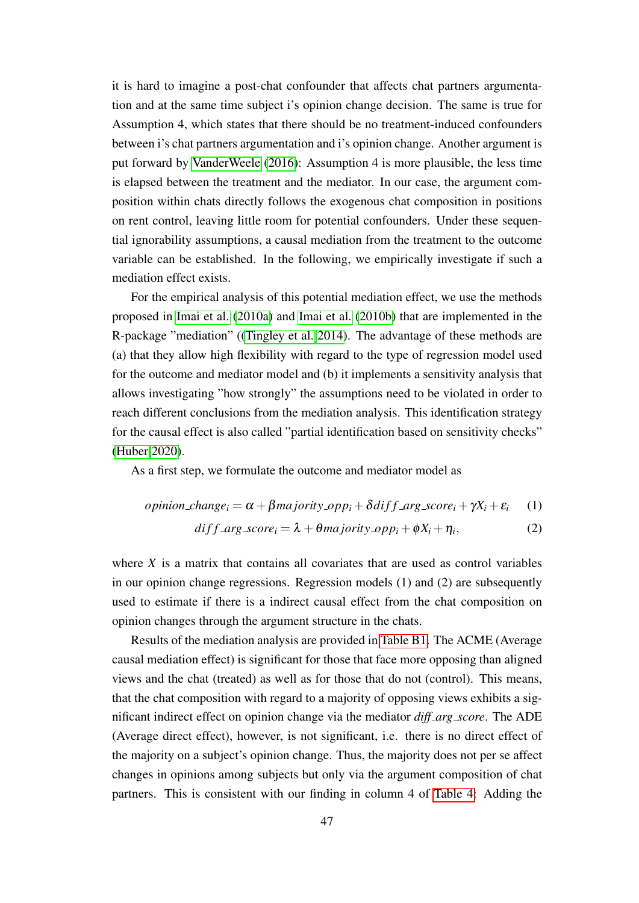it is hard to imagine a post-chat confounder that affects chat partners argumentation and at the same time subject i's opinion change decision. The same is true for Assumption 4, which states that there should be no treatment-induced confounders between i's chat partners argumentation and i's opinion change. Another argument is put forward by VanderWeele (2016): Assumption 4 is more plausible, the less time is elapsed between the treatment and the mediator. In our case, the argument composition within chats directly follows the exogenous chat composition in positions on rent control, leaving little room for potential confounders. Under these sequential ignorability assumptions, a causal mediation from the treatment to the outcome variable can be established. In the following, we empirically investigate if such a mediation effect exists.

For the empirical analysis of this potential mediation effect, we use the methods proposed in Imai et al. (2010a) and Imai et al. (2010b) that are implemented in the R-package "mediation" ((Tingley et al. 2014). The advantage of these methods are (a) that they allow high flexibility with regard to the type of regression model used for the outcome and mediator model and (b) it implements a sensitivity analysis that allows investigating "how strongly" the assumptions need to be violated in order to reach different conclusions from the mediation analysis. This identification strategy for the causal effect is also called "partial identification based on sensitivity checks" (Huber 2020).

As a first step, we formulate the outcome and mediator model as

$$opinion\_change_i = \alpha + \beta majority\_opp_i + \delta diff\_arg\_score_i + \gamma X_i + \varepsilon_i \quad (1)$$

$$diff\_arg\_score_i = \lambda + \theta majority\_opp_i + \phi X_i + \eta_i, \quad (2)$$

where $X$ is a matrix that contains all covariates that are used as control variables in our opinion change regressions. Regression models (1) and (2) are subsequently used to estimate if there is a indirect causal effect from the chat composition on opinion changes through the argument structure in the chats.

Results of the mediation analysis are provided in Table B1. The ACME (Average causal mediation effect) is significant for those that face more opposing than aligned views and the chat (treated) as well as for those that do not (control). This means, that the chat composition with regard to a majority of opposing views exhibits a significant indirect effect on opinion change via the mediator *diff_arg_score*. The ADE (Average direct effect), however, is not significant, i.e. there is no direct effect of the majority on a subject's opinion change. Thus, the majority does not per se affect changes in opinions among subjects but only via the argument composition of chat partners. This is consistent with our finding in column 4 of Table 4: Adding the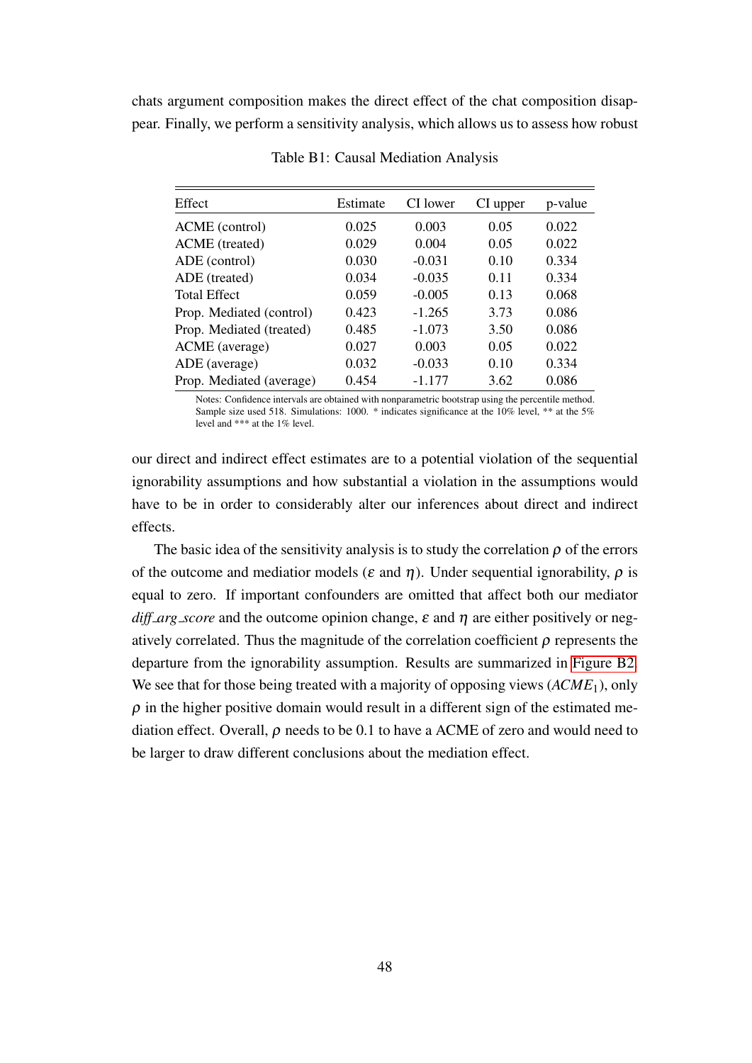chats argument composition makes the direct effect of the chat composition disappear. Finally, we perform a sensitivity analysis, which allows us to assess how robust

Table B1: Causal Mediation Analysis

| Effect | Estimate | CI lower | CI upper | p-value |
|---|---|---|---|---|
| ACME (control) | 0.025 | 0.003 | 0.05 | 0.022 |
| ACME (treated) | 0.029 | 0.004 | 0.05 | 0.022 |
| ADE (control) | 0.030 | -0.031 | 0.10 | 0.334 |
| ADE (treated) | 0.034 | -0.035 | 0.11 | 0.334 |
| Total Effect | 0.059 | -0.005 | 0.13 | 0.068 |
| Prop. Mediated (control) | 0.423 | -1.265 | 3.73 | 0.086 |
| Prop. Mediated (treated) | 0.485 | -1.073 | 3.50 | 0.086 |
| ACME (average) | 0.027 | 0.003 | 0.05 | 0.022 |
| ADE (average) | 0.032 | -0.033 | 0.10 | 0.334 |
| Prop. Mediated (average) | 0.454 | -1.177 | 3.62 | 0.086 |

Notes: Confidence intervals are obtained with nonparametric bootstrap using the percentile method. Sample size used 518. Simulations: 1000. * indicates significance at the 10% level, ** at the 5% level and *** at the 1% level.

our direct and indirect effect estimates are to a potential violation of the sequential ignorability assumptions and how substantial a violation in the assumptions would have to be in order to considerably alter our inferences about direct and indirect effects.

The basic idea of the sensitivity analysis is to study the correlation $\rho$ of the errors of the outcome and mediatior models ($\varepsilon$ and $\eta$). Under sequential ignorability, $\rho$ is equal to zero. If important confounders are omitted that affect both our mediator *diff_arg_score* and the outcome opinion change, $\varepsilon$ and $\eta$ are either positively or negatively correlated. Thus the magnitude of the correlation coefficient $\rho$ represents the departure from the ignorability assumption. Results are summarized in Figure B2. We see that for those being treated with a majority of opposing views ($ACME_1$), only $\rho$ in the higher positive domain would result in a different sign of the estimated mediation effect. Overall, $\rho$ needs to be 0.1 to have a ACME of zero and would need to be larger to draw different conclusions about the mediation effect.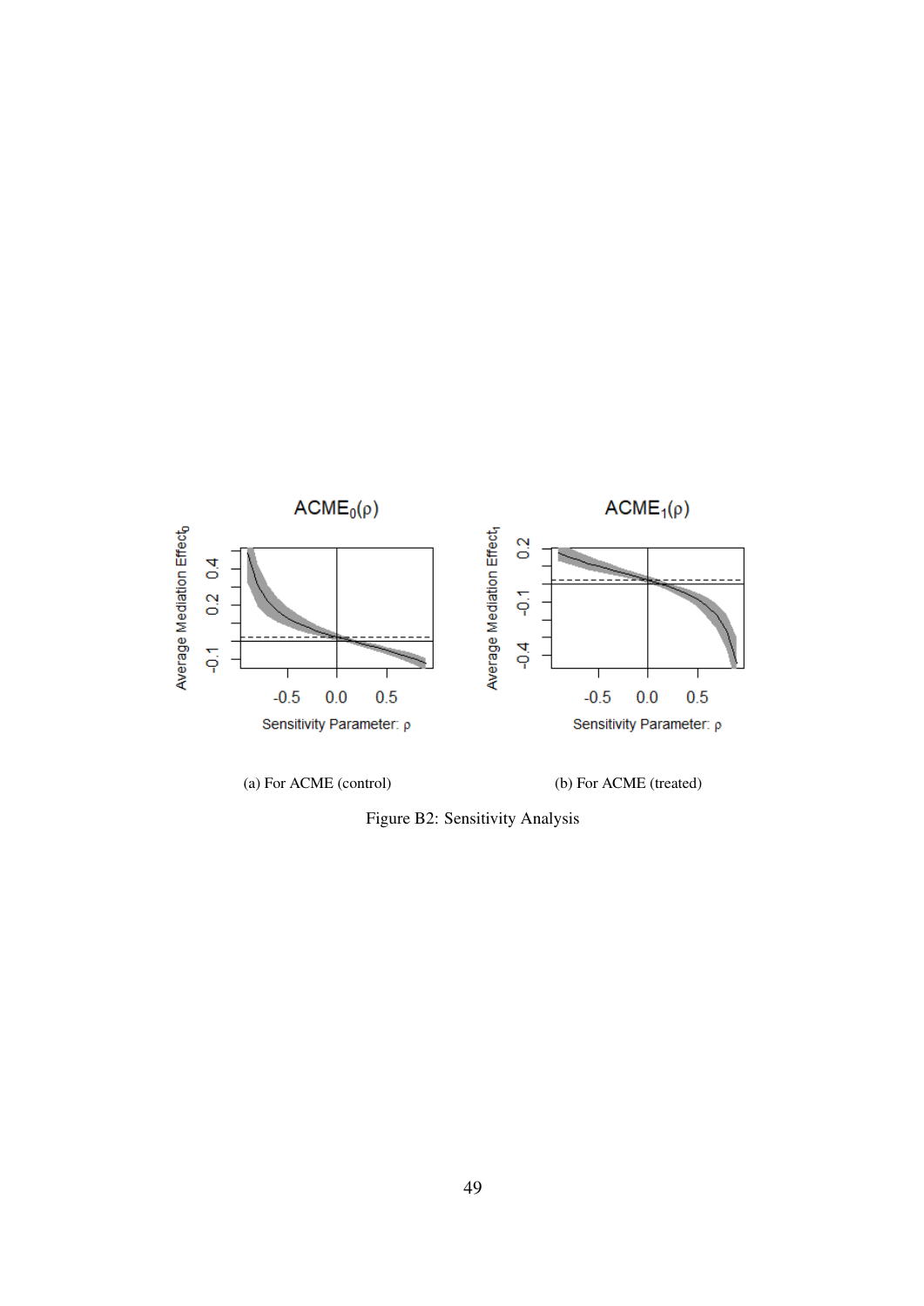(a) For ACME (control)

(b) For ACME (treated)

Figure B2: Sensitivity Analysis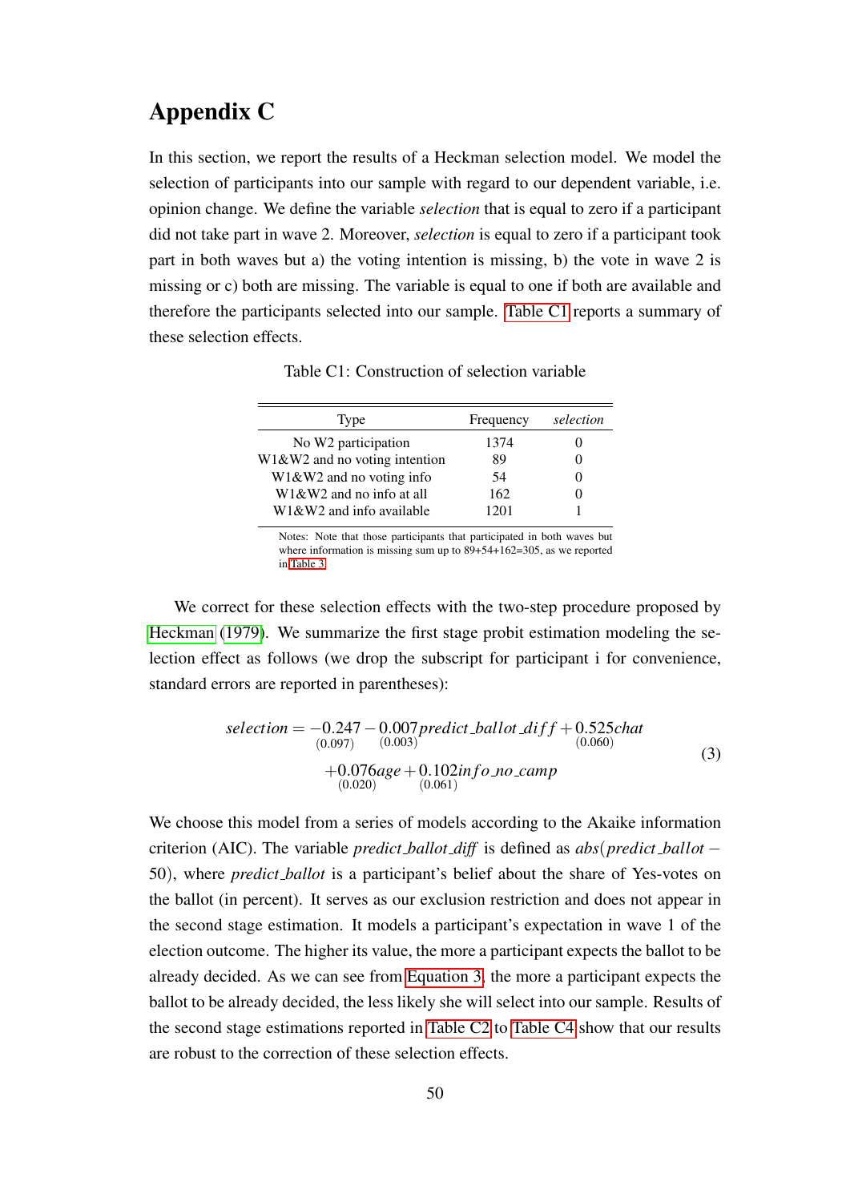# Appendix C

In this section, we report the results of a Heckman selection model. We model the selection of participants into our sample with regard to our dependent variable, i.e. opinion change. We define the variable *selection* that is equal to zero if a participant did not take part in wave 2. Moreover, *selection* is equal to zero if a participant took part in both waves but a) the voting intention is missing, b) the vote in wave 2 is missing or c) both are missing. The variable is equal to one if both are available and therefore the participants selected into our sample. Table C1 reports a summary of these selection effects.

Table C1: Construction of selection variable

| Type | Frequency | *selection* |
|---|---|---|
| No W2 participation | 1374 | 0 |
| W1&W2 and no voting intention | 89 | 0 |
| W1&W2 and no voting info | 54 | 0 |
| W1&W2 and no info at all | 162 | 0 |
| W1&W2 and info available | 1201 | 1 |

Notes: Note that those participants that participated in both waves but where information is missing sum up to 89+54+162=305, as we reported in Table 3.

We correct for these selection effects with the two-step procedure proposed by Heckman (1979). We summarize the first stage probit estimation modeling the selection effect as follows (we drop the subscript for participant i for convenience, standard errors are reported in parentheses):

$$
\begin{aligned}
selection = \underset{(0.097)}{-0.247} - \underset{(0.003)}{0.007} predict\_ballot\_diff + \underset{(0.060)}{0.525} chat \\
+ \underset{(0.020)}{0.076} age + \underset{(0.061)}{0.102} info\_no\_camp
\end{aligned}
\tag{3}
$$

We choose this model from a series of models according to the Akaike information criterion (AIC). The variable *predict_ballot_diff* is defined as $abs(predict\_ballot - 50)$, where *predict_ballot* is a participant's belief about the share of Yes-votes on the ballot (in percent). It serves as our exclusion restriction and does not appear in the second stage estimation. It models a participant's expectation in wave 1 of the election outcome. The higher its value, the more a participant expects the ballot to be already decided. As we can see from Equation 3, the more a participant expects the ballot to be already decided, the less likely she will select into our sample. Results of the second stage estimations reported in Table C2 to Table C4 show that our results are robust to the correction of these selection effects.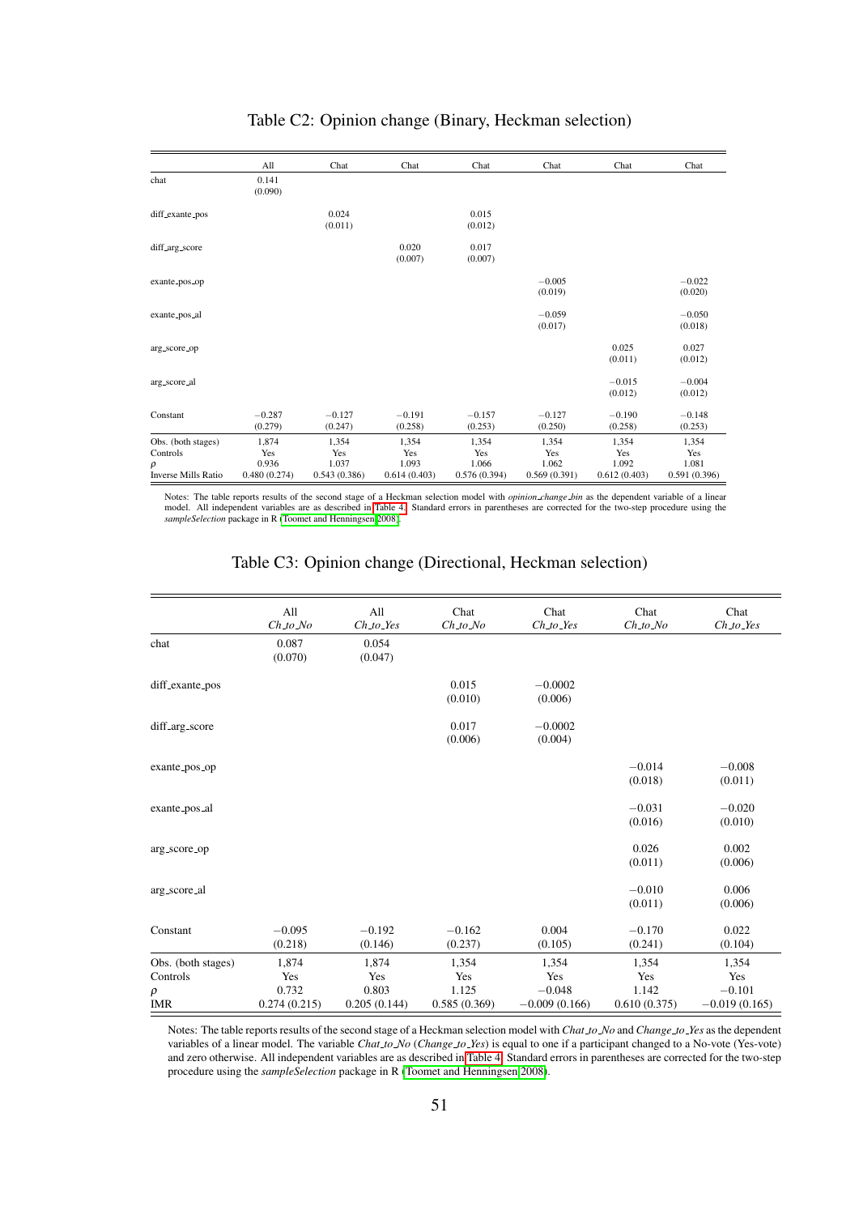## Table C2: Opinion change (Binary, Heckman selection)

| | All | Chat | Chat | Chat | Chat | Chat | Chat |
|---|---|---|---|---|---|---|---|
| chat | 0.141<br>(0.090) | | | | | | |
| diff_exante_pos | | 0.024<br>(0.011) | | 0.015<br>(0.012) | | | |
| diff_arg_score | | | 0.020<br>(0.007) | 0.017<br>(0.007) | | | |
| exante_pos_op | | | | | −0.005<br>(0.019) | | −0.022<br>(0.020) |
| exante_pos_al | | | | | −0.059<br>(0.017) | | −0.050<br>(0.018) |
| arg_score_op | | | | | | 0.025<br>(0.011) | 0.027<br>(0.012) |
| arg_score_al | | | | | | −0.015<br>(0.012) | −0.004<br>(0.012) |
| Constant | −0.287<br>(0.279) | −0.127<br>(0.247) | −0.191<br>(0.258) | −0.157<br>(0.253) | −0.127<br>(0.250) | −0.190<br>(0.258) | −0.148<br>(0.253) |
| Obs. (both stages) | 1,874 | 1,354 | 1,354 | 1,354 | 1,354 | 1,354 | 1,354 |
| Controls | Yes | Yes | Yes | Yes | Yes | Yes | Yes |
| $\rho$ | 0.936 | 1.037 | 1.093 | 1.066 | 1.062 | 1.092 | 1.081 |
| Inverse Mills Ratio | 0.480 (0.274) | 0.543 (0.386) | 0.614 (0.403) | 0.576 (0.394) | 0.569 (0.391) | 0.612 (0.403) | 0.591 (0.396) |

Notes: The table reports results of the second stage of a Heckman selection model with *opinion_change_bin* as the dependent variable of a linear model. All independent variables are as described in Table 4. Standard errors in parentheses are corrected for the two-step procedure using the *sampleSelection* package in R (Toomet and Henningsen 2008).

## Table C3: Opinion change (Directional, Heckman selection)

| | All<br>*Ch_to_No* | All<br>*Ch_to_Yes* | Chat<br>*Ch_to_No* | Chat<br>*Ch_to_Yes* | Chat<br>*Ch_to_No* | Chat<br>*Ch_to_Yes* |
|---|---|---|---|---|---|---|
| chat | 0.087<br>(0.070) | 0.054<br>(0.047) | | | | |
| diff_exante_pos | | | 0.015<br>(0.010) | −0.0002<br>(0.006) | | |
| diff_arg_score | | | 0.017<br>(0.006) | −0.0002<br>(0.004) | | |
| exante_pos_op | | | | | −0.014<br>(0.018) | −0.008<br>(0.011) |
| exante_pos_al | | | | | −0.031<br>(0.016) | −0.020<br>(0.010) |
| arg_score_op | | | | | 0.026<br>(0.011) | 0.002<br>(0.006) |
| arg_score_al | | | | | −0.010<br>(0.011) | 0.006<br>(0.006) |
| Constant | −0.095<br>(0.218) | −0.192<br>(0.146) | −0.162<br>(0.237) | 0.004<br>(0.105) | −0.170<br>(0.241) | 0.022<br>(0.104) |
| Obs. (both stages) | 1,874 | 1,874 | 1,354 | 1,354 | 1,354 | 1,354 |
| Controls | Yes | Yes | Yes | Yes | Yes | Yes |
| $\rho$ | 0.732 | 0.803 | 1.125 | −0.048 | 1.142 | −0.101 |
| IMR | 0.274 (0.215) | 0.205 (0.144) | 0.585 (0.369) | −0.009 (0.166) | 0.610 (0.375) | −0.019 (0.165) |

Notes: The table reports results of the second stage of a Heckman selection model with *Chat_to_No* and *Change_to_Yes* as the dependent variables of a linear model. The variable *Chat_to_No* (*Change_to_Yes*) is equal to one if a participant changed to a No-vote (Yes-vote) and zero otherwise. All independent variables are as described in Table 4. Standard errors in parentheses are corrected for the two-step procedure using the *sampleSelection* package in R (Toomet and Henningsen 2008).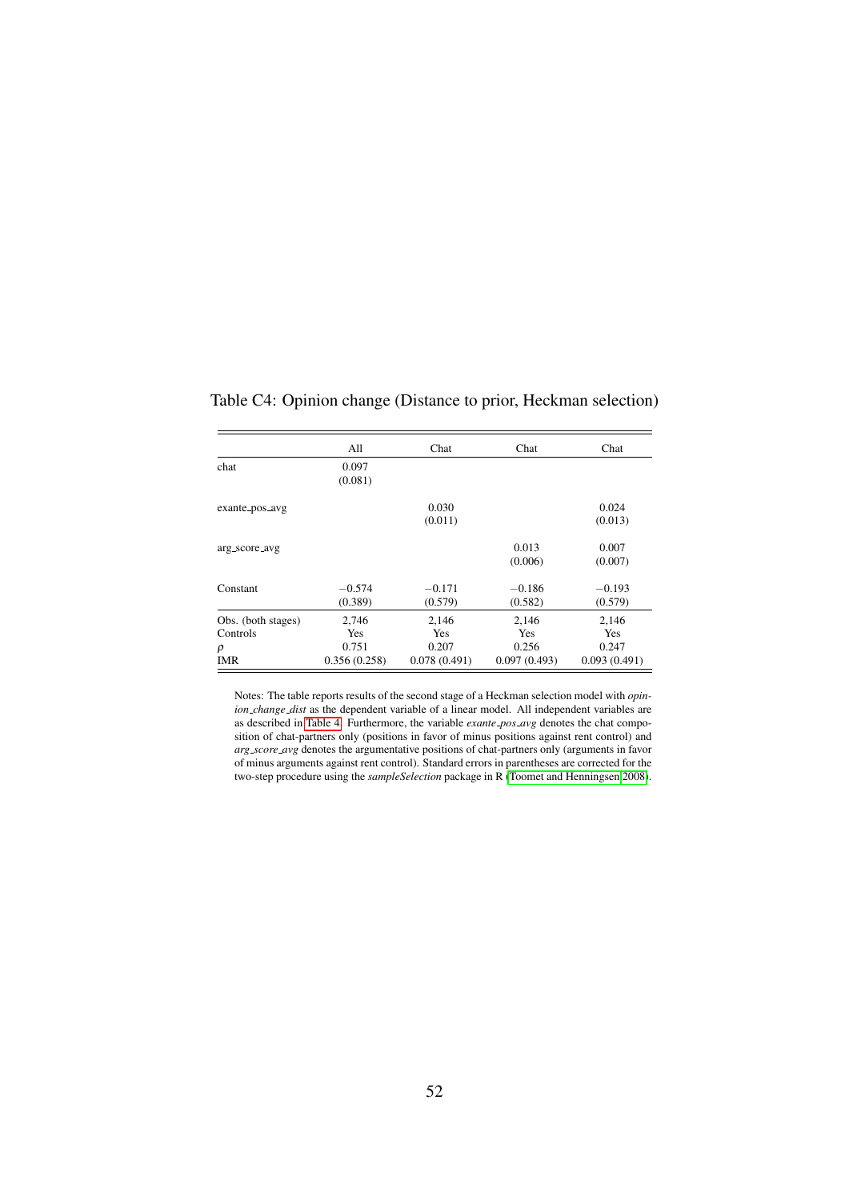Table C4: Opinion change (Distance to prior, Heckman selection)

| | All | Chat | Chat | Chat |
|---|---|---|---|---|
| chat | 0.097 | | | |
| | (0.081) | | | |
| exante_pos_avg | | 0.030 | | 0.024 |
| | | (0.011) | | (0.013) |
| arg_score_avg | | | 0.013 | 0.007 |
| | | | (0.006) | (0.007) |
| Constant | −0.574 | −0.171 | −0.186 | −0.193 |
| | (0.389) | (0.579) | (0.582) | (0.579) |
| Obs. (both stages) | 2,746 | 2,146 | 2,146 | 2,146 |
| Controls | Yes | Yes | Yes | Yes |
| $\rho$ | 0.751 | 0.207 | 0.256 | 0.247 |
| IMR | 0.356 (0.258) | 0.078 (0.491) | 0.097 (0.493) | 0.093 (0.491) |

Notes: The table reports results of the second stage of a Heckman selection model with *opinion_change_dist* as the dependent variable of a linear model. All independent variables are as described in Table 4. Furthermore, the variable *exante_pos_avg* denotes the chat composition of chat-partners only (positions in favor of minus positions against rent control) and *arg_score_avg* denotes the argumentative positions of chat-partners only (arguments in favor of minus arguments against rent control). Standard errors in parentheses are corrected for the two-step procedure using the *sampleSelection* package in R (Toomet and Henningsen 2008).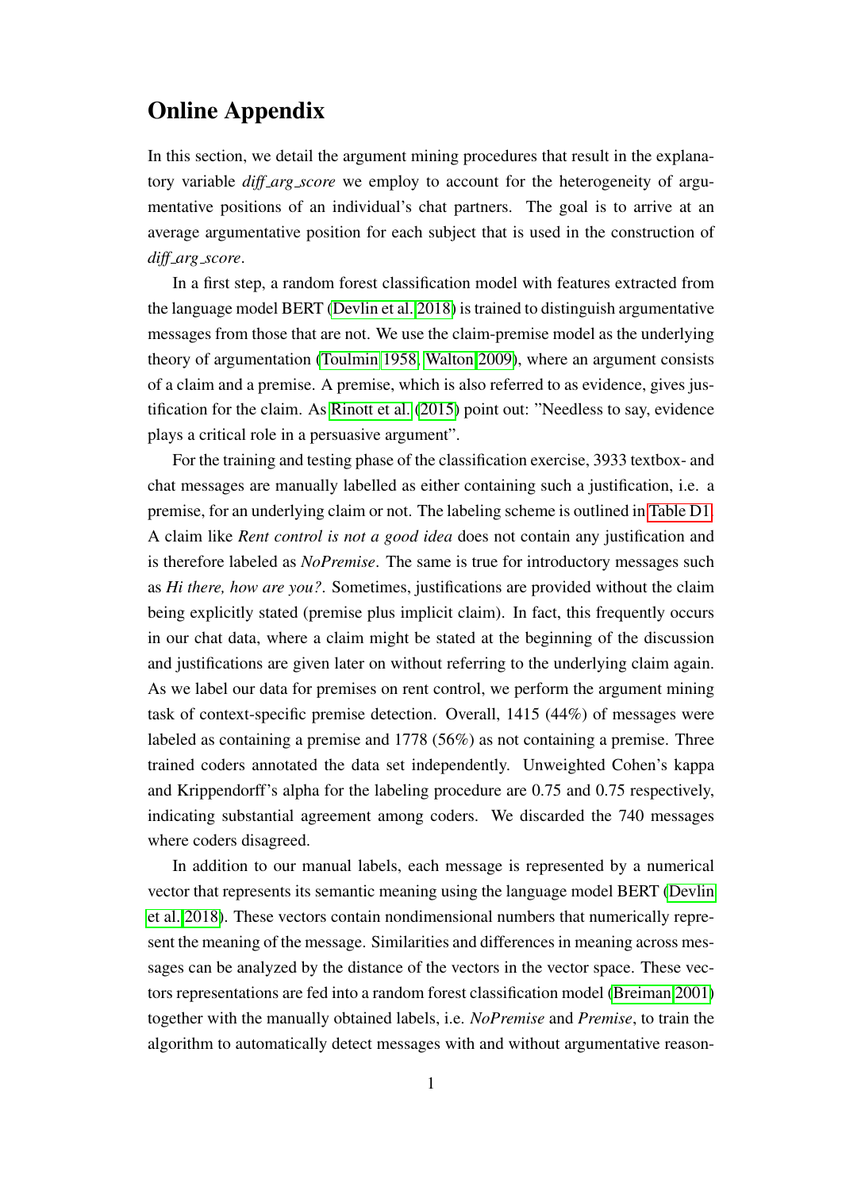# Online Appendix

In this section, we detail the argument mining procedures that result in the explanatory variable *diff_arg_score* we employ to account for the heterogeneity of argumentative positions of an individual's chat partners. The goal is to arrive at an average argumentative position for each subject that is used in the construction of *diff_arg_score*.

In a first step, a random forest classification model with features extracted from the language model BERT (Devlin et al. 2018) is trained to distinguish argumentative messages from those that are not. We use the claim-premise model as the underlying theory of argumentation (Toulmin 1958, Walton 2009), where an argument consists of a claim and a premise. A premise, which is also referred to as evidence, gives justification for the claim. As Rinott et al. (2015) point out: "Needless to say, evidence plays a critical role in a persuasive argument".

For the training and testing phase of the classification exercise, 3933 textbox- and chat messages are manually labelled as either containing such a justification, i.e. a premise, for an underlying claim or not. The labeling scheme is outlined in Table D1. A claim like *Rent control is not a good idea* does not contain any justification and is therefore labeled as *NoPremise*. The same is true for introductory messages such as *Hi there, how are you?*. Sometimes, justifications are provided without the claim being explicitly stated (premise plus implicit claim). In fact, this frequently occurs in our chat data, where a claim might be stated at the beginning of the discussion and justifications are given later on without referring to the underlying claim again. As we label our data for premises on rent control, we perform the argument mining task of context-specific premise detection. Overall, 1415 (44%) of messages were labeled as containing a premise and 1778 (56%) as not containing a premise. Three trained coders annotated the data set independently. Unweighted Cohen's kappa and Krippendorff's alpha for the labeling procedure are 0.75 and 0.75 respectively, indicating substantial agreement among coders. We discarded the 740 messages where coders disagreed.

In addition to our manual labels, each message is represented by a numerical vector that represents its semantic meaning using the language model BERT (Devlin et al. 2018). These vectors contain nondimensional numbers that numerically represent the meaning of the message. Similarities and differences in meaning across messages can be analyzed by the distance of the vectors in the vector space. These vectors representations are fed into a random forest classification model (Breiman 2001) together with the manually obtained labels, i.e. *NoPremise* and *Premise*, to train the algorithm to automatically detect messages with and without argumentative reason-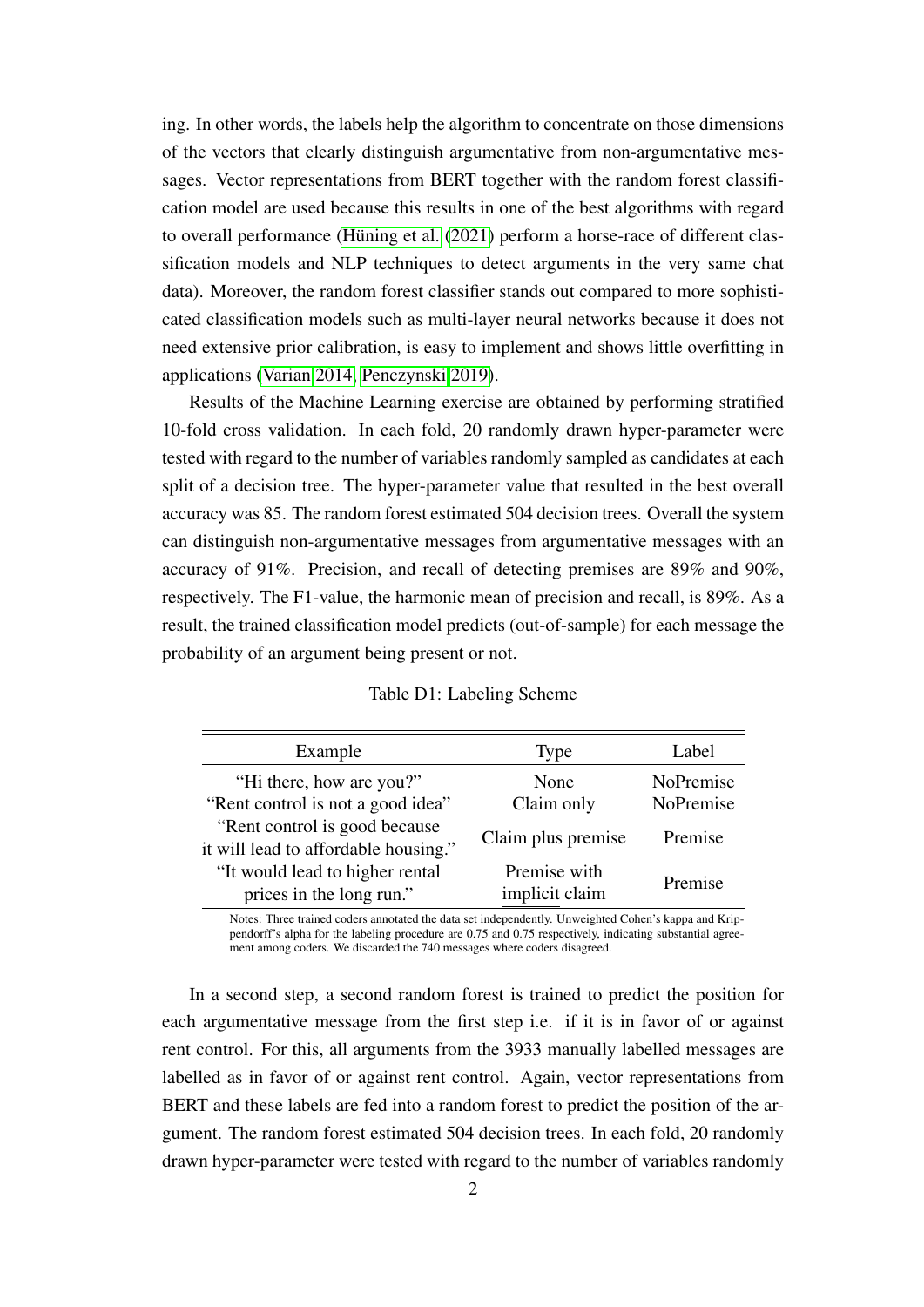ing. In other words, the labels help the algorithm to concentrate on those dimensions of the vectors that clearly distinguish argumentative from non-argumentative messages. Vector representations from BERT together with the random forest classification model are used because this results in one of the best algorithms with regard to overall performance (Hüning et al. (2021) perform a horse-race of different classification models and NLP techniques to detect arguments in the very same chat data). Moreover, the random forest classifier stands out compared to more sophisticated classification models such as multi-layer neural networks because it does not need extensive prior calibration, is easy to implement and shows little overfitting in applications (Varian 2014, Penczynski 2019).

Results of the Machine Learning exercise are obtained by performing stratified 10-fold cross validation. In each fold, 20 randomly drawn hyper-parameter were tested with regard to the number of variables randomly sampled as candidates at each split of a decision tree. The hyper-parameter value that resulted in the best overall accuracy was 85. The random forest estimated 504 decision trees. Overall the system can distinguish non-argumentative messages from argumentative messages with an accuracy of 91%. Precision, and recall of detecting premises are 89% and 90%, respectively. The F1-value, the harmonic mean of precision and recall, is 89%. As a result, the trained classification model predicts (out-of-sample) for each message the probability of an argument being present or not.

Table D1: Labeling Scheme

| Example | Type | Label |
|---|---|---|
| "Hi there, how are you?" | None | NoPremise |
| "Rent control is not a good idea" | Claim only | NoPremise |
| "Rent control is good because it will lead to affordable housing." | Claim plus premise | Premise |
| "It would lead to higher rental prices in the long run." | Premise with implicit claim | Premise |

Notes: Three trained coders annotated the data set independently. Unweighted Cohen's kappa and Krippendorff's alpha for the labeling procedure are 0.75 and 0.75 respectively, indicating substantial agreement among coders. We discarded the 740 messages where coders disagreed.

In a second step, a second random forest is trained to predict the position for each argumentative message from the first step i.e. if it is in favor of or against rent control. For this, all arguments from the 3933 manually labelled messages are labelled as in favor of or against rent control. Again, vector representations from BERT and these labels are fed into a random forest to predict the position of the argument. The random forest estimated 504 decision trees. In each fold, 20 randomly drawn hyper-parameter were tested with regard to the number of variables randomly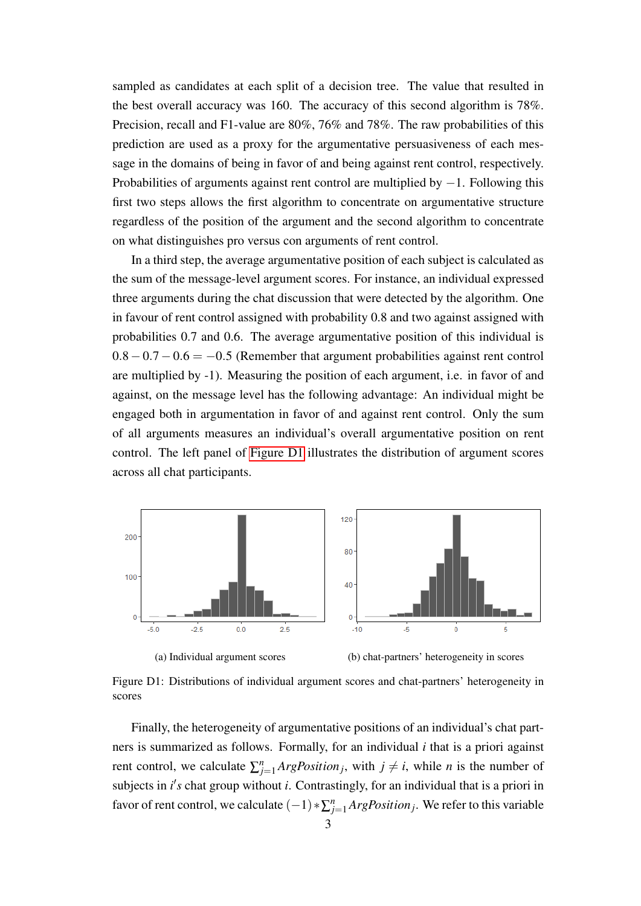sampled as candidates at each split of a decision tree. The value that resulted in the best overall accuracy was 160. The accuracy of this second algorithm is 78%. Precision, recall and F1-value are 80%, 76% and 78%. The raw probabilities of this prediction are used as a proxy for the argumentative persuasiveness of each message in the domains of being in favor of and being against rent control, respectively. Probabilities of arguments against rent control are multiplied by $-1$. Following this first two steps allows the first algorithm to concentrate on argumentative structure regardless of the position of the argument and the second algorithm to concentrate on what distinguishes pro versus con arguments of rent control.

In a third step, the average argumentative position of each subject is calculated as the sum of the message-level argument scores. For instance, an individual expressed three arguments during the chat discussion that were detected by the algorithm. One in favour of rent control assigned with probability 0.8 and two against assigned with probabilities 0.7 and 0.6. The average argumentative position of this individual is $0.8-0.7-0.6=-0.5$ (Remember that argument probabilities against rent control are multiplied by -1). Measuring the position of each argument, i.e. in favor of and against, on the message level has the following advantage: An individual might be engaged both in argumentation in favor of and against rent control. Only the sum of all arguments measures an individual's overall argumentative position on rent control. The left panel of Figure D1 illustrates the distribution of argument scores across all chat participants.

(a) Individual argument scores

(b) chat-partners' heterogeneity in scores

Figure D1: Distributions of individual argument scores and chat-partners' heterogeneity in scores

Finally, the heterogeneity of argumentative positions of an individual's chat partners is summarized as follows. Formally, for an individual $i$ that is a priori against rent control, we calculate $\sum_{j=1}^{n} ArgPosition_j$, with $j \neq i$, while $n$ is the number of subjects in $i's$ chat group without $i$. Contrastingly, for an individual that is a priori in favor of rent control, we calculate $(-1) * \sum_{j=1}^{n} ArgPosition_j$. We refer to this variable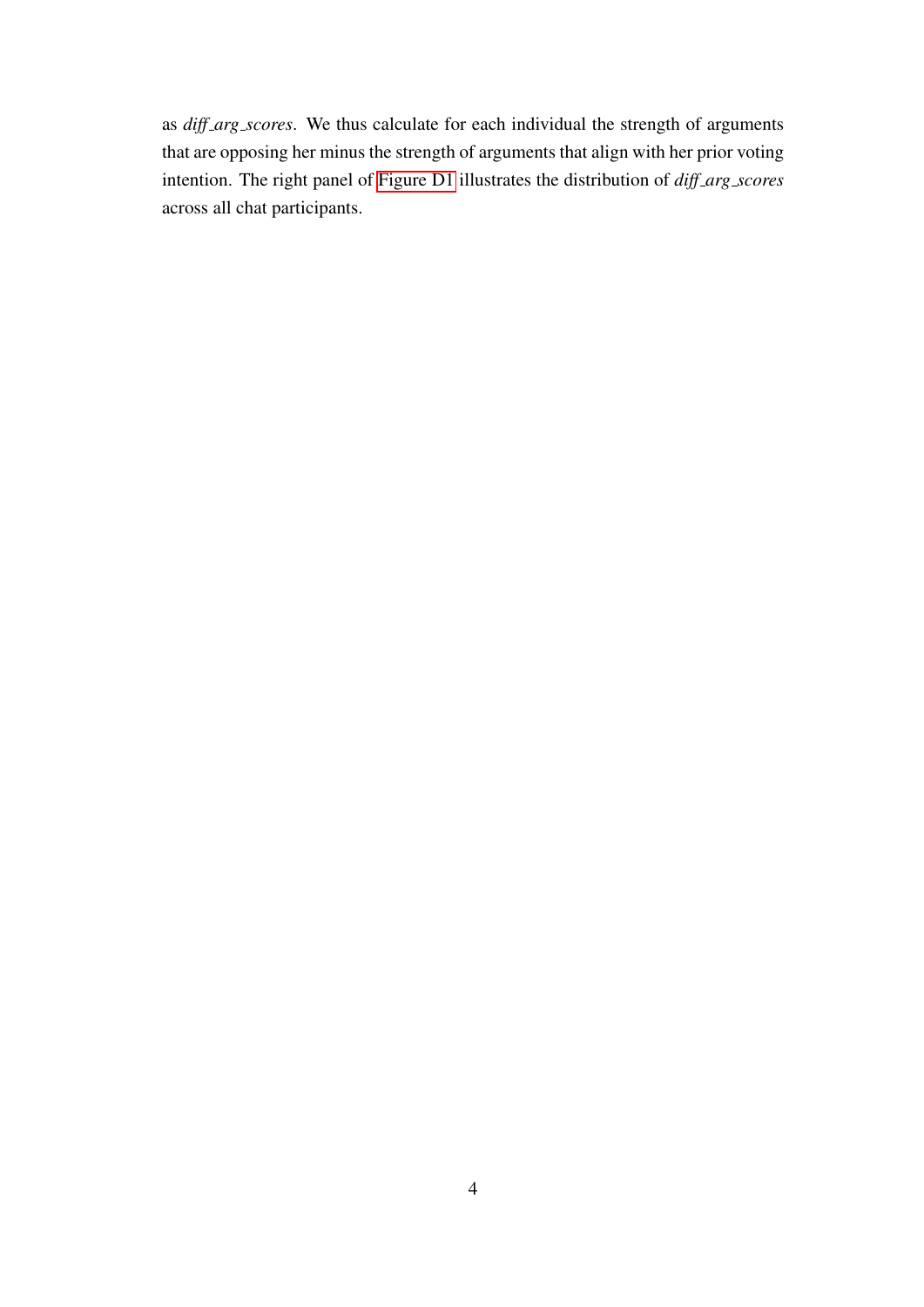as *diff_arg_scores*. We thus calculate for each individual the strength of arguments that are opposing her minus the strength of arguments that align with her prior voting intention. The right panel of Figure D1 illustrates the distribution of *diff_arg_scores* across all chat participants.